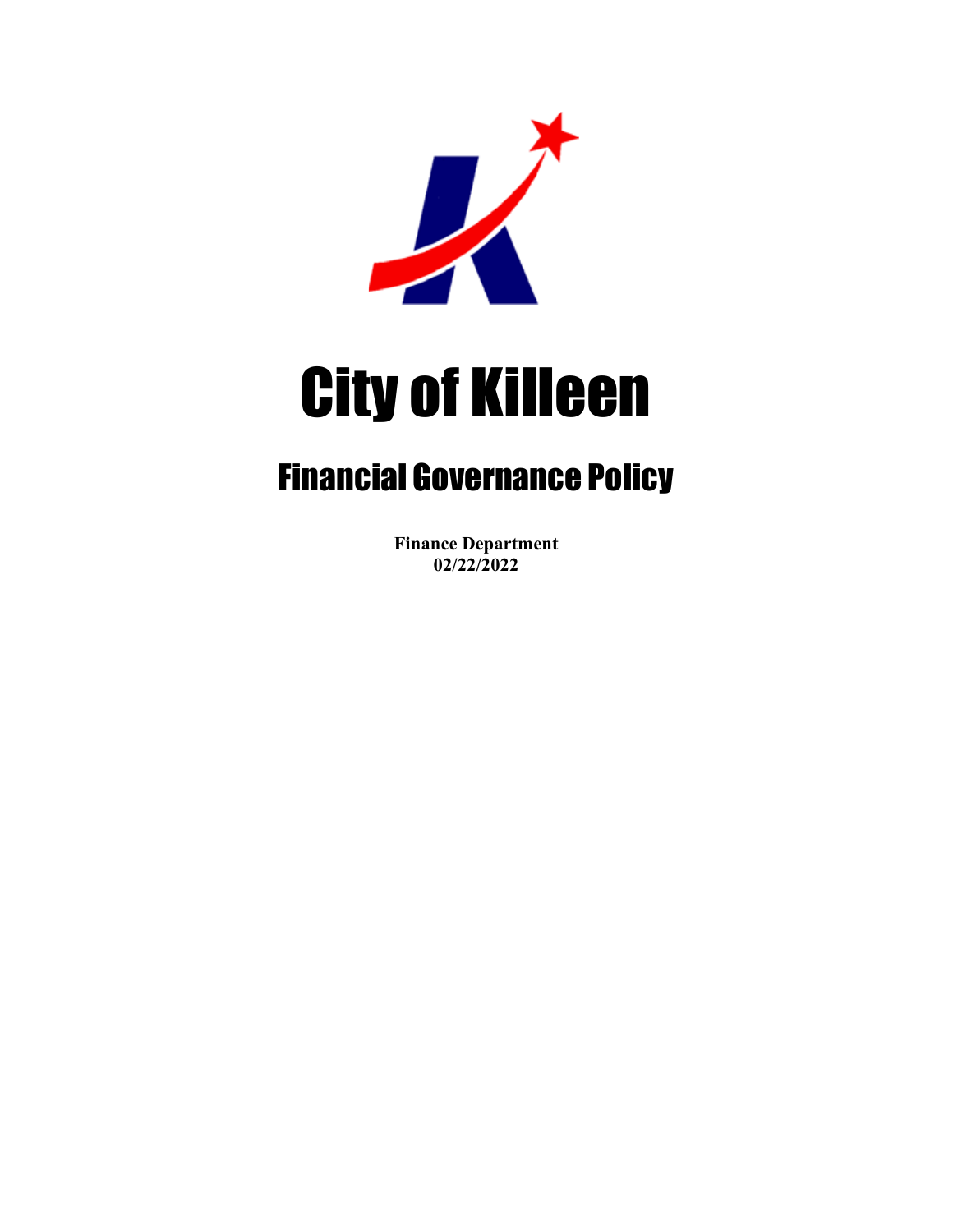# City of Killeen

## Financial Governance Policy

**Finance Department**
**02/22/2022**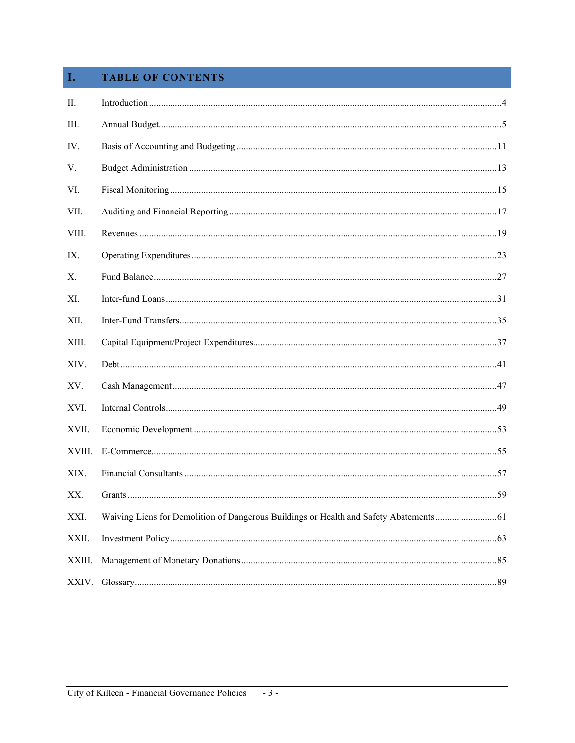# I. TABLE OF CONTENTS

| | | |
|---|---|---|
| II. | Introduction | 4 |
| III. | Annual Budget | 5 |
| IV. | Basis of Accounting and Budgeting | 11 |
| V. | Budget Administration | 13 |
| VI. | Fiscal Monitoring | 15 |
| VII. | Auditing and Financial Reporting | 17 |
| VIII. | Revenues | 19 |
| IX. | Operating Expenditures | 23 |
| X. | Fund Balance | 27 |
| XI. | Inter-fund Loans | 31 |
| XII. | Inter-Fund Transfers | 35 |
| XIII. | Capital Equipment/Project Expenditures | 37 |
| XIV. | Debt | 41 |
| XV. | Cash Management | 47 |
| XVI. | Internal Controls | 49 |
| XVII. | Economic Development | 53 |
| XVIII. | E-Commerce | 55 |
| XIX. | Financial Consultants | 57 |
| XX. | Grants | 59 |
| XXI. | Waiving Liens for Demolition of Dangerous Buildings or Health and Safety Abatements | 61 |
| XXII. | Investment Policy | 63 |
| XXIII. | Management of Monetary Donations | 85 |
| XXIV. | Glossary | 89 |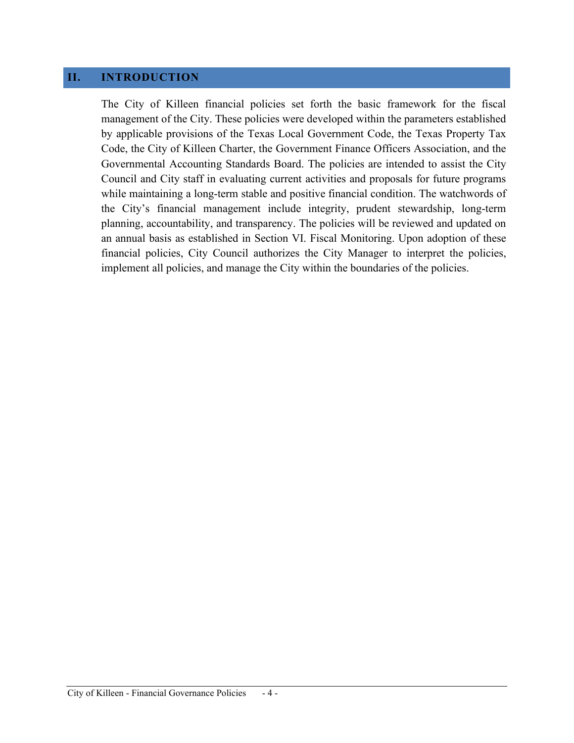## II. INTRODUCTION

The City of Killeen financial policies set forth the basic framework for the fiscal management of the City. These policies were developed within the parameters established by applicable provisions of the Texas Local Government Code, the Texas Property Tax Code, the City of Killeen Charter, the Government Finance Officers Association, and the Governmental Accounting Standards Board. The policies are intended to assist the City Council and City staff in evaluating current activities and proposals for future programs while maintaining a long-term stable and positive financial condition. The watchwords of the City's financial management include integrity, prudent stewardship, long-term planning, accountability, and transparency. The policies will be reviewed and updated on an annual basis as established in Section VI. Fiscal Monitoring. Upon adoption of these financial policies, City Council authorizes the City Manager to interpret the policies, implement all policies, and manage the City within the boundaries of the policies.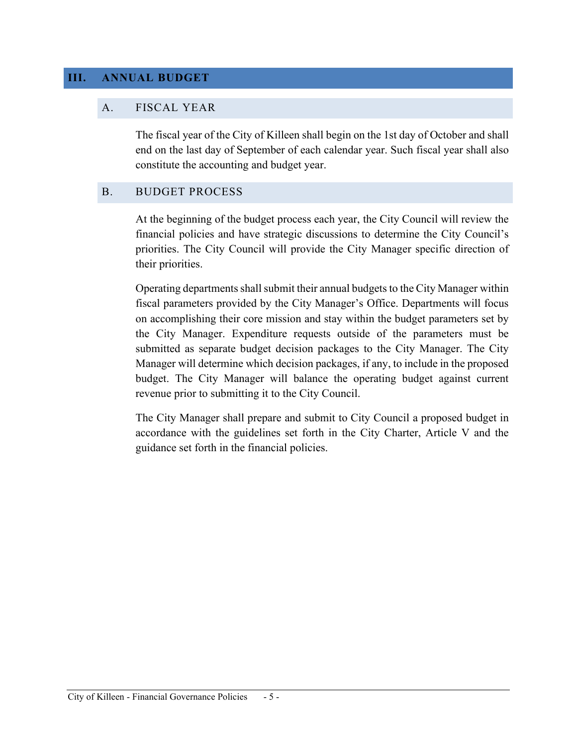# III. ANNUAL BUDGET

## A. FISCAL YEAR

The fiscal year of the City of Killeen shall begin on the 1st day of October and shall end on the last day of September of each calendar year. Such fiscal year shall also constitute the accounting and budget year.

## B. BUDGET PROCESS

At the beginning of the budget process each year, the City Council will review the financial policies and have strategic discussions to determine the City Council's priorities. The City Council will provide the City Manager specific direction of their priorities.

Operating departments shall submit their annual budgets to the City Manager within fiscal parameters provided by the City Manager's Office. Departments will focus on accomplishing their core mission and stay within the budget parameters set by the City Manager. Expenditure requests outside of the parameters must be submitted as separate budget decision packages to the City Manager. The City Manager will determine which decision packages, if any, to include in the proposed budget. The City Manager will balance the operating budget against current revenue prior to submitting it to the City Council.

The City Manager shall prepare and submit to City Council a proposed budget in accordance with the guidelines set forth in the City Charter, Article V and the guidance set forth in the financial policies.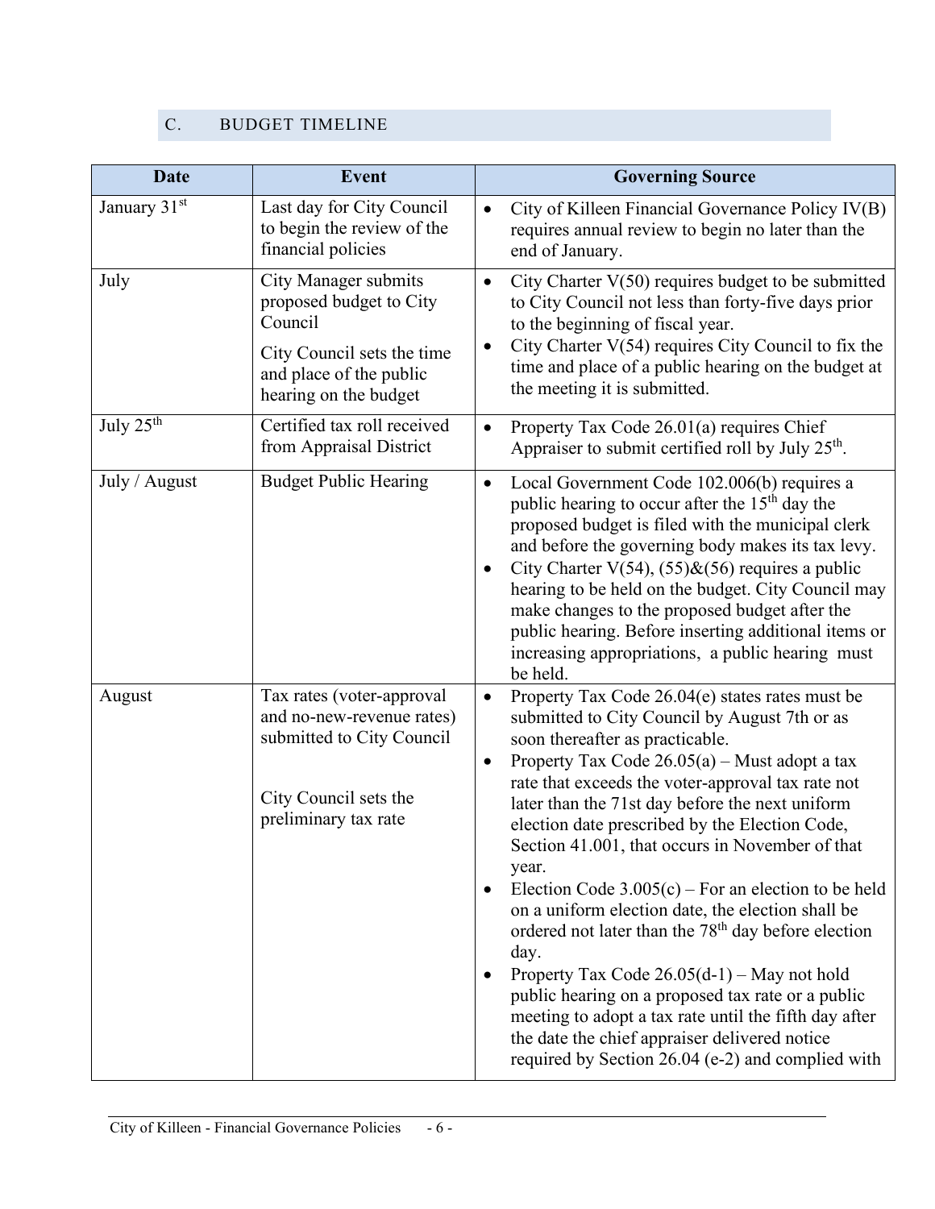## C. BUDGET TIMELINE

| Date | Event | Governing Source |
|---|---|---|
| January 31st | Last day for City Council to begin the review of the financial policies | • City of Killeen Financial Governance Policy IV(B) requires annual review to begin no later than the end of January. |
| July | City Manager submits proposed budget to City Council<br><br>City Council sets the time and place of the public hearing on the budget | • City Charter V(50) requires budget to be submitted to City Council not less than forty-five days prior to the beginning of fiscal year.<br>• City Charter V(54) requires City Council to fix the time and place of a public hearing on the budget at the meeting it is submitted. |
| July 25th | Certified tax roll received from Appraisal District | • Property Tax Code 26.01(a) requires Chief Appraiser to submit certified roll by July 25th. |
| July / August | Budget Public Hearing | • Local Government Code 102.006(b) requires a public hearing to occur after the 15th day the proposed budget is filed with the municipal clerk and before the governing body makes its tax levy.<br>• City Charter V(54), (55)&(56) requires a public hearing to be held on the budget. City Council may make changes to the proposed budget after the public hearing. Before inserting additional items or increasing appropriations, a public hearing must be held. |
| August | Tax rates (voter-approval and no-new-revenue rates) submitted to City Council<br><br>City Council sets the preliminary tax rate | • Property Tax Code 26.04(e) states rates must be submitted to City Council by August 7th or as soon thereafter as practicable.<br>• Property Tax Code 26.05(a) – Must adopt a tax rate that exceeds the voter-approval tax rate not later than the 71st day before the next uniform election date prescribed by the Election Code, Section 41.001, that occurs in November of that year.<br>• Election Code 3.005(c) – For an election to be held on a uniform election date, the election shall be ordered not later than the 78th day before election day.<br>• Property Tax Code 26.05(d-1) – May not hold public hearing on a proposed tax rate or a public meeting to adopt a tax rate until the fifth day after the date the chief appraiser delivered notice required by Section 26.04 (e-2) and complied with |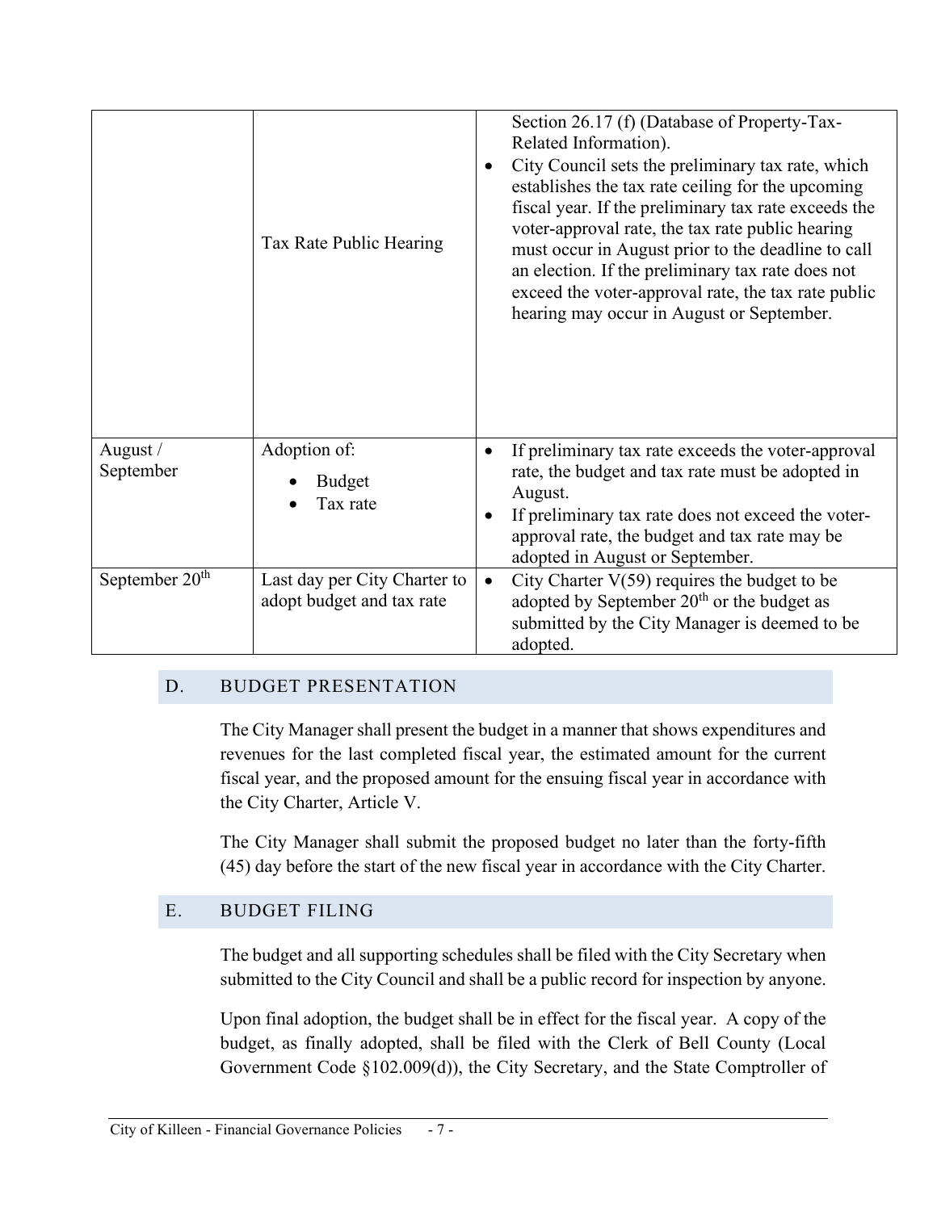|  |  |  |
|---|---|---|
|  | Tax Rate Public Hearing | Section 26.17 (f) (Database of Property-Tax-Related Information).<br>• City Council sets the preliminary tax rate, which establishes the tax rate ceiling for the upcoming fiscal year. If the preliminary tax rate exceeds the voter-approval rate, the tax rate public hearing must occur in August prior to the deadline to call an election. If the preliminary tax rate does not exceed the voter-approval rate, the tax rate public hearing may occur in August or September. |
| August / September | Adoption of:<br>• Budget<br>• Tax rate | • If preliminary tax rate exceeds the voter-approval rate, the budget and tax rate must be adopted in August.<br>• If preliminary tax rate does not exceed the voter-approval rate, the budget and tax rate may be adopted in August or September. |
| September 20th | Last day per City Charter to adopt budget and tax rate | • City Charter V(59) requires the budget to be adopted by September 20th or the budget as submitted by the City Manager is deemed to be adopted. |

## D. BUDGET PRESENTATION

The City Manager shall present the budget in a manner that shows expenditures and revenues for the last completed fiscal year, the estimated amount for the current fiscal year, and the proposed amount for the ensuing fiscal year in accordance with the City Charter, Article V.

The City Manager shall submit the proposed budget no later than the forty-fifth (45) day before the start of the new fiscal year in accordance with the City Charter.

## E. BUDGET FILING

The budget and all supporting schedules shall be filed with the City Secretary when submitted to the City Council and shall be a public record for inspection by anyone.

Upon final adoption, the budget shall be in effect for the fiscal year. A copy of the budget, as finally adopted, shall be filed with the Clerk of Bell County (Local Government Code §102.009(d)), the City Secretary, and the State Comptroller of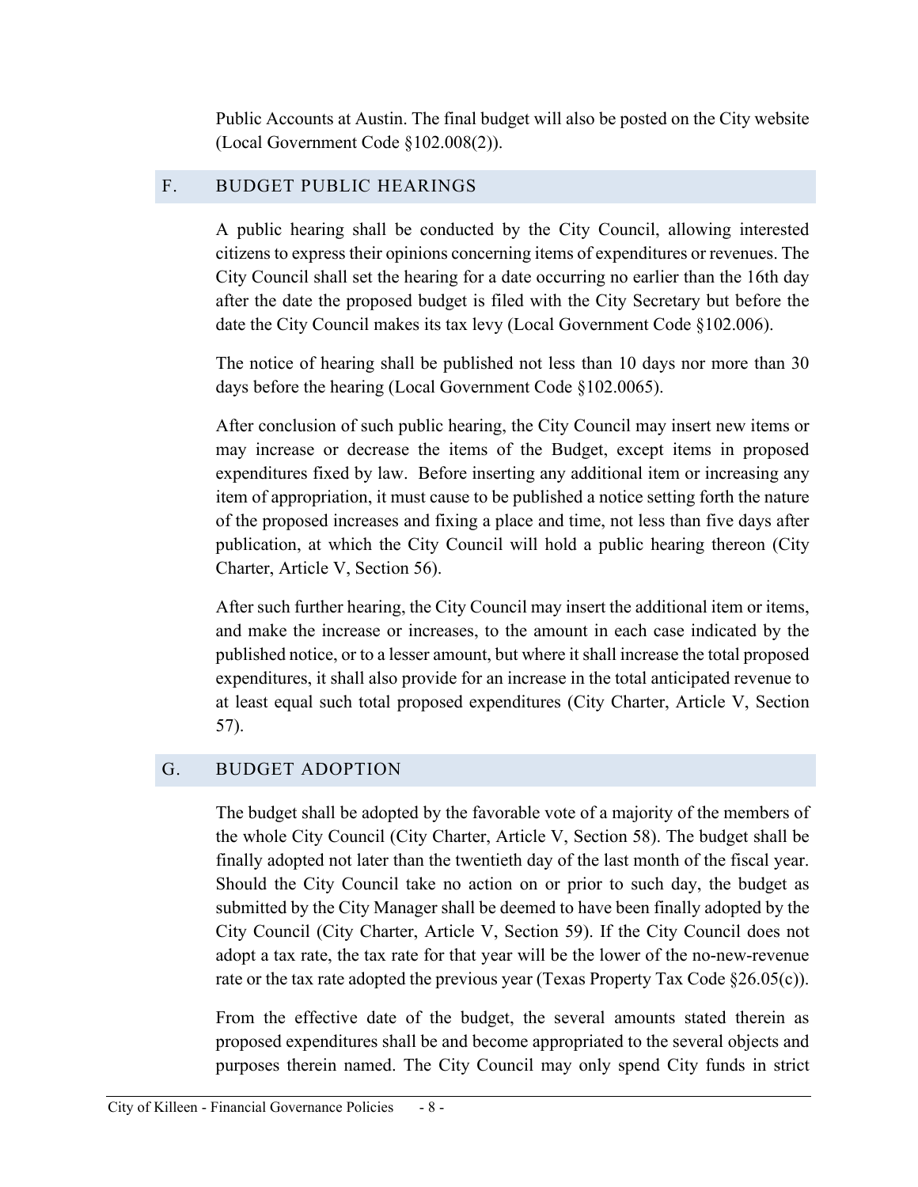Public Accounts at Austin. The final budget will also be posted on the City website (Local Government Code §102.008(2)).

## F. BUDGET PUBLIC HEARINGS

A public hearing shall be conducted by the City Council, allowing interested citizens to express their opinions concerning items of expenditures or revenues. The City Council shall set the hearing for a date occurring no earlier than the 16th day after the date the proposed budget is filed with the City Secretary but before the date the City Council makes its tax levy (Local Government Code §102.006).

The notice of hearing shall be published not less than 10 days nor more than 30 days before the hearing (Local Government Code §102.0065).

After conclusion of such public hearing, the City Council may insert new items or may increase or decrease the items of the Budget, except items in proposed expenditures fixed by law. Before inserting any additional item or increasing any item of appropriation, it must cause to be published a notice setting forth the nature of the proposed increases and fixing a place and time, not less than five days after publication, at which the City Council will hold a public hearing thereon (City Charter, Article V, Section 56).

After such further hearing, the City Council may insert the additional item or items, and make the increase or increases, to the amount in each case indicated by the published notice, or to a lesser amount, but where it shall increase the total proposed expenditures, it shall also provide for an increase in the total anticipated revenue to at least equal such total proposed expenditures (City Charter, Article V, Section 57).

## G. BUDGET ADOPTION

The budget shall be adopted by the favorable vote of a majority of the members of the whole City Council (City Charter, Article V, Section 58). The budget shall be finally adopted not later than the twentieth day of the last month of the fiscal year. Should the City Council take no action on or prior to such day, the budget as submitted by the City Manager shall be deemed to have been finally adopted by the City Council (City Charter, Article V, Section 59). If the City Council does not adopt a tax rate, the tax rate for that year will be the lower of the no-new-revenue rate or the tax rate adopted the previous year (Texas Property Tax Code §26.05(c)).

From the effective date of the budget, the several amounts stated therein as proposed expenditures shall be and become appropriated to the several objects and purposes therein named. The City Council may only spend City funds in strict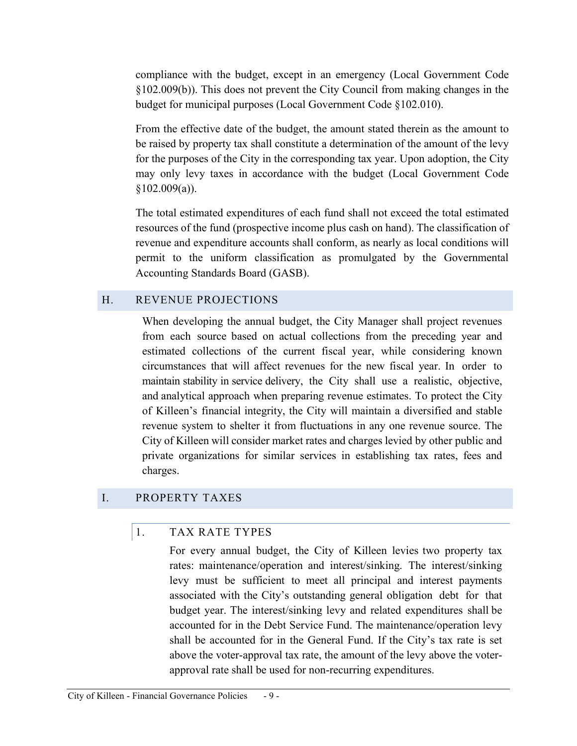compliance with the budget, except in an emergency (Local Government Code §102.009(b)). This does not prevent the City Council from making changes in the budget for municipal purposes (Local Government Code §102.010).

From the effective date of the budget, the amount stated therein as the amount to be raised by property tax shall constitute a determination of the amount of the levy for the purposes of the City in the corresponding tax year. Upon adoption, the City may only levy taxes in accordance with the budget (Local Government Code §102.009(a)).

The total estimated expenditures of each fund shall not exceed the total estimated resources of the fund (prospective income plus cash on hand). The classification of revenue and expenditure accounts shall conform, as nearly as local conditions will permit to the uniform classification as promulgated by the Governmental Accounting Standards Board (GASB).

## H. REVENUE PROJECTIONS

When developing the annual budget, the City Manager shall project revenues from each source based on actual collections from the preceding year and estimated collections of the current fiscal year, while considering known circumstances that will affect revenues for the new fiscal year. In order to maintain stability in service delivery, the City shall use a realistic, objective, and analytical approach when preparing revenue estimates. To protect the City of Killeen's financial integrity, the City will maintain a diversified and stable revenue system to shelter it from fluctuations in any one revenue source. The City of Killeen will consider market rates and charges levied by other public and private organizations for similar services in establishing tax rates, fees and charges.

## I. PROPERTY TAXES

### 1. TAX RATE TYPES

For every annual budget, the City of Killeen levies two property tax rates: maintenance/operation and interest/sinking. The interest/sinking levy must be sufficient to meet all principal and interest payments associated with the City's outstanding general obligation debt for that budget year. The interest/sinking levy and related expenditures shall be accounted for in the Debt Service Fund. The maintenance/operation levy shall be accounted for in the General Fund. If the City's tax rate is set above the voter-approval tax rate, the amount of the levy above the voter-approval rate shall be used for non-recurring expenditures.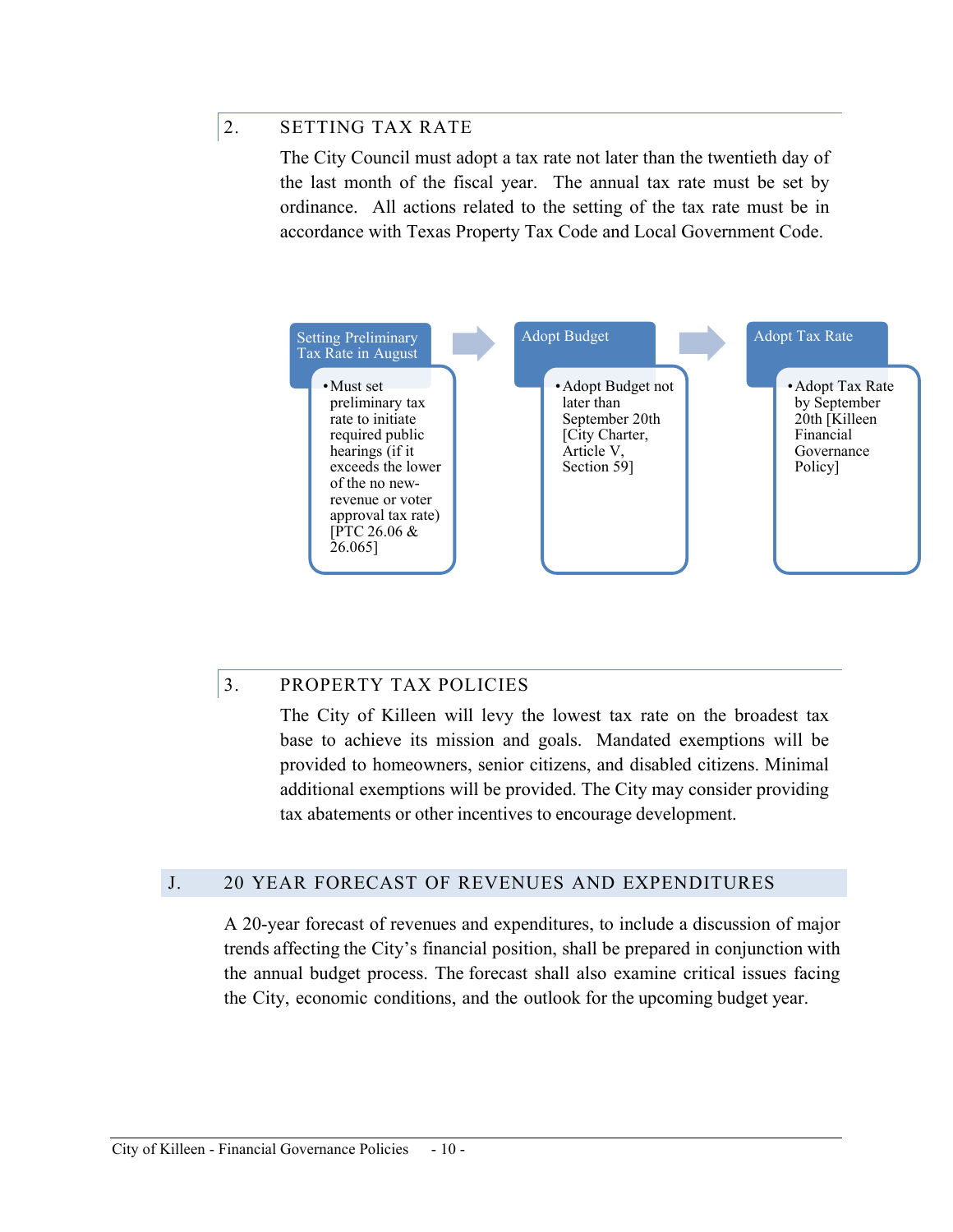### 2. SETTING TAX RATE

The City Council must adopt a tax rate not later than the twentieth day of the last month of the fiscal year. The annual tax rate must be set by ordinance. All actions related to the setting of the tax rate must be in accordance with Texas Property Tax Code and Local Government Code.

**Setting Preliminary Tax Rate in August**

- Must set preliminary tax rate to initiate required public hearings (if it exceeds the lower of the no new-revenue or voter approval tax rate) [PTC 26.06 & 26.065]

→

**Adopt Budget**

- Adopt Budget not later than September 20th [City Charter, Article V, Section 59]

→

**Adopt Tax Rate**

- Adopt Tax Rate by September 20th [Killeen Financial Governance Policy]

### 3. PROPERTY TAX POLICIES

The City of Killeen will levy the lowest tax rate on the broadest tax base to achieve its mission and goals. Mandated exemptions will be provided to homeowners, senior citizens, and disabled citizens. Minimal additional exemptions will be provided. The City may consider providing tax abatements or other incentives to encourage development.

## J. 20 YEAR FORECAST OF REVENUES AND EXPENDITURES

A 20-year forecast of revenues and expenditures, to include a discussion of major trends affecting the City's financial position, shall be prepared in conjunction with the annual budget process. The forecast shall also examine critical issues facing the City, economic conditions, and the outlook for the upcoming budget year.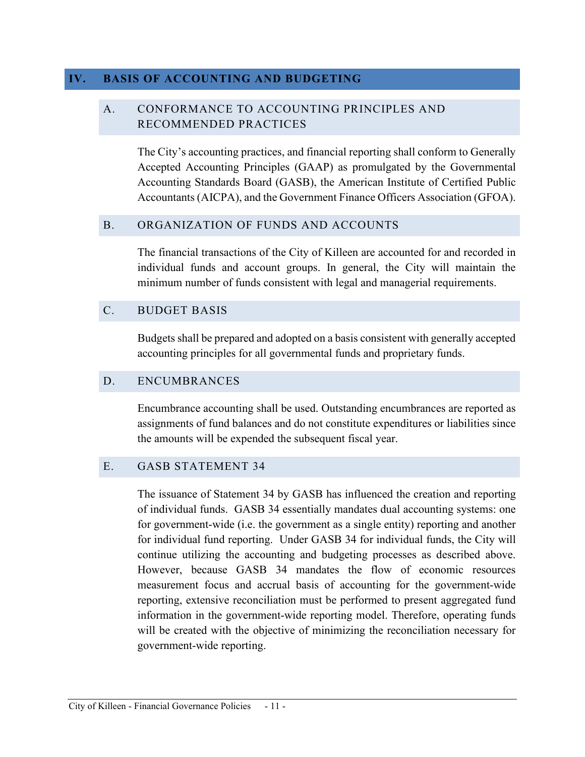# IV. BASIS OF ACCOUNTING AND BUDGETING

## A. CONFORMANCE TO ACCOUNTING PRINCIPLES AND RECOMMENDED PRACTICES

The City's accounting practices, and financial reporting shall conform to Generally Accepted Accounting Principles (GAAP) as promulgated by the Governmental Accounting Standards Board (GASB), the American Institute of Certified Public Accountants (AICPA), and the Government Finance Officers Association (GFOA).

## B. ORGANIZATION OF FUNDS AND ACCOUNTS

The financial transactions of the City of Killeen are accounted for and recorded in individual funds and account groups. In general, the City will maintain the minimum number of funds consistent with legal and managerial requirements.

## C. BUDGET BASIS

Budgets shall be prepared and adopted on a basis consistent with generally accepted accounting principles for all governmental funds and proprietary funds.

## D. ENCUMBRANCES

Encumbrance accounting shall be used. Outstanding encumbrances are reported as assignments of fund balances and do not constitute expenditures or liabilities since the amounts will be expended the subsequent fiscal year.

## E. GASB STATEMENT 34

The issuance of Statement 34 by GASB has influenced the creation and reporting of individual funds. GASB 34 essentially mandates dual accounting systems: one for government-wide (i.e. the government as a single entity) reporting and another for individual fund reporting. Under GASB 34 for individual funds, the City will continue utilizing the accounting and budgeting processes as described above. However, because GASB 34 mandates the flow of economic resources measurement focus and accrual basis of accounting for the government-wide reporting, extensive reconciliation must be performed to present aggregated fund information in the government-wide reporting model. Therefore, operating funds will be created with the objective of minimizing the reconciliation necessary for government-wide reporting.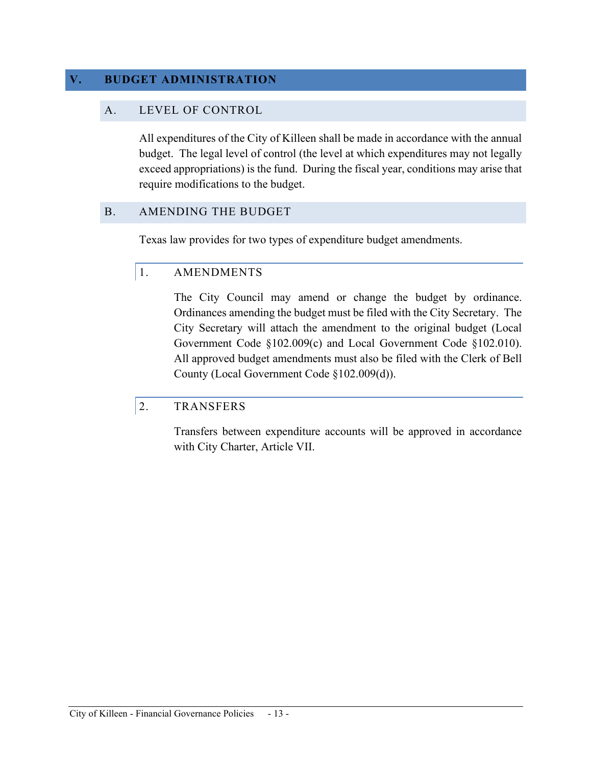# V. BUDGET ADMINISTRATION

## A. LEVEL OF CONTROL

All expenditures of the City of Killeen shall be made in accordance with the annual budget. The legal level of control (the level at which expenditures may not legally exceed appropriations) is the fund. During the fiscal year, conditions may arise that require modifications to the budget.

## B. AMENDING THE BUDGET

Texas law provides for two types of expenditure budget amendments.

### 1. AMENDMENTS

The City Council may amend or change the budget by ordinance. Ordinances amending the budget must be filed with the City Secretary. The City Secretary will attach the amendment to the original budget (Local Government Code §102.009(c) and Local Government Code §102.010). All approved budget amendments must also be filed with the Clerk of Bell County (Local Government Code §102.009(d)).

### 2. TRANSFERS

Transfers between expenditure accounts will be approved in accordance with City Charter, Article VII.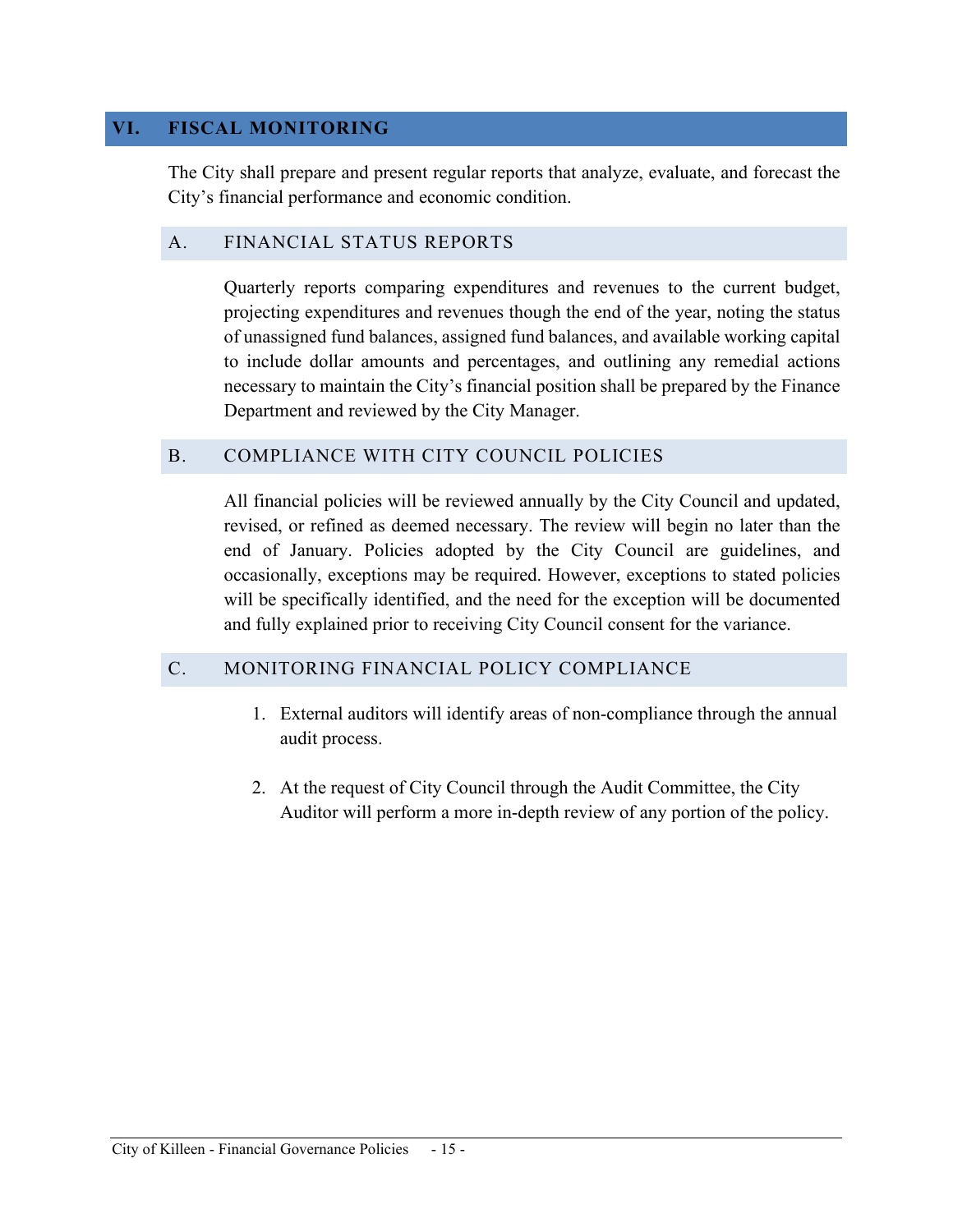## VI. FISCAL MONITORING

The City shall prepare and present regular reports that analyze, evaluate, and forecast the City's financial performance and economic condition.

### A. FINANCIAL STATUS REPORTS

Quarterly reports comparing expenditures and revenues to the current budget, projecting expenditures and revenues though the end of the year, noting the status of unassigned fund balances, assigned fund balances, and available working capital to include dollar amounts and percentages, and outlining any remedial actions necessary to maintain the City's financial position shall be prepared by the Finance Department and reviewed by the City Manager.

### B. COMPLIANCE WITH CITY COUNCIL POLICIES

All financial policies will be reviewed annually by the City Council and updated, revised, or refined as deemed necessary. The review will begin no later than the end of January. Policies adopted by the City Council are guidelines, and occasionally, exceptions may be required. However, exceptions to stated policies will be specifically identified, and the need for the exception will be documented and fully explained prior to receiving City Council consent for the variance.

### C. MONITORING FINANCIAL POLICY COMPLIANCE

1. External auditors will identify areas of non-compliance through the annual audit process.

2. At the request of City Council through the Audit Committee, the City Auditor will perform a more in-depth review of any portion of the policy.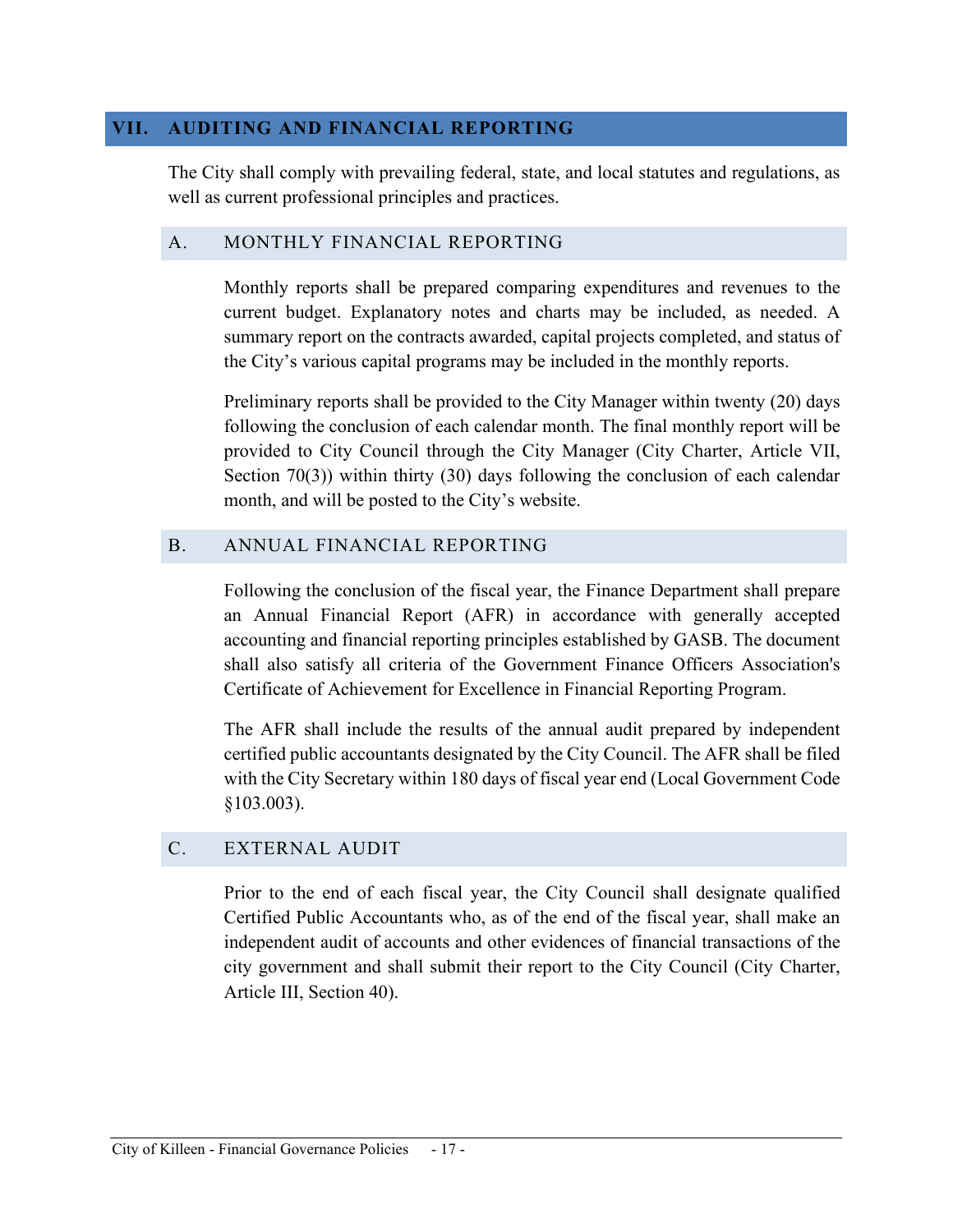## VII. AUDITING AND FINANCIAL REPORTING

The City shall comply with prevailing federal, state, and local statutes and regulations, as well as current professional principles and practices.

### A. MONTHLY FINANCIAL REPORTING

Monthly reports shall be prepared comparing expenditures and revenues to the current budget. Explanatory notes and charts may be included, as needed. A summary report on the contracts awarded, capital projects completed, and status of the City's various capital programs may be included in the monthly reports.

Preliminary reports shall be provided to the City Manager within twenty (20) days following the conclusion of each calendar month. The final monthly report will be provided to City Council through the City Manager (City Charter, Article VII, Section 70(3)) within thirty (30) days following the conclusion of each calendar month, and will be posted to the City's website.

### B. ANNUAL FINANCIAL REPORTING

Following the conclusion of the fiscal year, the Finance Department shall prepare an Annual Financial Report (AFR) in accordance with generally accepted accounting and financial reporting principles established by GASB. The document shall also satisfy all criteria of the Government Finance Officers Association's Certificate of Achievement for Excellence in Financial Reporting Program.

The AFR shall include the results of the annual audit prepared by independent certified public accountants designated by the City Council. The AFR shall be filed with the City Secretary within 180 days of fiscal year end (Local Government Code §103.003).

### C. EXTERNAL AUDIT

Prior to the end of each fiscal year, the City Council shall designate qualified Certified Public Accountants who, as of the end of the fiscal year, shall make an independent audit of accounts and other evidences of financial transactions of the city government and shall submit their report to the City Council (City Charter, Article III, Section 40).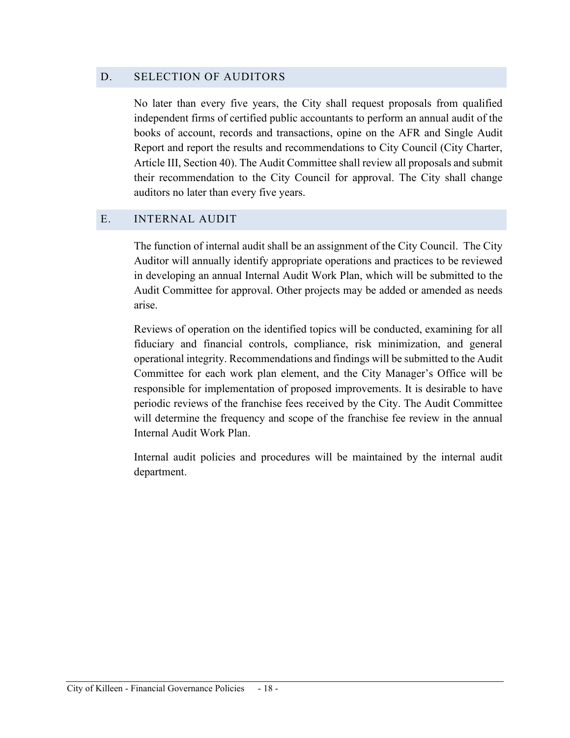## D. SELECTION OF AUDITORS

No later than every five years, the City shall request proposals from qualified independent firms of certified public accountants to perform an annual audit of the books of account, records and transactions, opine on the AFR and Single Audit Report and report the results and recommendations to City Council (City Charter, Article III, Section 40). The Audit Committee shall review all proposals and submit their recommendation to the City Council for approval. The City shall change auditors no later than every five years.

## E. INTERNAL AUDIT

The function of internal audit shall be an assignment of the City Council. The City Auditor will annually identify appropriate operations and practices to be reviewed in developing an annual Internal Audit Work Plan, which will be submitted to the Audit Committee for approval. Other projects may be added or amended as needs arise.

Reviews of operation on the identified topics will be conducted, examining for all fiduciary and financial controls, compliance, risk minimization, and general operational integrity. Recommendations and findings will be submitted to the Audit Committee for each work plan element, and the City Manager's Office will be responsible for implementation of proposed improvements. It is desirable to have periodic reviews of the franchise fees received by the City. The Audit Committee will determine the frequency and scope of the franchise fee review in the annual Internal Audit Work Plan.

Internal audit policies and procedures will be maintained by the internal audit department.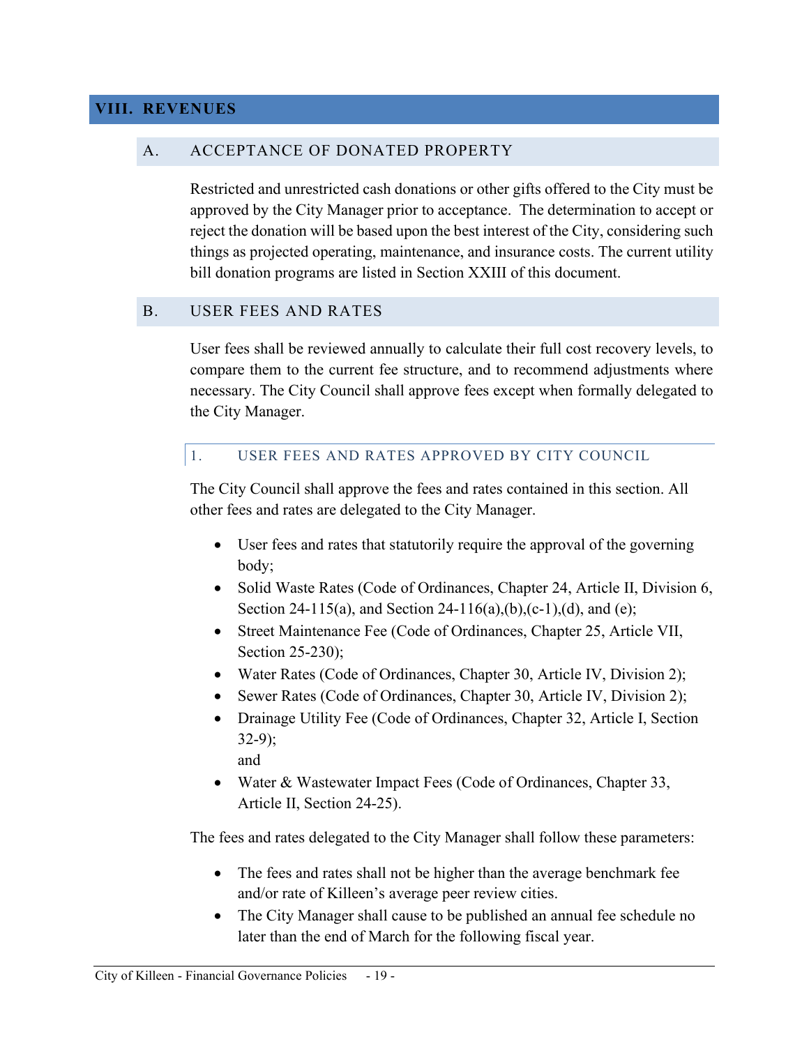# VIII. REVENUES

## A. ACCEPTANCE OF DONATED PROPERTY

Restricted and unrestricted cash donations or other gifts offered to the City must be approved by the City Manager prior to acceptance. The determination to accept or reject the donation will be based upon the best interest of the City, considering such things as projected operating, maintenance, and insurance costs. The current utility bill donation programs are listed in Section XXIII of this document.

## B. USER FEES AND RATES

User fees shall be reviewed annually to calculate their full cost recovery levels, to compare them to the current fee structure, and to recommend adjustments where necessary. The City Council shall approve fees except when formally delegated to the City Manager.

### 1. USER FEES AND RATES APPROVED BY CITY COUNCIL

The City Council shall approve the fees and rates contained in this section. All other fees and rates are delegated to the City Manager.

- User fees and rates that statutorily require the approval of the governing body;
- Solid Waste Rates (Code of Ordinances, Chapter 24, Article II, Division 6, Section 24-115(a), and Section 24-116(a),(b),(c-1),(d), and (e);
- Street Maintenance Fee (Code of Ordinances, Chapter 25, Article VII, Section 25-230);
- Water Rates (Code of Ordinances, Chapter 30, Article IV, Division 2);
- Sewer Rates (Code of Ordinances, Chapter 30, Article IV, Division 2);
- Drainage Utility Fee (Code of Ordinances, Chapter 32, Article I, Section 32-9);
  and
- Water & Wastewater Impact Fees (Code of Ordinances, Chapter 33, Article II, Section 24-25).

The fees and rates delegated to the City Manager shall follow these parameters:

- The fees and rates shall not be higher than the average benchmark fee and/or rate of Killeen's average peer review cities.
- The City Manager shall cause to be published an annual fee schedule no later than the end of March for the following fiscal year.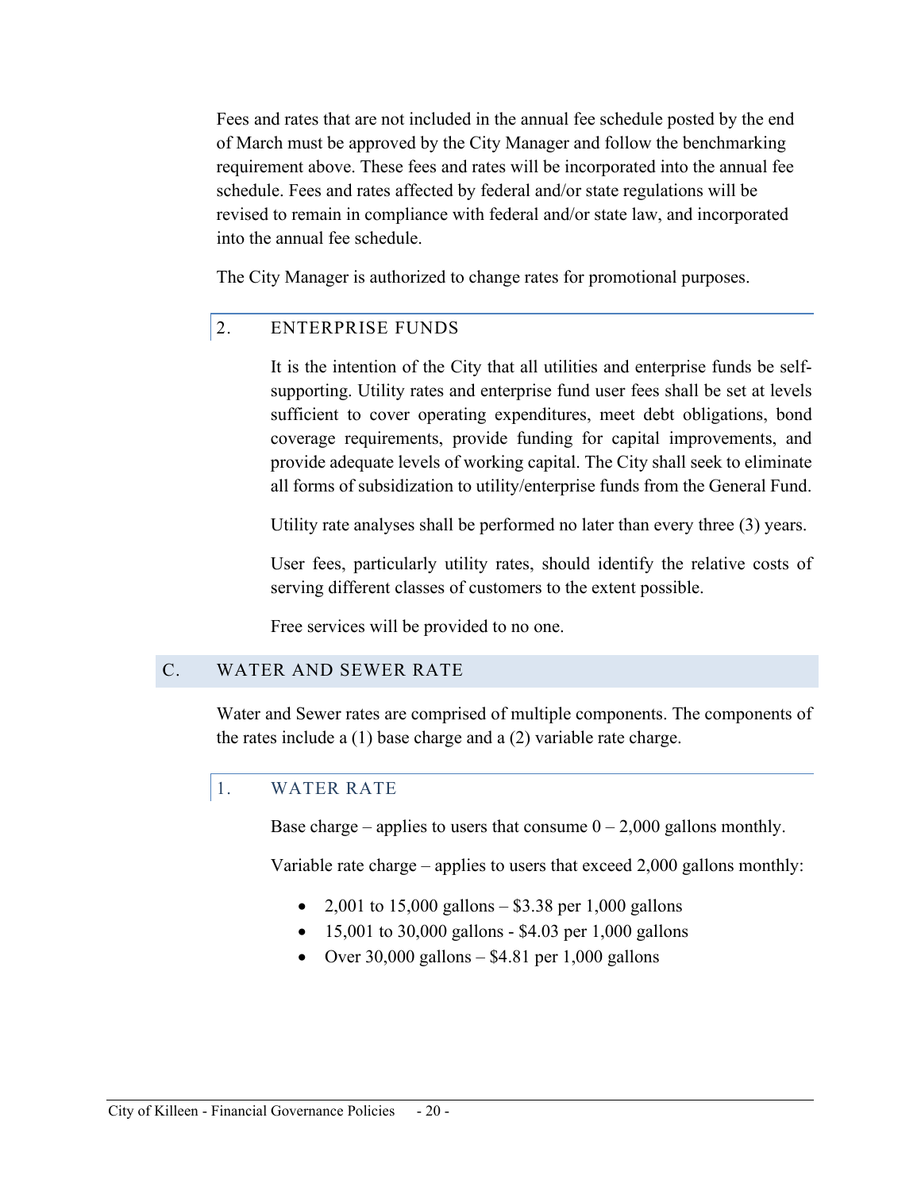Fees and rates that are not included in the annual fee schedule posted by the end of March must be approved by the City Manager and follow the benchmarking requirement above. These fees and rates will be incorporated into the annual fee schedule. Fees and rates affected by federal and/or state regulations will be revised to remain in compliance with federal and/or state law, and incorporated into the annual fee schedule.

The City Manager is authorized to change rates for promotional purposes.

### 2. ENTERPRISE FUNDS

It is the intention of the City that all utilities and enterprise funds be self-supporting. Utility rates and enterprise fund user fees shall be set at levels sufficient to cover operating expenditures, meet debt obligations, bond coverage requirements, provide funding for capital improvements, and provide adequate levels of working capital. The City shall seek to eliminate all forms of subsidization to utility/enterprise funds from the General Fund.

Utility rate analyses shall be performed no later than every three (3) years.

User fees, particularly utility rates, should identify the relative costs of serving different classes of customers to the extent possible.

Free services will be provided to no one.

## C. WATER AND SEWER RATE

Water and Sewer rates are comprised of multiple components. The components of the rates include a (1) base charge and a (2) variable rate charge.

### 1. WATER RATE

Base charge – applies to users that consume 0 – 2,000 gallons monthly.

Variable rate charge – applies to users that exceed 2,000 gallons monthly:

- 2,001 to 15,000 gallons – $3.38 per 1,000 gallons
- 15,001 to 30,000 gallons - $4.03 per 1,000 gallons
- Over 30,000 gallons – $4.81 per 1,000 gallons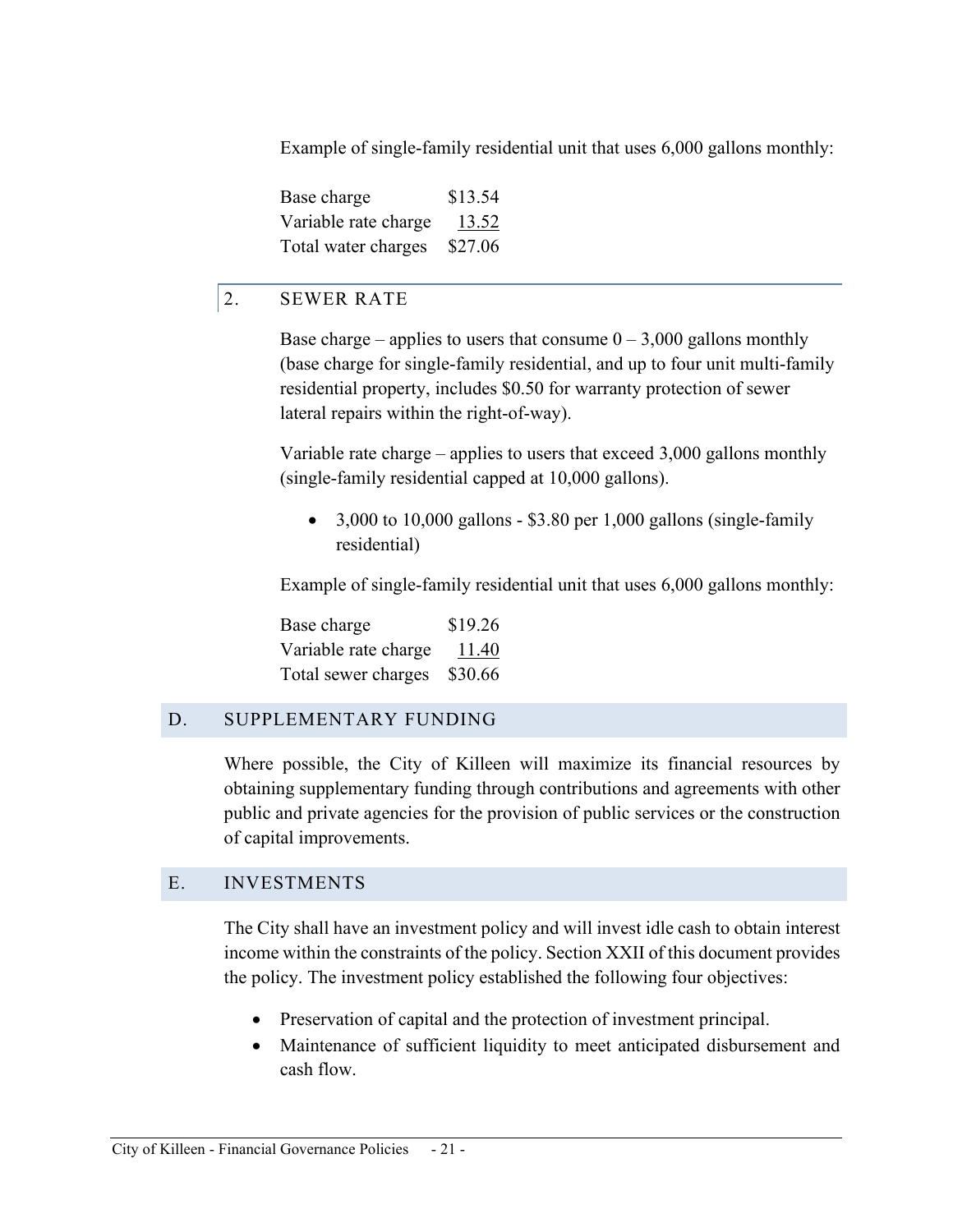Example of single-family residential unit that uses 6,000 gallons monthly:

| | |
|---|---|
| Base charge | $13.54 |
| Variable rate charge | 13.52 |
| Total water charges | $27.06 |

### 2. SEWER RATE

Base charge – applies to users that consume 0 – 3,000 gallons monthly (base charge for single-family residential, and up to four unit multi-family residential property, includes $0.50 for warranty protection of sewer lateral repairs within the right-of-way).

Variable rate charge – applies to users that exceed 3,000 gallons monthly (single-family residential capped at 10,000 gallons).

- 3,000 to 10,000 gallons - $3.80 per 1,000 gallons (single-family residential)

Example of single-family residential unit that uses 6,000 gallons monthly:

| | |
|---|---|
| Base charge | $19.26 |
| Variable rate charge | 11.40 |
| Total sewer charges | $30.66 |

## D. SUPPLEMENTARY FUNDING

Where possible, the City of Killeen will maximize its financial resources by obtaining supplementary funding through contributions and agreements with other public and private agencies for the provision of public services or the construction of capital improvements.

## E. INVESTMENTS

The City shall have an investment policy and will invest idle cash to obtain interest income within the constraints of the policy. Section XXII of this document provides the policy. The investment policy established the following four objectives:

- Preservation of capital and the protection of investment principal.
- Maintenance of sufficient liquidity to meet anticipated disbursement and cash flow.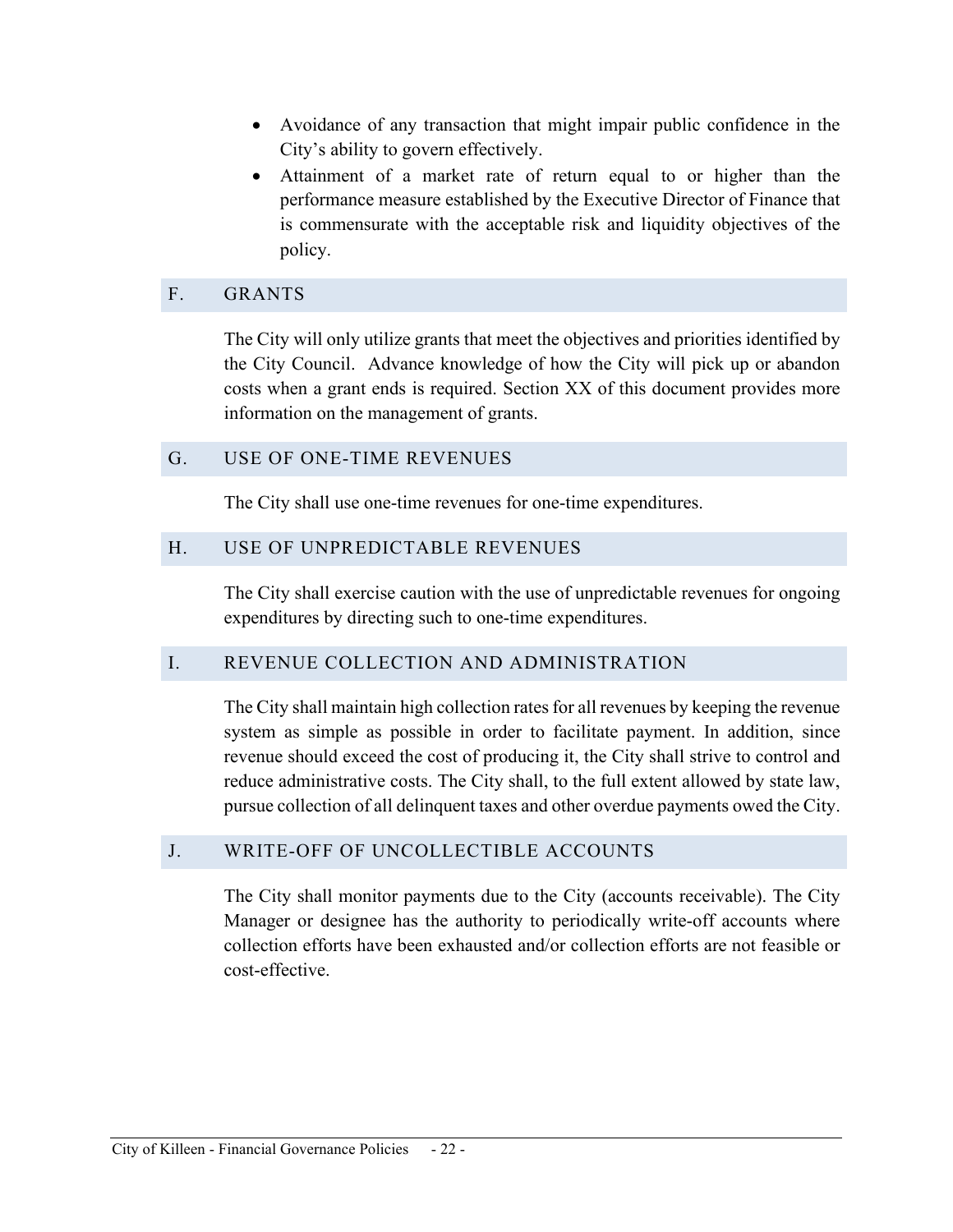- Avoidance of any transaction that might impair public confidence in the City's ability to govern effectively.
- Attainment of a market rate of return equal to or higher than the performance measure established by the Executive Director of Finance that is commensurate with the acceptable risk and liquidity objectives of the policy.

## F. GRANTS

The City will only utilize grants that meet the objectives and priorities identified by the City Council. Advance knowledge of how the City will pick up or abandon costs when a grant ends is required. Section XX of this document provides more information on the management of grants.

## G. USE OF ONE-TIME REVENUES

The City shall use one-time revenues for one-time expenditures.

## H. USE OF UNPREDICTABLE REVENUES

The City shall exercise caution with the use of unpredictable revenues for ongoing expenditures by directing such to one-time expenditures.

## I. REVENUE COLLECTION AND ADMINISTRATION

The City shall maintain high collection rates for all revenues by keeping the revenue system as simple as possible in order to facilitate payment. In addition, since revenue should exceed the cost of producing it, the City shall strive to control and reduce administrative costs. The City shall, to the full extent allowed by state law, pursue collection of all delinquent taxes and other overdue payments owed the City.

## J. WRITE-OFF OF UNCOLLECTIBLE ACCOUNTS

The City shall monitor payments due to the City (accounts receivable). The City Manager or designee has the authority to periodically write-off accounts where collection efforts have been exhausted and/or collection efforts are not feasible or cost-effective.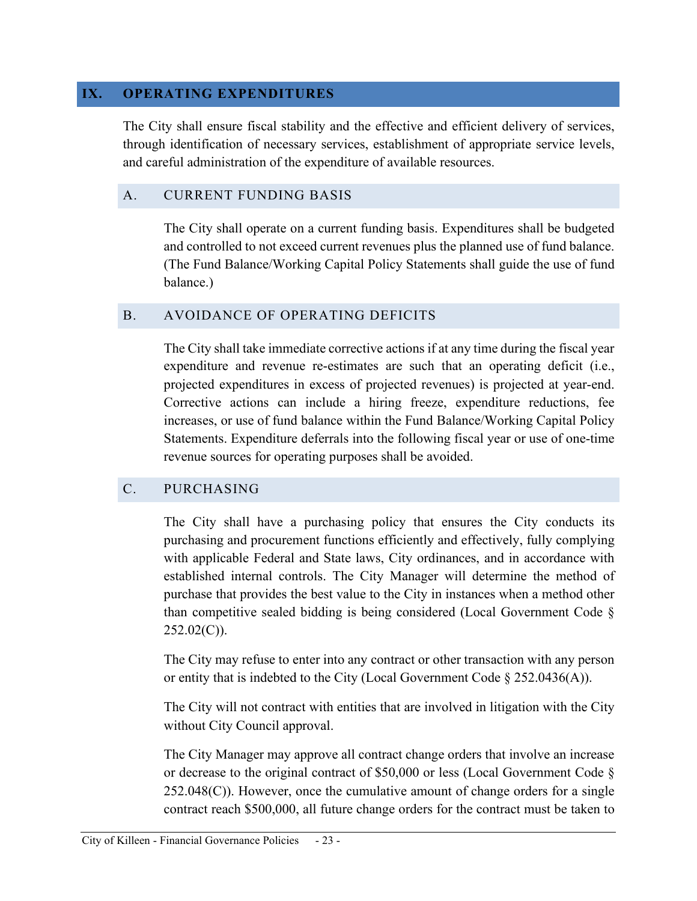## IX. OPERATING EXPENDITURES

The City shall ensure fiscal stability and the effective and efficient delivery of services, through identification of necessary services, establishment of appropriate service levels, and careful administration of the expenditure of available resources.

### A. CURRENT FUNDING BASIS

The City shall operate on a current funding basis. Expenditures shall be budgeted and controlled to not exceed current revenues plus the planned use of fund balance. (The Fund Balance/Working Capital Policy Statements shall guide the use of fund balance.)

### B. AVOIDANCE OF OPERATING DEFICITS

The City shall take immediate corrective actions if at any time during the fiscal year expenditure and revenue re-estimates are such that an operating deficit (i.e., projected expenditures in excess of projected revenues) is projected at year-end. Corrective actions can include a hiring freeze, expenditure reductions, fee increases, or use of fund balance within the Fund Balance/Working Capital Policy Statements. Expenditure deferrals into the following fiscal year or use of one-time revenue sources for operating purposes shall be avoided.

### C. PURCHASING

The City shall have a purchasing policy that ensures the City conducts its purchasing and procurement functions efficiently and effectively, fully complying with applicable Federal and State laws, City ordinances, and in accordance with established internal controls. The City Manager will determine the method of purchase that provides the best value to the City in instances when a method other than competitive sealed bidding is being considered (Local Government Code § 252.02(C)).

The City may refuse to enter into any contract or other transaction with any person or entity that is indebted to the City (Local Government Code § 252.0436(A)).

The City will not contract with entities that are involved in litigation with the City without City Council approval.

The City Manager may approve all contract change orders that involve an increase or decrease to the original contract of $50,000 or less (Local Government Code § 252.048(C)). However, once the cumulative amount of change orders for a single contract reach $500,000, all future change orders for the contract must be taken to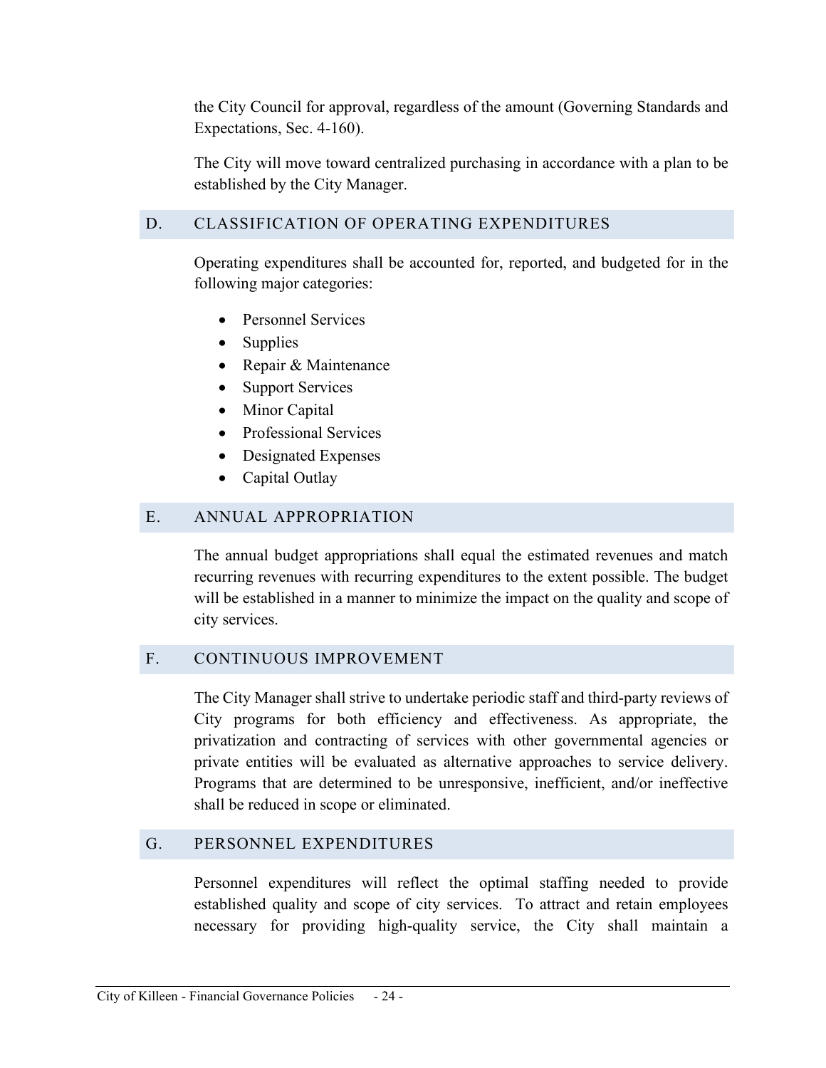the City Council for approval, regardless of the amount (Governing Standards and Expectations, Sec. 4-160).

The City will move toward centralized purchasing in accordance with a plan to be established by the City Manager.

## D. CLASSIFICATION OF OPERATING EXPENDITURES

Operating expenditures shall be accounted for, reported, and budgeted for in the following major categories:

- Personnel Services
- Supplies
- Repair & Maintenance
- Support Services
- Minor Capital
- Professional Services
- Designated Expenses
- Capital Outlay

## E. ANNUAL APPROPRIATION

The annual budget appropriations shall equal the estimated revenues and match recurring revenues with recurring expenditures to the extent possible. The budget will be established in a manner to minimize the impact on the quality and scope of city services.

## F. CONTINUOUS IMPROVEMENT

The City Manager shall strive to undertake periodic staff and third-party reviews of City programs for both efficiency and effectiveness. As appropriate, the privatization and contracting of services with other governmental agencies or private entities will be evaluated as alternative approaches to service delivery. Programs that are determined to be unresponsive, inefficient, and/or ineffective shall be reduced in scope or eliminated.

## G. PERSONNEL EXPENDITURES

Personnel expenditures will reflect the optimal staffing needed to provide established quality and scope of city services. To attract and retain employees necessary for providing high-quality service, the City shall maintain a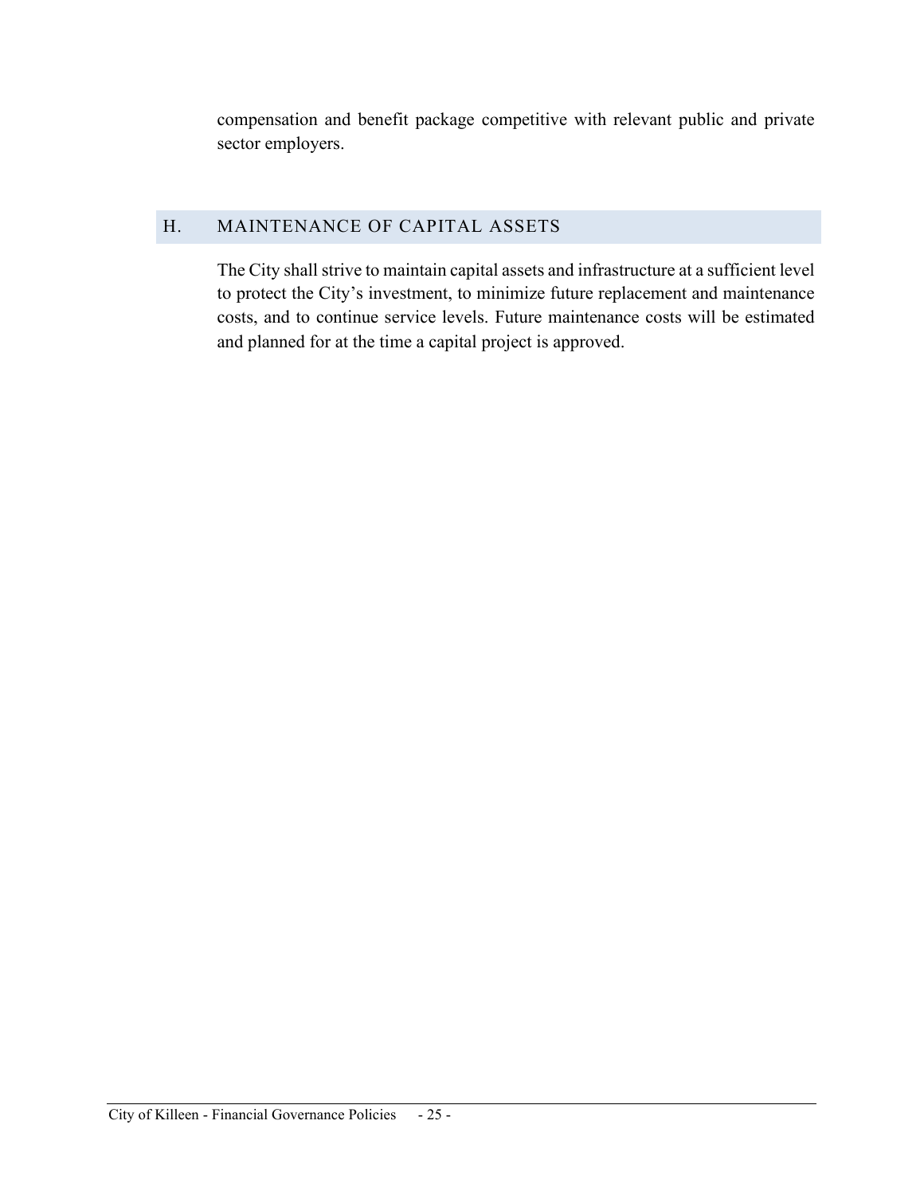compensation and benefit package competitive with relevant public and private sector employers.

## H. MAINTENANCE OF CAPITAL ASSETS

The City shall strive to maintain capital assets and infrastructure at a sufficient level to protect the City's investment, to minimize future replacement and maintenance costs, and to continue service levels. Future maintenance costs will be estimated and planned for at the time a capital project is approved.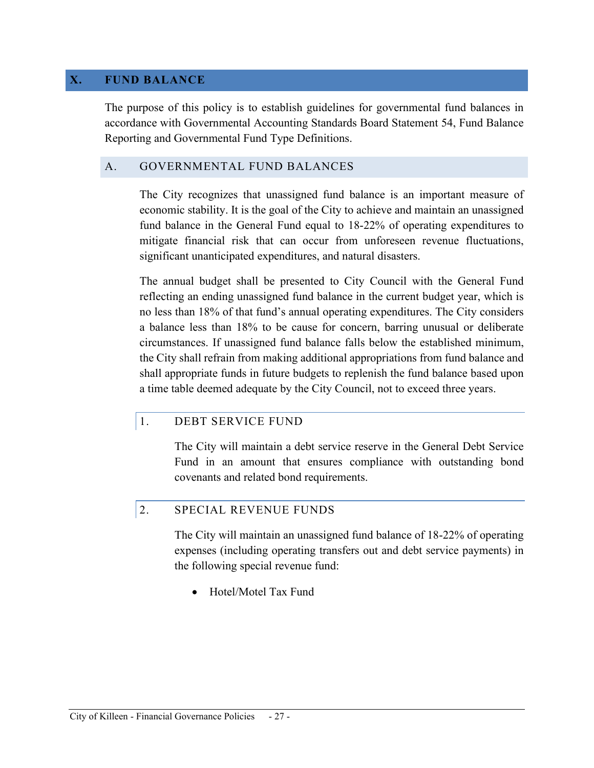# X. FUND BALANCE

The purpose of this policy is to establish guidelines for governmental fund balances in accordance with Governmental Accounting Standards Board Statement 54, Fund Balance Reporting and Governmental Fund Type Definitions.

## A. GOVERNMENTAL FUND BALANCES

The City recognizes that unassigned fund balance is an important measure of economic stability. It is the goal of the City to achieve and maintain an unassigned fund balance in the General Fund equal to 18-22% of operating expenditures to mitigate financial risk that can occur from unforeseen revenue fluctuations, significant unanticipated expenditures, and natural disasters.

The annual budget shall be presented to City Council with the General Fund reflecting an ending unassigned fund balance in the current budget year, which is no less than 18% of that fund's annual operating expenditures. The City considers a balance less than 18% to be cause for concern, barring unusual or deliberate circumstances. If unassigned fund balance falls below the established minimum, the City shall refrain from making additional appropriations from fund balance and shall appropriate funds in future budgets to replenish the fund balance based upon a time table deemed adequate by the City Council, not to exceed three years.

### 1. DEBT SERVICE FUND

The City will maintain a debt service reserve in the General Debt Service Fund in an amount that ensures compliance with outstanding bond covenants and related bond requirements.

### 2. SPECIAL REVENUE FUNDS

The City will maintain an unassigned fund balance of 18-22% of operating expenses (including operating transfers out and debt service payments) in the following special revenue fund:

- Hotel/Motel Tax Fund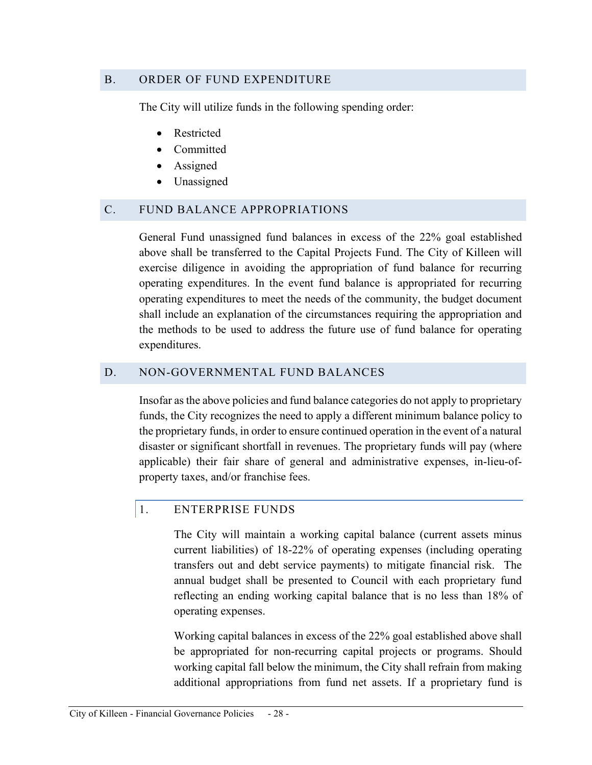## B. ORDER OF FUND EXPENDITURE

The City will utilize funds in the following spending order:

- Restricted
- Committed
- Assigned
- Unassigned

## C. FUND BALANCE APPROPRIATIONS

General Fund unassigned fund balances in excess of the 22% goal established above shall be transferred to the Capital Projects Fund. The City of Killeen will exercise diligence in avoiding the appropriation of fund balance for recurring operating expenditures. In the event fund balance is appropriated for recurring operating expenditures to meet the needs of the community, the budget document shall include an explanation of the circumstances requiring the appropriation and the methods to be used to address the future use of fund balance for operating expenditures.

## D. NON-GOVERNMENTAL FUND BALANCES

Insofar as the above policies and fund balance categories do not apply to proprietary funds, the City recognizes the need to apply a different minimum balance policy to the proprietary funds, in order to ensure continued operation in the event of a natural disaster or significant shortfall in revenues. The proprietary funds will pay (where applicable) their fair share of general and administrative expenses, in-lieu-of-property taxes, and/or franchise fees.

### 1. ENTERPRISE FUNDS

The City will maintain a working capital balance (current assets minus current liabilities) of 18-22% of operating expenses (including operating transfers out and debt service payments) to mitigate financial risk. The annual budget shall be presented to Council with each proprietary fund reflecting an ending working capital balance that is no less than 18% of operating expenses.

Working capital balances in excess of the 22% goal established above shall be appropriated for non-recurring capital projects or programs. Should working capital fall below the minimum, the City shall refrain from making additional appropriations from fund net assets. If a proprietary fund is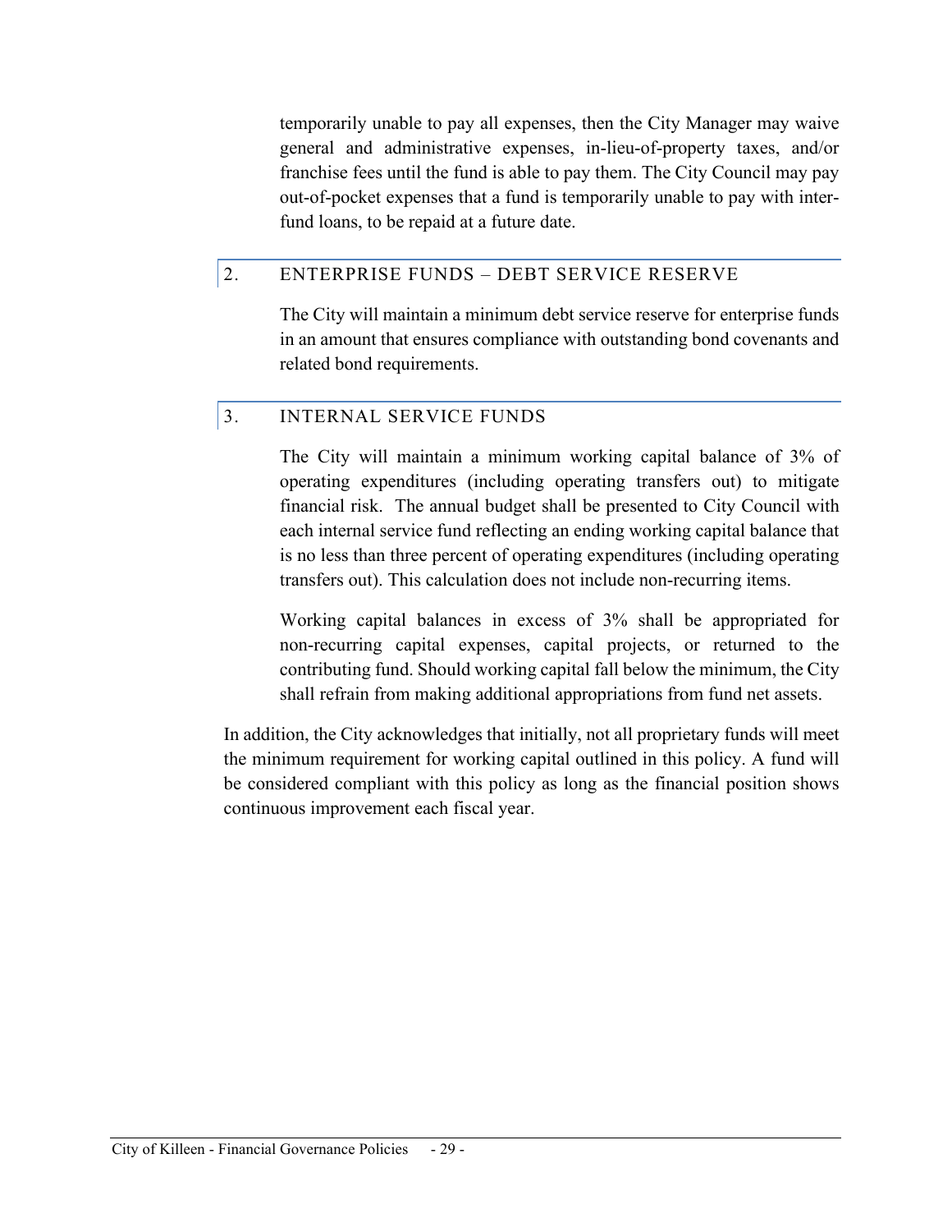temporarily unable to pay all expenses, then the City Manager may waive general and administrative expenses, in-lieu-of-property taxes, and/or franchise fees until the fund is able to pay them. The City Council may pay out-of-pocket expenses that a fund is temporarily unable to pay with inter-fund loans, to be repaid at a future date.

## 2. ENTERPRISE FUNDS – DEBT SERVICE RESERVE

The City will maintain a minimum debt service reserve for enterprise funds in an amount that ensures compliance with outstanding bond covenants and related bond requirements.

## 3. INTERNAL SERVICE FUNDS

The City will maintain a minimum working capital balance of 3% of operating expenditures (including operating transfers out) to mitigate financial risk. The annual budget shall be presented to City Council with each internal service fund reflecting an ending working capital balance that is no less than three percent of operating expenditures (including operating transfers out). This calculation does not include non-recurring items.

Working capital balances in excess of 3% shall be appropriated for non-recurring capital expenses, capital projects, or returned to the contributing fund. Should working capital fall below the minimum, the City shall refrain from making additional appropriations from fund net assets.

In addition, the City acknowledges that initially, not all proprietary funds will meet the minimum requirement for working capital outlined in this policy. A fund will be considered compliant with this policy as long as the financial position shows continuous improvement each fiscal year.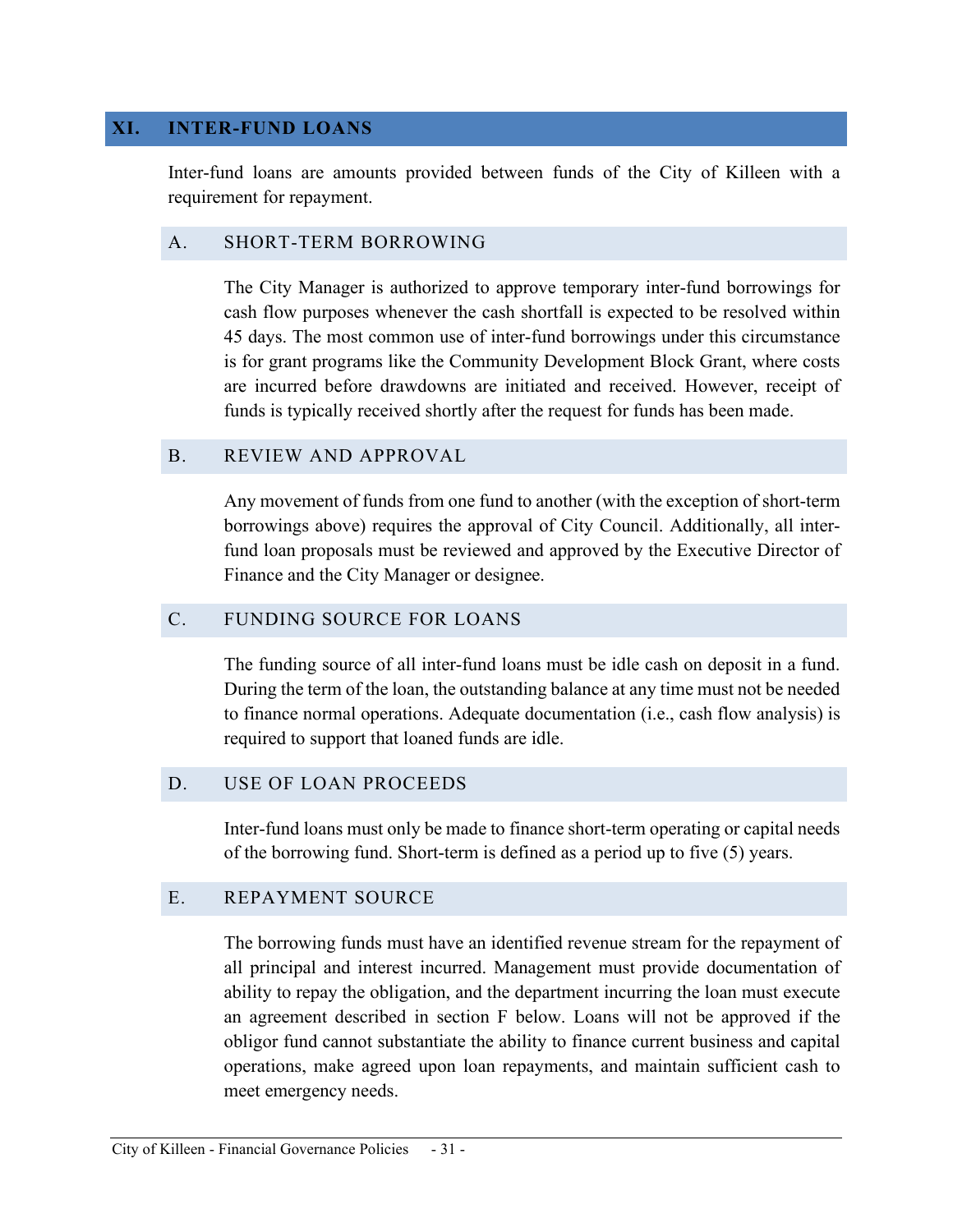## XI. INTER-FUND LOANS

Inter-fund loans are amounts provided between funds of the City of Killeen with a requirement for repayment.

### A. SHORT-TERM BORROWING

The City Manager is authorized to approve temporary inter-fund borrowings for cash flow purposes whenever the cash shortfall is expected to be resolved within 45 days. The most common use of inter-fund borrowings under this circumstance is for grant programs like the Community Development Block Grant, where costs are incurred before drawdowns are initiated and received. However, receipt of funds is typically received shortly after the request for funds has been made.

### B. REVIEW AND APPROVAL

Any movement of funds from one fund to another (with the exception of short-term borrowings above) requires the approval of City Council. Additionally, all inter-fund loan proposals must be reviewed and approved by the Executive Director of Finance and the City Manager or designee.

### C. FUNDING SOURCE FOR LOANS

The funding source of all inter-fund loans must be idle cash on deposit in a fund. During the term of the loan, the outstanding balance at any time must not be needed to finance normal operations. Adequate documentation (i.e., cash flow analysis) is required to support that loaned funds are idle.

### D. USE OF LOAN PROCEEDS

Inter-fund loans must only be made to finance short-term operating or capital needs of the borrowing fund. Short-term is defined as a period up to five (5) years.

### E. REPAYMENT SOURCE

The borrowing funds must have an identified revenue stream for the repayment of all principal and interest incurred. Management must provide documentation of ability to repay the obligation, and the department incurring the loan must execute an agreement described in section F below. Loans will not be approved if the obligor fund cannot substantiate the ability to finance current business and capital operations, make agreed upon loan repayments, and maintain sufficient cash to meet emergency needs.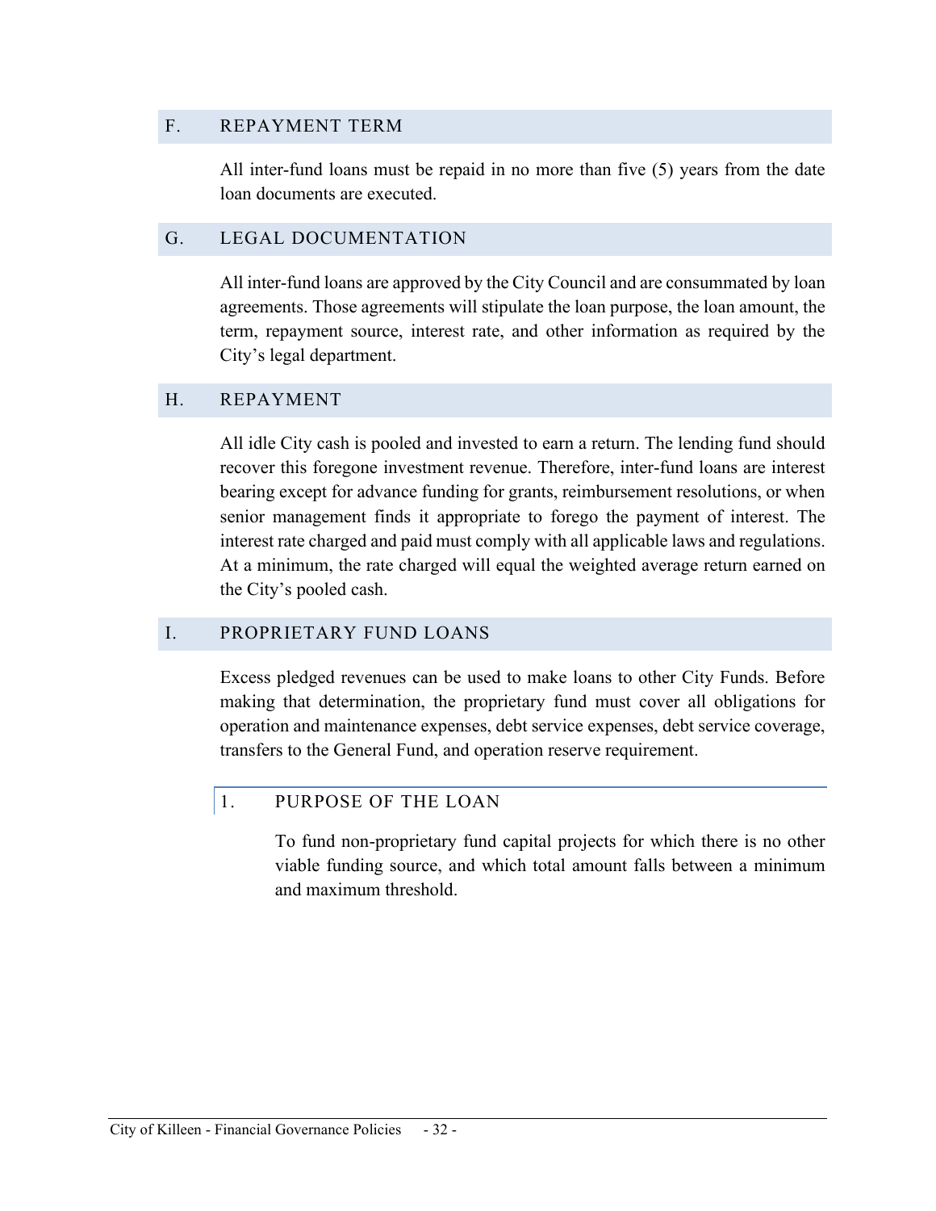## F. REPAYMENT TERM

All inter-fund loans must be repaid in no more than five (5) years from the date loan documents are executed.

## G. LEGAL DOCUMENTATION

All inter-fund loans are approved by the City Council and are consummated by loan agreements. Those agreements will stipulate the loan purpose, the loan amount, the term, repayment source, interest rate, and other information as required by the City's legal department.

## H. REPAYMENT

All idle City cash is pooled and invested to earn a return. The lending fund should recover this foregone investment revenue. Therefore, inter-fund loans are interest bearing except for advance funding for grants, reimbursement resolutions, or when senior management finds it appropriate to forego the payment of interest. The interest rate charged and paid must comply with all applicable laws and regulations. At a minimum, the rate charged will equal the weighted average return earned on the City's pooled cash.

## I. PROPRIETARY FUND LOANS

Excess pledged revenues can be used to make loans to other City Funds. Before making that determination, the proprietary fund must cover all obligations for operation and maintenance expenses, debt service expenses, debt service coverage, transfers to the General Fund, and operation reserve requirement.

### 1. PURPOSE OF THE LOAN

To fund non-proprietary fund capital projects for which there is no other viable funding source, and which total amount falls between a minimum and maximum threshold.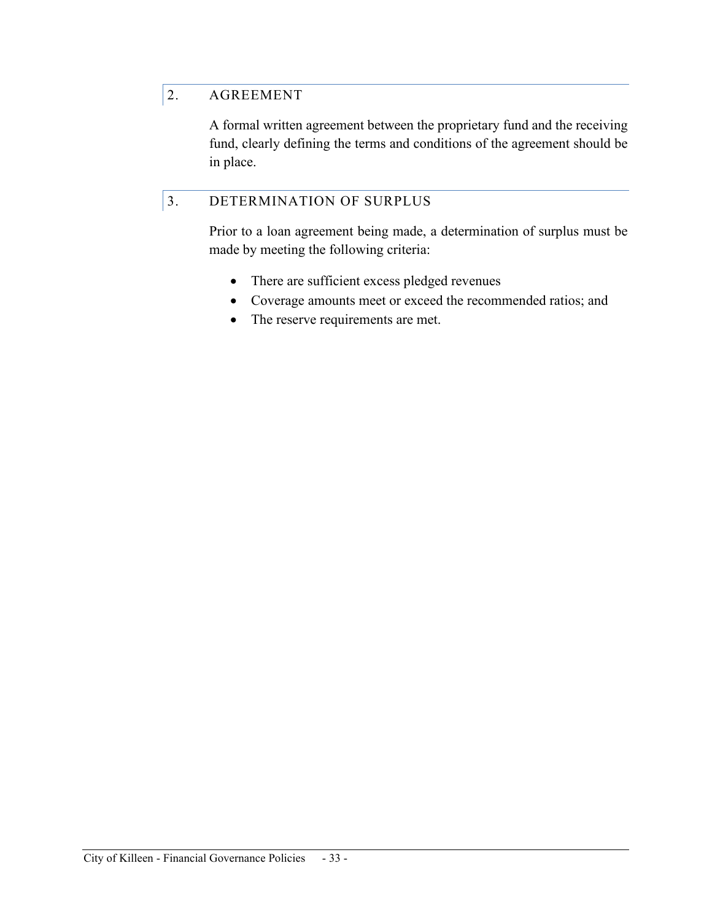## 2. AGREEMENT

A formal written agreement between the proprietary fund and the receiving fund, clearly defining the terms and conditions of the agreement should be in place.

## 3. DETERMINATION OF SURPLUS

Prior to a loan agreement being made, a determination of surplus must be made by meeting the following criteria:

- There are sufficient excess pledged revenues
- Coverage amounts meet or exceed the recommended ratios; and
- The reserve requirements are met.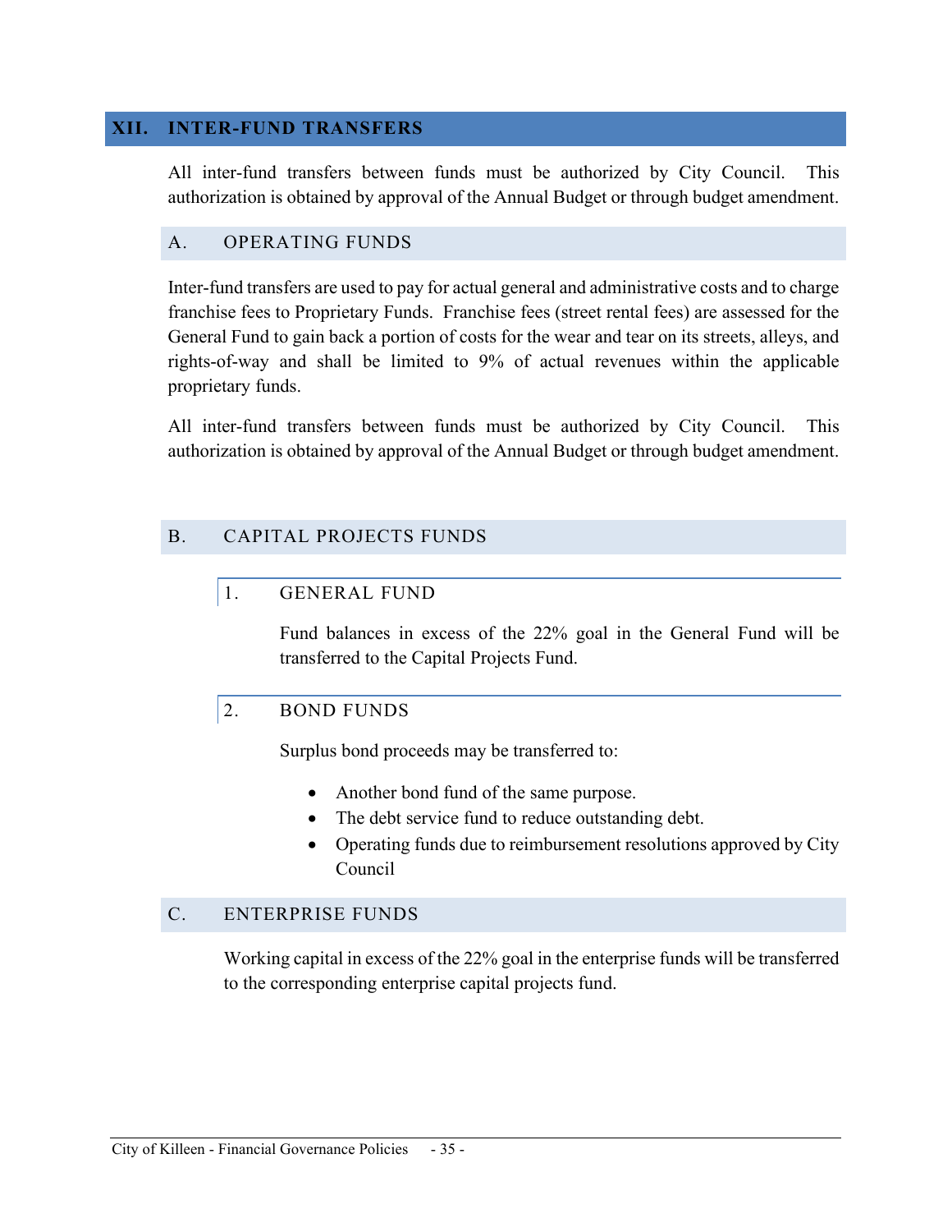# XII. INTER-FUND TRANSFERS

All inter-fund transfers between funds must be authorized by City Council. This authorization is obtained by approval of the Annual Budget or through budget amendment.

## A. OPERATING FUNDS

Inter-fund transfers are used to pay for actual general and administrative costs and to charge franchise fees to Proprietary Funds. Franchise fees (street rental fees) are assessed for the General Fund to gain back a portion of costs for the wear and tear on its streets, alleys, and rights-of-way and shall be limited to 9% of actual revenues within the applicable proprietary funds.

All inter-fund transfers between funds must be authorized by City Council. This authorization is obtained by approval of the Annual Budget or through budget amendment.

## B. CAPITAL PROJECTS FUNDS

### 1. GENERAL FUND

Fund balances in excess of the 22% goal in the General Fund will be transferred to the Capital Projects Fund.

### 2. BOND FUNDS

Surplus bond proceeds may be transferred to:

- Another bond fund of the same purpose.
- The debt service fund to reduce outstanding debt.
- Operating funds due to reimbursement resolutions approved by City Council

## C. ENTERPRISE FUNDS

Working capital in excess of the 22% goal in the enterprise funds will be transferred to the corresponding enterprise capital projects fund.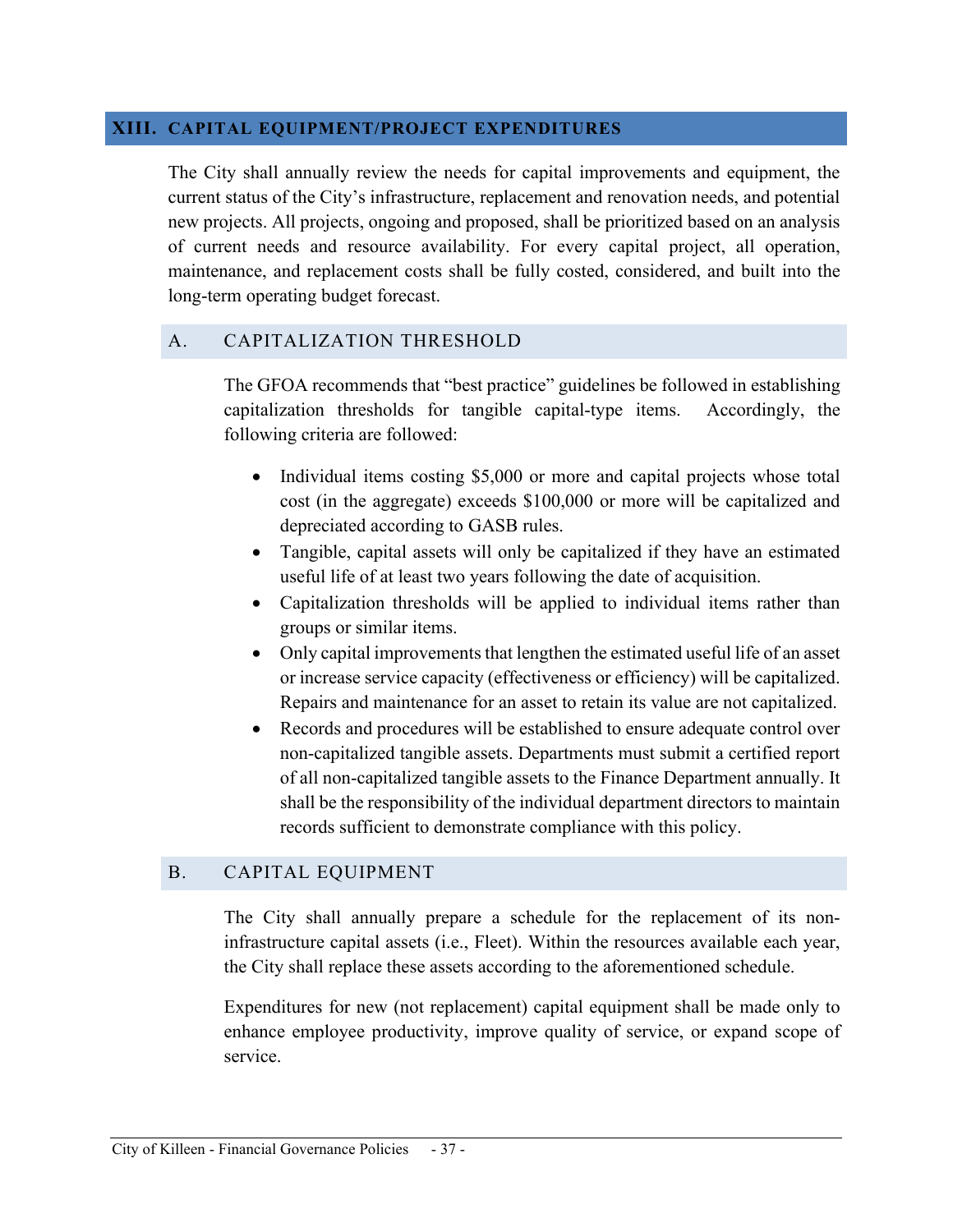## XIII. CAPITAL EQUIPMENT/PROJECT EXPENDITURES

The City shall annually review the needs for capital improvements and equipment, the current status of the City's infrastructure, replacement and renovation needs, and potential new projects. All projects, ongoing and proposed, shall be prioritized based on an analysis of current needs and resource availability. For every capital project, all operation, maintenance, and replacement costs shall be fully costed, considered, and built into the long-term operating budget forecast.

### A. CAPITALIZATION THRESHOLD

The GFOA recommends that "best practice" guidelines be followed in establishing capitalization thresholds for tangible capital-type items. Accordingly, the following criteria are followed:

- Individual items costing $5,000 or more and capital projects whose total cost (in the aggregate) exceeds $100,000 or more will be capitalized and depreciated according to GASB rules.
- Tangible, capital assets will only be capitalized if they have an estimated useful life of at least two years following the date of acquisition.
- Capitalization thresholds will be applied to individual items rather than groups or similar items.
- Only capital improvements that lengthen the estimated useful life of an asset or increase service capacity (effectiveness or efficiency) will be capitalized. Repairs and maintenance for an asset to retain its value are not capitalized.
- Records and procedures will be established to ensure adequate control over non-capitalized tangible assets. Departments must submit a certified report of all non-capitalized tangible assets to the Finance Department annually. It shall be the responsibility of the individual department directors to maintain records sufficient to demonstrate compliance with this policy.

### B. CAPITAL EQUIPMENT

The City shall annually prepare a schedule for the replacement of its non-infrastructure capital assets (i.e., Fleet). Within the resources available each year, the City shall replace these assets according to the aforementioned schedule.

Expenditures for new (not replacement) capital equipment shall be made only to enhance employee productivity, improve quality of service, or expand scope of service.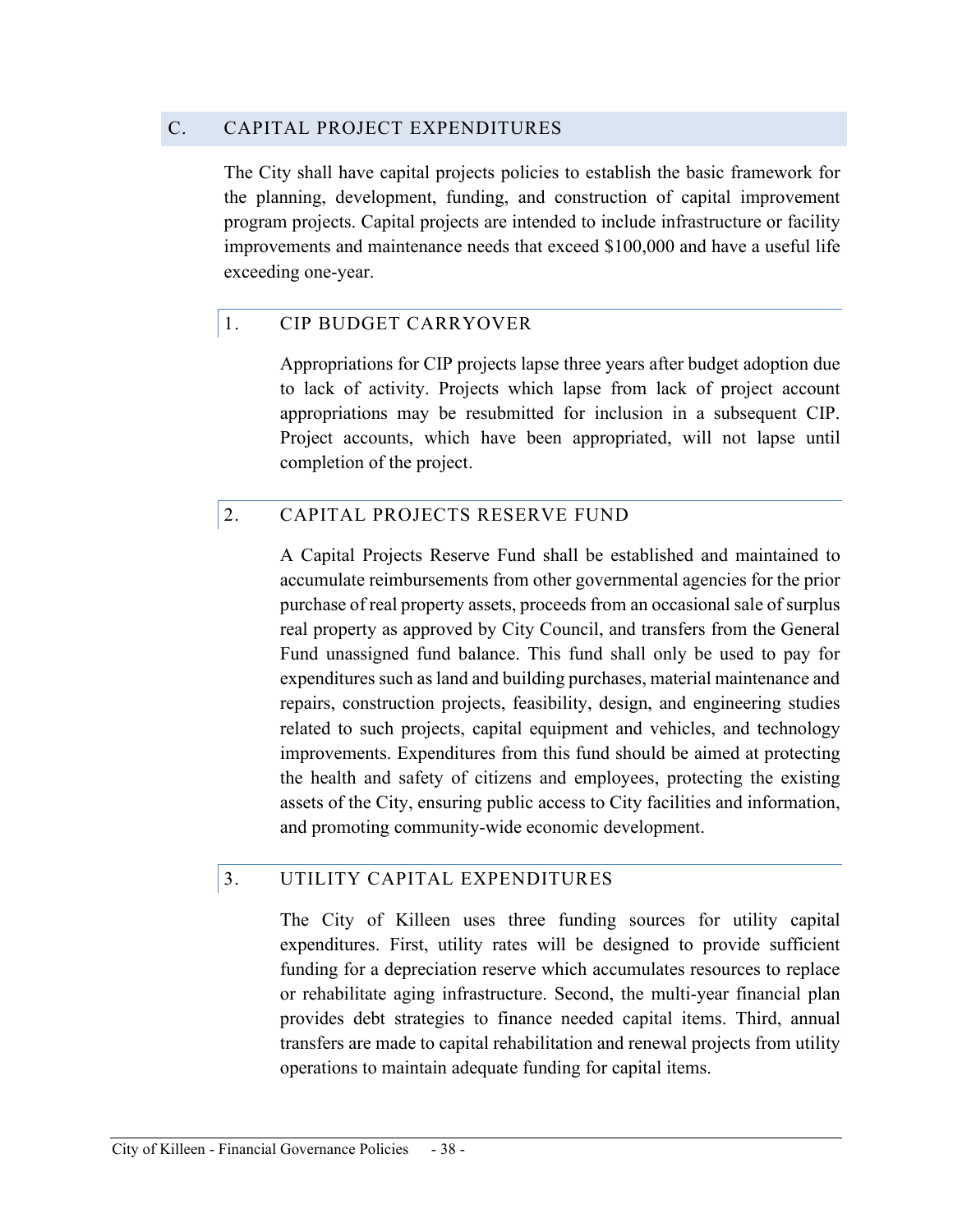## C. CAPITAL PROJECT EXPENDITURES

The City shall have capital projects policies to establish the basic framework for the planning, development, funding, and construction of capital improvement program projects. Capital projects are intended to include infrastructure or facility improvements and maintenance needs that exceed $100,000 and have a useful life exceeding one-year.

### 1. CIP BUDGET CARRYOVER

Appropriations for CIP projects lapse three years after budget adoption due to lack of activity. Projects which lapse from lack of project account appropriations may be resubmitted for inclusion in a subsequent CIP. Project accounts, which have been appropriated, will not lapse until completion of the project.

### 2. CAPITAL PROJECTS RESERVE FUND

A Capital Projects Reserve Fund shall be established and maintained to accumulate reimbursements from other governmental agencies for the prior purchase of real property assets, proceeds from an occasional sale of surplus real property as approved by City Council, and transfers from the General Fund unassigned fund balance. This fund shall only be used to pay for expenditures such as land and building purchases, material maintenance and repairs, construction projects, feasibility, design, and engineering studies related to such projects, capital equipment and vehicles, and technology improvements. Expenditures from this fund should be aimed at protecting the health and safety of citizens and employees, protecting the existing assets of the City, ensuring public access to City facilities and information, and promoting community-wide economic development.

### 3. UTILITY CAPITAL EXPENDITURES

The City of Killeen uses three funding sources for utility capital expenditures. First, utility rates will be designed to provide sufficient funding for a depreciation reserve which accumulates resources to replace or rehabilitate aging infrastructure. Second, the multi-year financial plan provides debt strategies to finance needed capital items. Third, annual transfers are made to capital rehabilitation and renewal projects from utility operations to maintain adequate funding for capital items.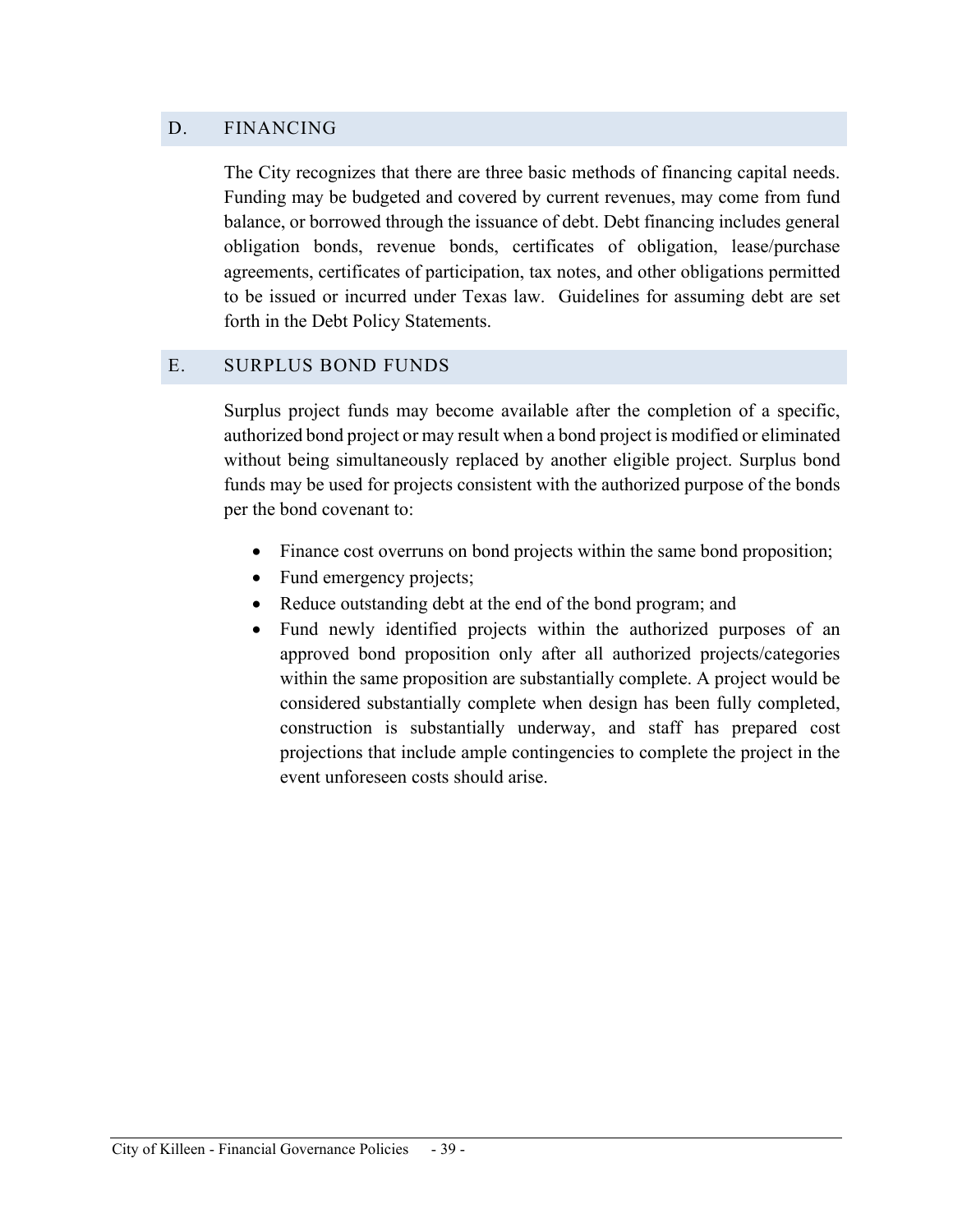## D. FINANCING

The City recognizes that there are three basic methods of financing capital needs. Funding may be budgeted and covered by current revenues, may come from fund balance, or borrowed through the issuance of debt. Debt financing includes general obligation bonds, revenue bonds, certificates of obligation, lease/purchase agreements, certificates of participation, tax notes, and other obligations permitted to be issued or incurred under Texas law. Guidelines for assuming debt are set forth in the Debt Policy Statements.

## E. SURPLUS BOND FUNDS

Surplus project funds may become available after the completion of a specific, authorized bond project or may result when a bond project is modified or eliminated without being simultaneously replaced by another eligible project. Surplus bond funds may be used for projects consistent with the authorized purpose of the bonds per the bond covenant to:

- Finance cost overruns on bond projects within the same bond proposition;
- Fund emergency projects;
- Reduce outstanding debt at the end of the bond program; and
- Fund newly identified projects within the authorized purposes of an approved bond proposition only after all authorized projects/categories within the same proposition are substantially complete. A project would be considered substantially complete when design has been fully completed, construction is substantially underway, and staff has prepared cost projections that include ample contingencies to complete the project in the event unforeseen costs should arise.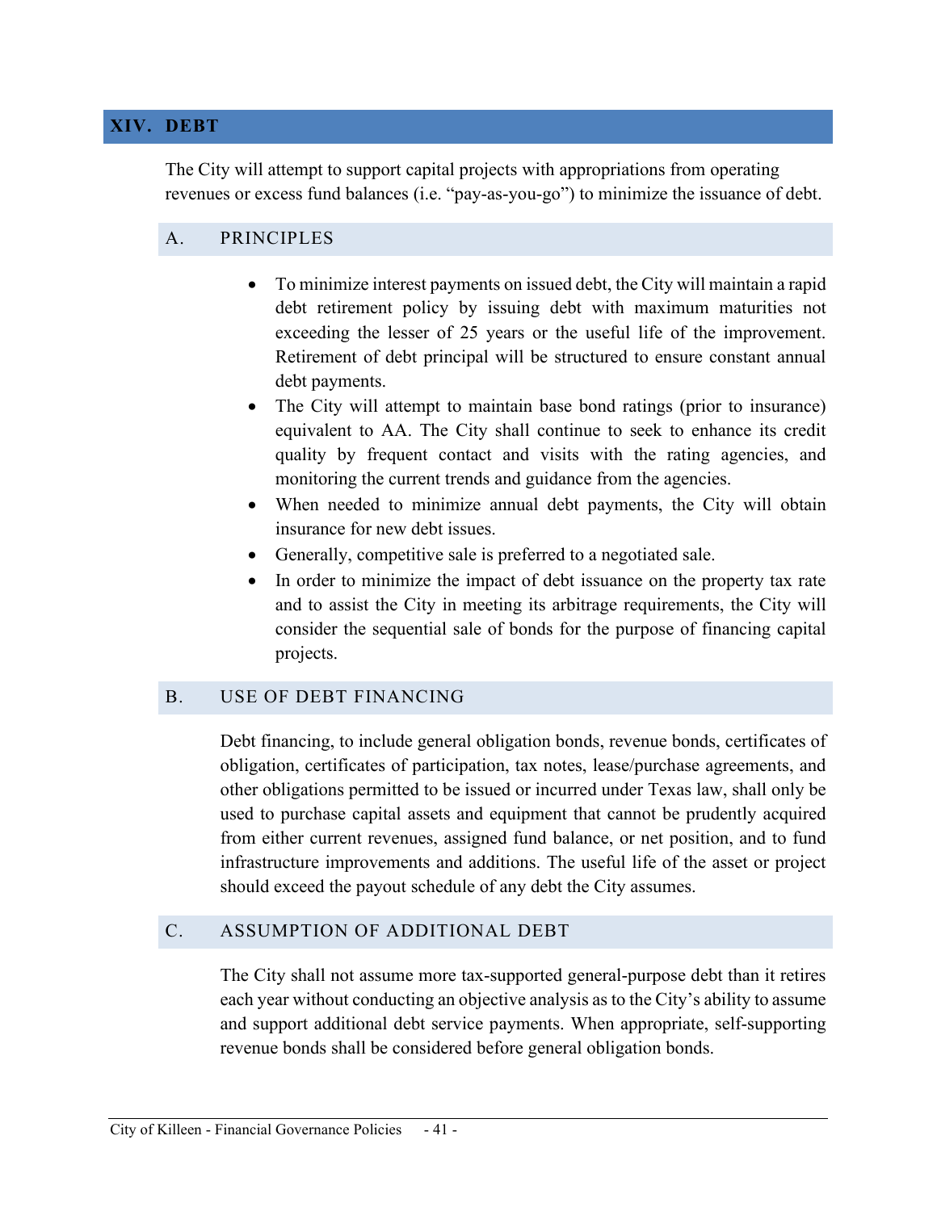# XIV. DEBT

The City will attempt to support capital projects with appropriations from operating revenues or excess fund balances (i.e. "pay-as-you-go") to minimize the issuance of debt.

## A. PRINCIPLES

- To minimize interest payments on issued debt, the City will maintain a rapid debt retirement policy by issuing debt with maximum maturities not exceeding the lesser of 25 years or the useful life of the improvement. Retirement of debt principal will be structured to ensure constant annual debt payments.
- The City will attempt to maintain base bond ratings (prior to insurance) equivalent to AA. The City shall continue to seek to enhance its credit quality by frequent contact and visits with the rating agencies, and monitoring the current trends and guidance from the agencies.
- When needed to minimize annual debt payments, the City will obtain insurance for new debt issues.
- Generally, competitive sale is preferred to a negotiated sale.
- In order to minimize the impact of debt issuance on the property tax rate and to assist the City in meeting its arbitrage requirements, the City will consider the sequential sale of bonds for the purpose of financing capital projects.

## B. USE OF DEBT FINANCING

Debt financing, to include general obligation bonds, revenue bonds, certificates of obligation, certificates of participation, tax notes, lease/purchase agreements, and other obligations permitted to be issued or incurred under Texas law, shall only be used to purchase capital assets and equipment that cannot be prudently acquired from either current revenues, assigned fund balance, or net position, and to fund infrastructure improvements and additions. The useful life of the asset or project should exceed the payout schedule of any debt the City assumes.

## C. ASSUMPTION OF ADDITIONAL DEBT

The City shall not assume more tax-supported general-purpose debt than it retires each year without conducting an objective analysis as to the City's ability to assume and support additional debt service payments. When appropriate, self-supporting revenue bonds shall be considered before general obligation bonds.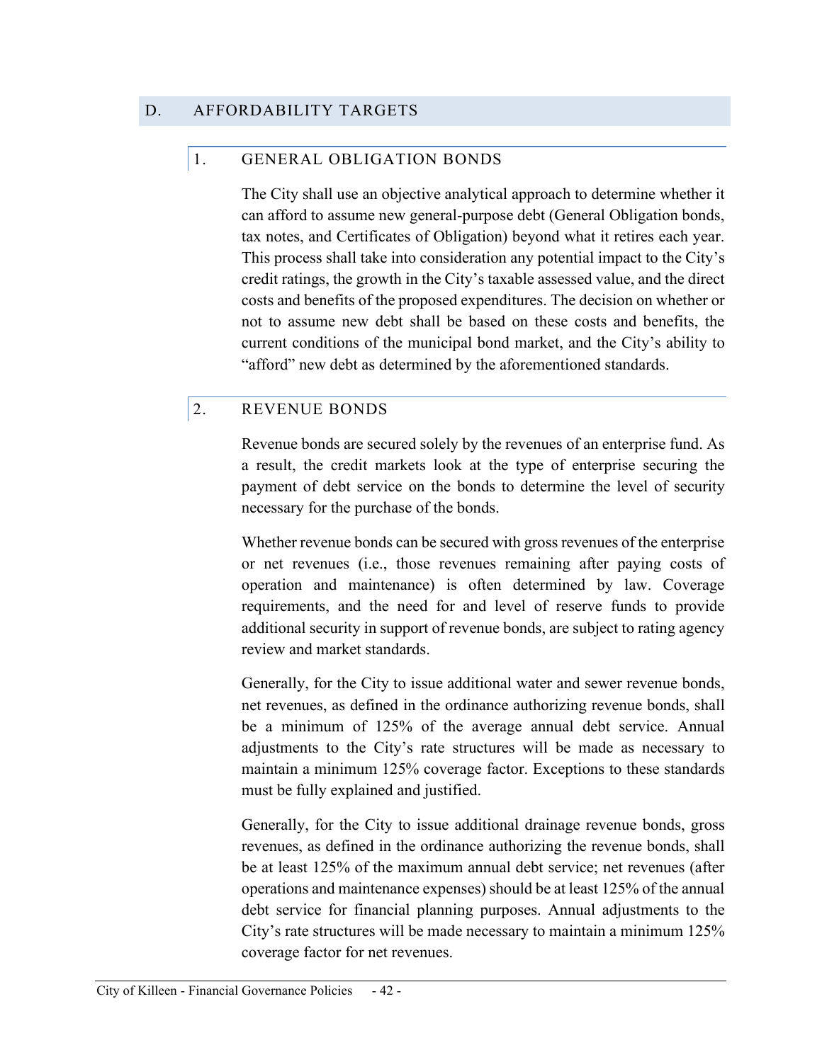## D. AFFORDABILITY TARGETS

### 1. GENERAL OBLIGATION BONDS

The City shall use an objective analytical approach to determine whether it can afford to assume new general-purpose debt (General Obligation bonds, tax notes, and Certificates of Obligation) beyond what it retires each year. This process shall take into consideration any potential impact to the City's credit ratings, the growth in the City's taxable assessed value, and the direct costs and benefits of the proposed expenditures. The decision on whether or not to assume new debt shall be based on these costs and benefits, the current conditions of the municipal bond market, and the City's ability to "afford" new debt as determined by the aforementioned standards.

### 2. REVENUE BONDS

Revenue bonds are secured solely by the revenues of an enterprise fund. As a result, the credit markets look at the type of enterprise securing the payment of debt service on the bonds to determine the level of security necessary for the purchase of the bonds.

Whether revenue bonds can be secured with gross revenues of the enterprise or net revenues (i.e., those revenues remaining after paying costs of operation and maintenance) is often determined by law. Coverage requirements, and the need for and level of reserve funds to provide additional security in support of revenue bonds, are subject to rating agency review and market standards.

Generally, for the City to issue additional water and sewer revenue bonds, net revenues, as defined in the ordinance authorizing revenue bonds, shall be a minimum of 125% of the average annual debt service. Annual adjustments to the City's rate structures will be made as necessary to maintain a minimum 125% coverage factor. Exceptions to these standards must be fully explained and justified.

Generally, for the City to issue additional drainage revenue bonds, gross revenues, as defined in the ordinance authorizing the revenue bonds, shall be at least 125% of the maximum annual debt service; net revenues (after operations and maintenance expenses) should be at least 125% of the annual debt service for financial planning purposes. Annual adjustments to the City's rate structures will be made necessary to maintain a minimum 125% coverage factor for net revenues.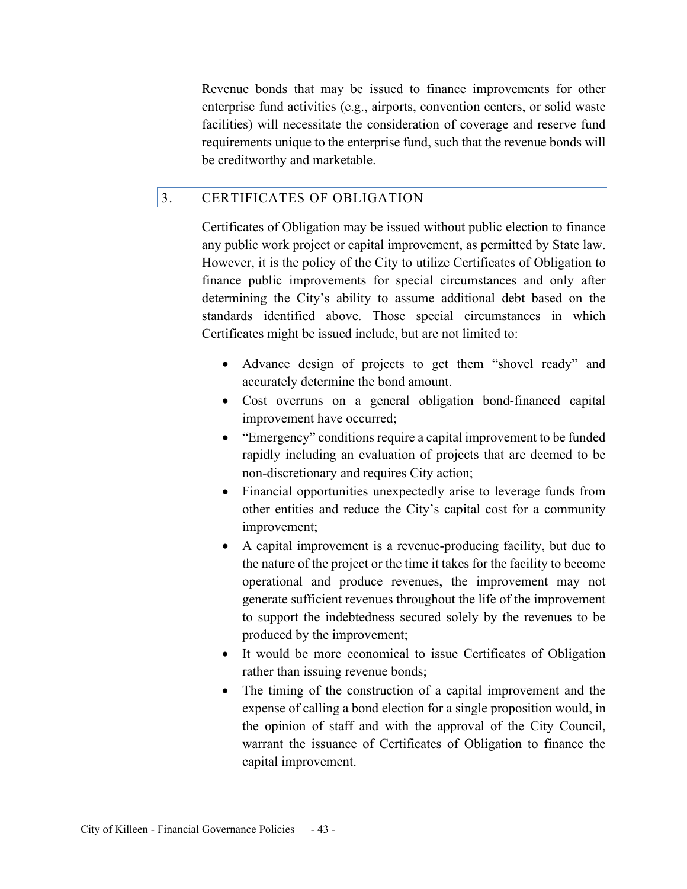Revenue bonds that may be issued to finance improvements for other enterprise fund activities (e.g., airports, convention centers, or solid waste facilities) will necessitate the consideration of coverage and reserve fund requirements unique to the enterprise fund, such that the revenue bonds will be creditworthy and marketable.

## 3. CERTIFICATES OF OBLIGATION

Certificates of Obligation may be issued without public election to finance any public work project or capital improvement, as permitted by State law. However, it is the policy of the City to utilize Certificates of Obligation to finance public improvements for special circumstances and only after determining the City's ability to assume additional debt based on the standards identified above. Those special circumstances in which Certificates might be issued include, but are not limited to:

- Advance design of projects to get them "shovel ready" and accurately determine the bond amount.
- Cost overruns on a general obligation bond-financed capital improvement have occurred;
- "Emergency" conditions require a capital improvement to be funded rapidly including an evaluation of projects that are deemed to be non-discretionary and requires City action;
- Financial opportunities unexpectedly arise to leverage funds from other entities and reduce the City's capital cost for a community improvement;
- A capital improvement is a revenue-producing facility, but due to the nature of the project or the time it takes for the facility to become operational and produce revenues, the improvement may not generate sufficient revenues throughout the life of the improvement to support the indebtedness secured solely by the revenues to be produced by the improvement;
- It would be more economical to issue Certificates of Obligation rather than issuing revenue bonds;
- The timing of the construction of a capital improvement and the expense of calling a bond election for a single proposition would, in the opinion of staff and with the approval of the City Council, warrant the issuance of Certificates of Obligation to finance the capital improvement.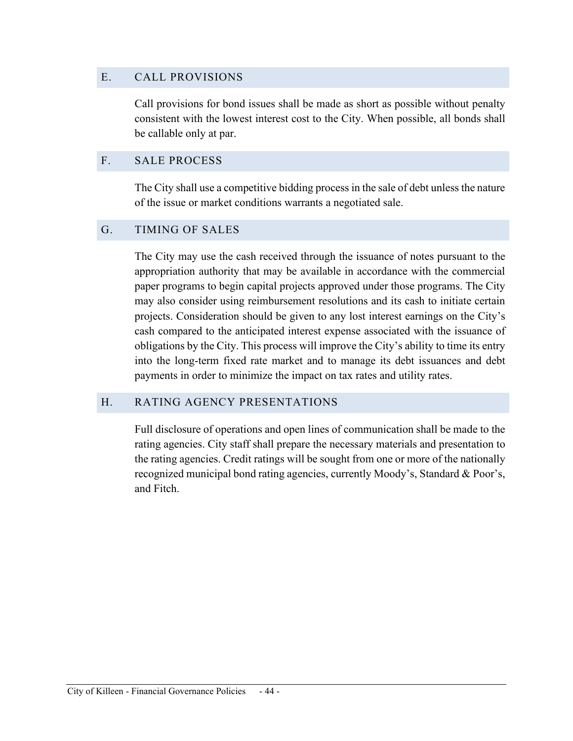## E. CALL PROVISIONS

Call provisions for bond issues shall be made as short as possible without penalty consistent with the lowest interest cost to the City. When possible, all bonds shall be callable only at par.

## F. SALE PROCESS

The City shall use a competitive bidding process in the sale of debt unless the nature of the issue or market conditions warrants a negotiated sale.

## G. TIMING OF SALES

The City may use the cash received through the issuance of notes pursuant to the appropriation authority that may be available in accordance with the commercial paper programs to begin capital projects approved under those programs. The City may also consider using reimbursement resolutions and its cash to initiate certain projects. Consideration should be given to any lost interest earnings on the City's cash compared to the anticipated interest expense associated with the issuance of obligations by the City. This process will improve the City's ability to time its entry into the long-term fixed rate market and to manage its debt issuances and debt payments in order to minimize the impact on tax rates and utility rates.

## H. RATING AGENCY PRESENTATIONS

Full disclosure of operations and open lines of communication shall be made to the rating agencies. City staff shall prepare the necessary materials and presentation to the rating agencies. Credit ratings will be sought from one or more of the nationally recognized municipal bond rating agencies, currently Moody's, Standard & Poor's, and Fitch.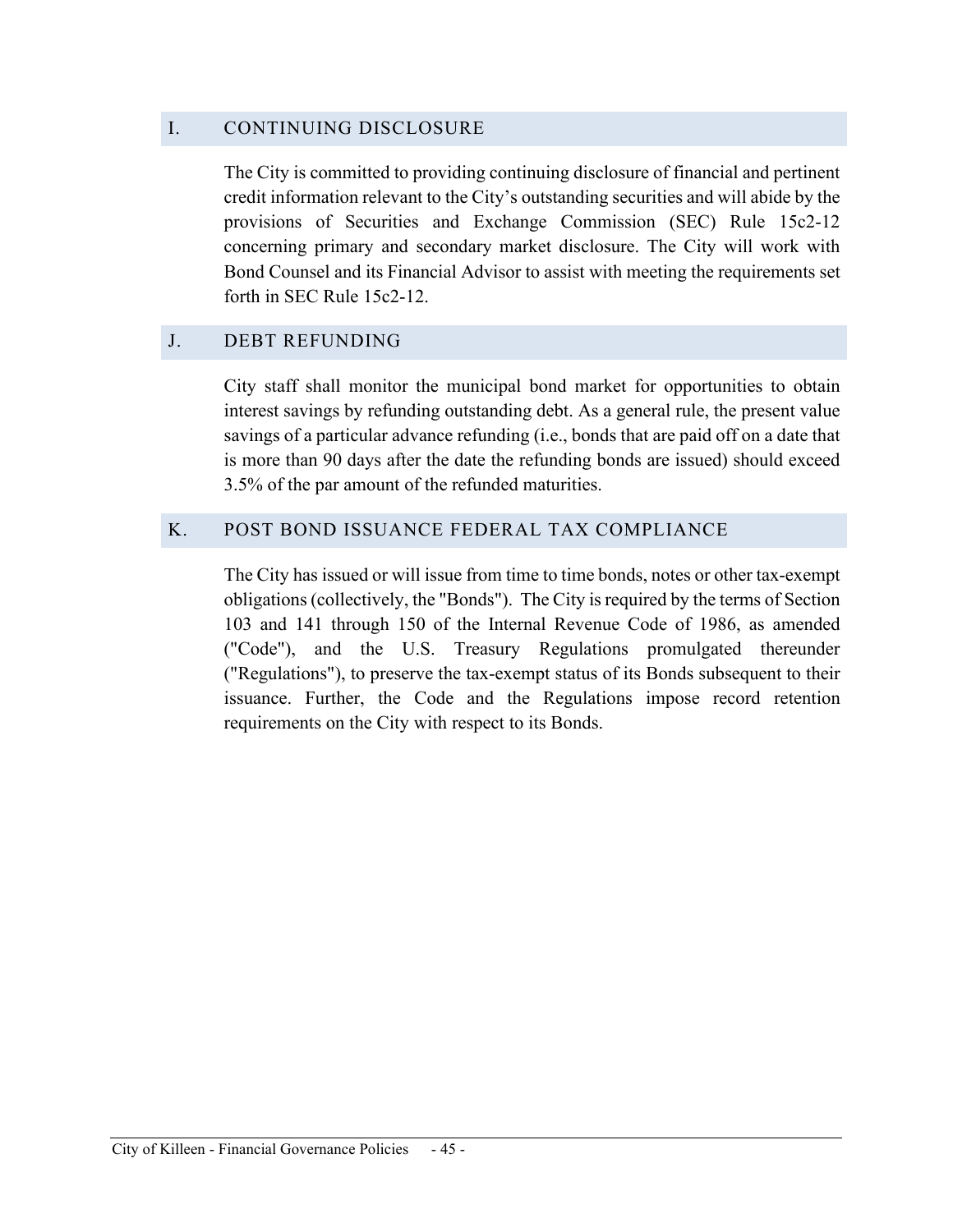## I. CONTINUING DISCLOSURE

The City is committed to providing continuing disclosure of financial and pertinent credit information relevant to the City's outstanding securities and will abide by the provisions of Securities and Exchange Commission (SEC) Rule 15c2-12 concerning primary and secondary market disclosure. The City will work with Bond Counsel and its Financial Advisor to assist with meeting the requirements set forth in SEC Rule 15c2-12.

## J. DEBT REFUNDING

City staff shall monitor the municipal bond market for opportunities to obtain interest savings by refunding outstanding debt. As a general rule, the present value savings of a particular advance refunding (i.e., bonds that are paid off on a date that is more than 90 days after the date the refunding bonds are issued) should exceed 3.5% of the par amount of the refunded maturities.

## K. POST BOND ISSUANCE FEDERAL TAX COMPLIANCE

The City has issued or will issue from time to time bonds, notes or other tax-exempt obligations (collectively, the "Bonds"). The City is required by the terms of Section 103 and 141 through 150 of the Internal Revenue Code of 1986, as amended ("Code"), and the U.S. Treasury Regulations promulgated thereunder ("Regulations"), to preserve the tax-exempt status of its Bonds subsequent to their issuance. Further, the Code and the Regulations impose record retention requirements on the City with respect to its Bonds.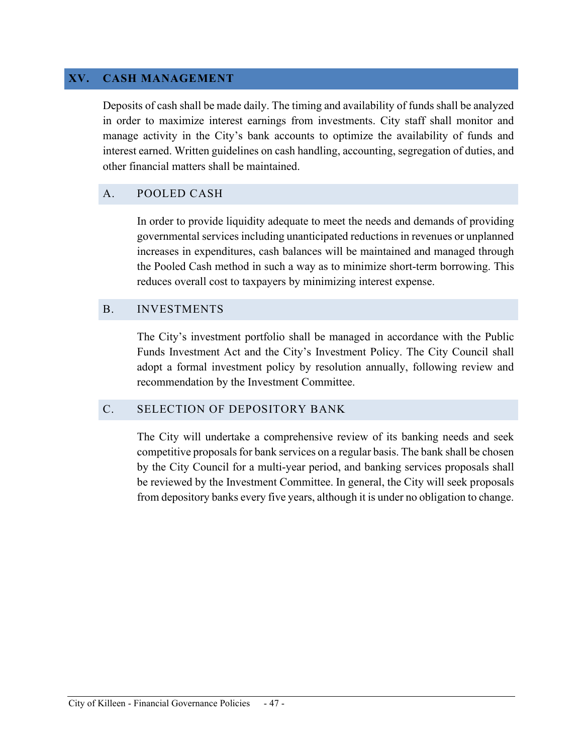## XV. CASH MANAGEMENT

Deposits of cash shall be made daily. The timing and availability of funds shall be analyzed in order to maximize interest earnings from investments. City staff shall monitor and manage activity in the City's bank accounts to optimize the availability of funds and interest earned. Written guidelines on cash handling, accounting, segregation of duties, and other financial matters shall be maintained.

### A. POOLED CASH

In order to provide liquidity adequate to meet the needs and demands of providing governmental services including unanticipated reductions in revenues or unplanned increases in expenditures, cash balances will be maintained and managed through the Pooled Cash method in such a way as to minimize short-term borrowing. This reduces overall cost to taxpayers by minimizing interest expense.

### B. INVESTMENTS

The City's investment portfolio shall be managed in accordance with the Public Funds Investment Act and the City's Investment Policy. The City Council shall adopt a formal investment policy by resolution annually, following review and recommendation by the Investment Committee.

### C. SELECTION OF DEPOSITORY BANK

The City will undertake a comprehensive review of its banking needs and seek competitive proposals for bank services on a regular basis. The bank shall be chosen by the City Council for a multi-year period, and banking services proposals shall be reviewed by the Investment Committee. In general, the City will seek proposals from depository banks every five years, although it is under no obligation to change.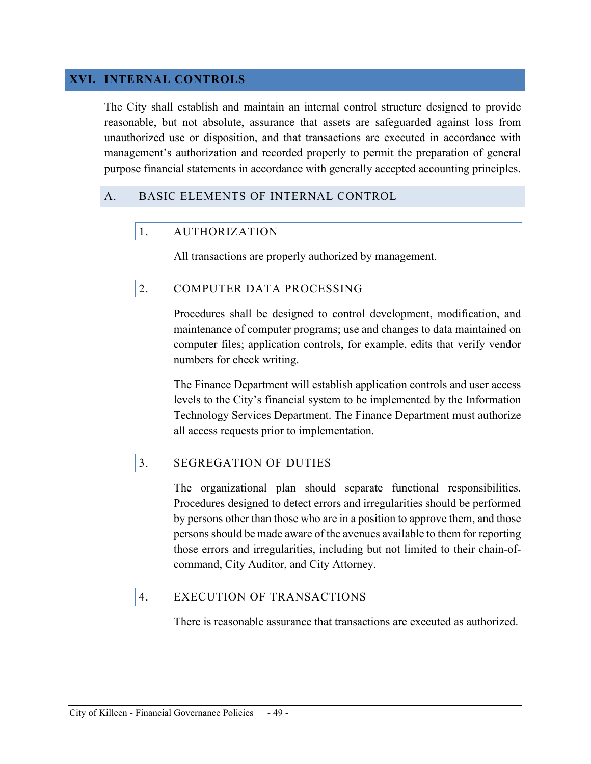# XVI. INTERNAL CONTROLS

The City shall establish and maintain an internal control structure designed to provide reasonable, but not absolute, assurance that assets are safeguarded against loss from unauthorized use or disposition, and that transactions are executed in accordance with management's authorization and recorded properly to permit the preparation of general purpose financial statements in accordance with generally accepted accounting principles.

## A. BASIC ELEMENTS OF INTERNAL CONTROL

### 1. AUTHORIZATION

All transactions are properly authorized by management.

### 2. COMPUTER DATA PROCESSING

Procedures shall be designed to control development, modification, and maintenance of computer programs; use and changes to data maintained on computer files; application controls, for example, edits that verify vendor numbers for check writing.

The Finance Department will establish application controls and user access levels to the City's financial system to be implemented by the Information Technology Services Department. The Finance Department must authorize all access requests prior to implementation.

### 3. SEGREGATION OF DUTIES

The organizational plan should separate functional responsibilities. Procedures designed to detect errors and irregularities should be performed by persons other than those who are in a position to approve them, and those persons should be made aware of the avenues available to them for reporting those errors and irregularities, including but not limited to their chain-of-command, City Auditor, and City Attorney.

### 4. EXECUTION OF TRANSACTIONS

There is reasonable assurance that transactions are executed as authorized.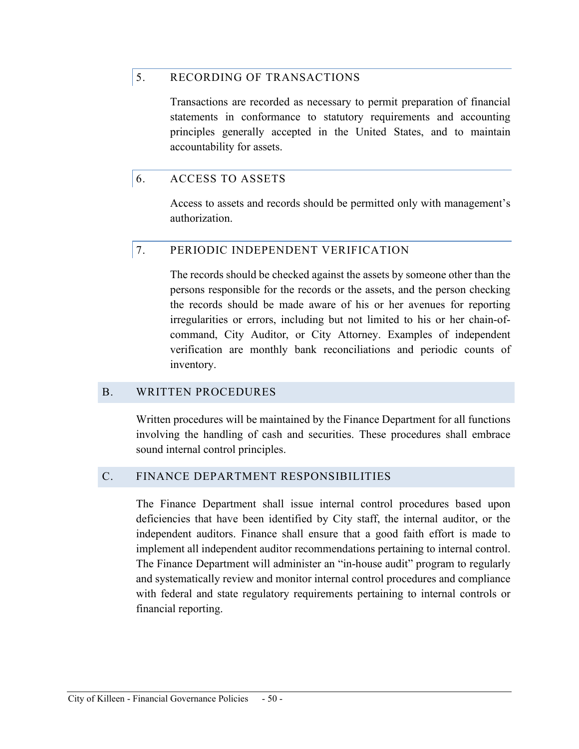### 5. RECORDING OF TRANSACTIONS

Transactions are recorded as necessary to permit preparation of financial statements in conformance to statutory requirements and accounting principles generally accepted in the United States, and to maintain accountability for assets.

### 6. ACCESS TO ASSETS

Access to assets and records should be permitted only with management's authorization.

### 7. PERIODIC INDEPENDENT VERIFICATION

The records should be checked against the assets by someone other than the persons responsible for the records or the assets, and the person checking the records should be made aware of his or her avenues for reporting irregularities or errors, including but not limited to his or her chain-of-command, City Auditor, or City Attorney. Examples of independent verification are monthly bank reconciliations and periodic counts of inventory.

## B. WRITTEN PROCEDURES

Written procedures will be maintained by the Finance Department for all functions involving the handling of cash and securities. These procedures shall embrace sound internal control principles.

## C. FINANCE DEPARTMENT RESPONSIBILITIES

The Finance Department shall issue internal control procedures based upon deficiencies that have been identified by City staff, the internal auditor, or the independent auditors. Finance shall ensure that a good faith effort is made to implement all independent auditor recommendations pertaining to internal control. The Finance Department will administer an "in-house audit" program to regularly and systematically review and monitor internal control procedures and compliance with federal and state regulatory requirements pertaining to internal controls or financial reporting.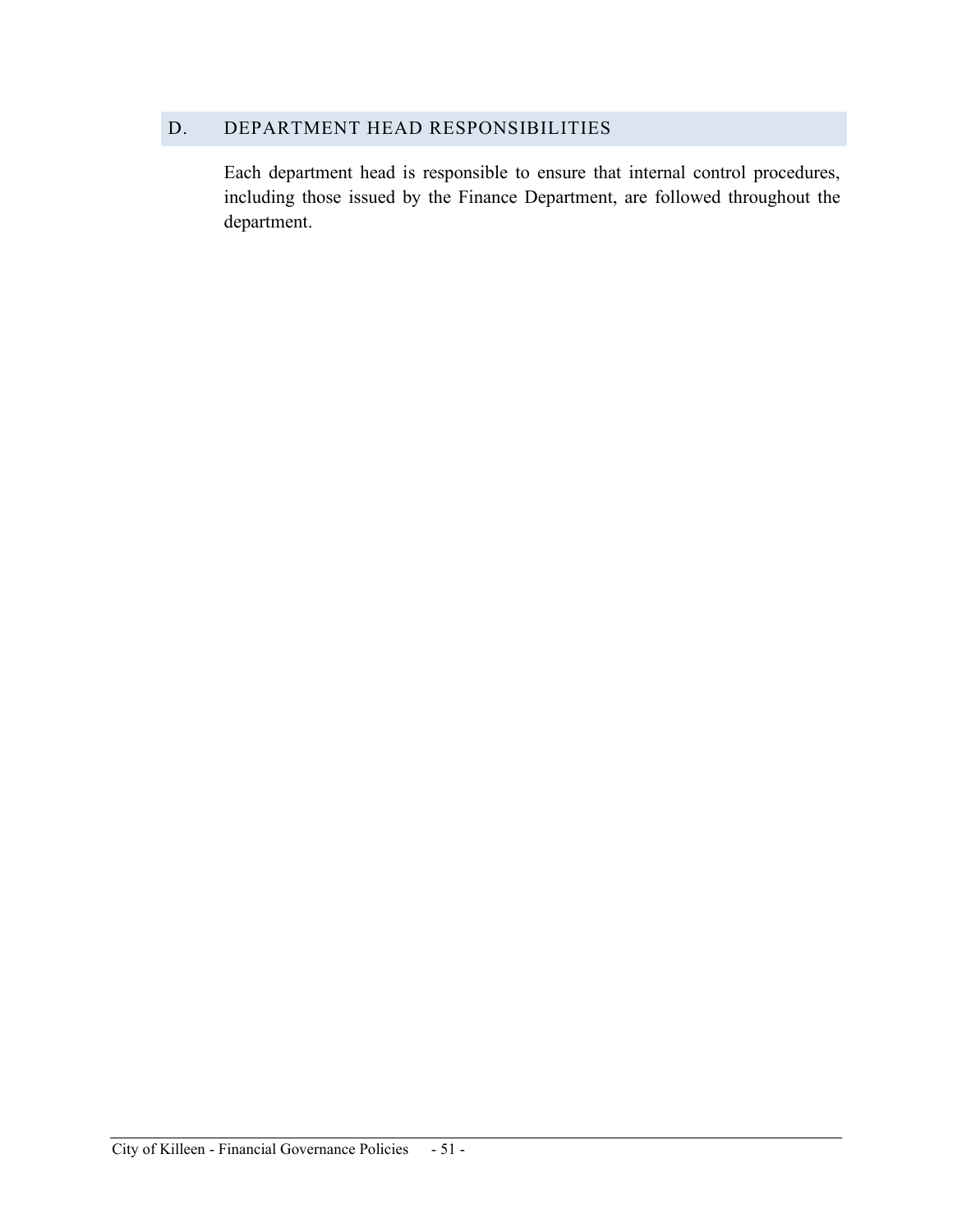## D. DEPARTMENT HEAD RESPONSIBILITIES

Each department head is responsible to ensure that internal control procedures, including those issued by the Finance Department, are followed throughout the department.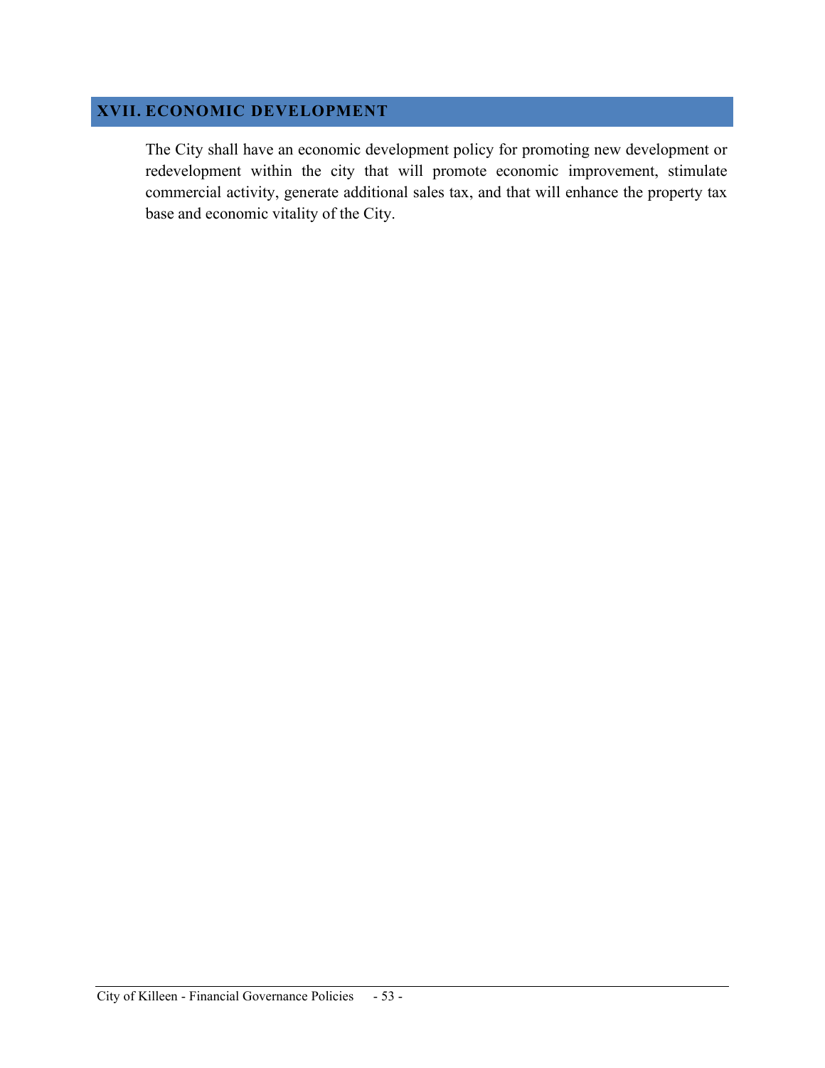## XVII. ECONOMIC DEVELOPMENT

The City shall have an economic development policy for promoting new development or redevelopment within the city that will promote economic improvement, stimulate commercial activity, generate additional sales tax, and that will enhance the property tax base and economic vitality of the City.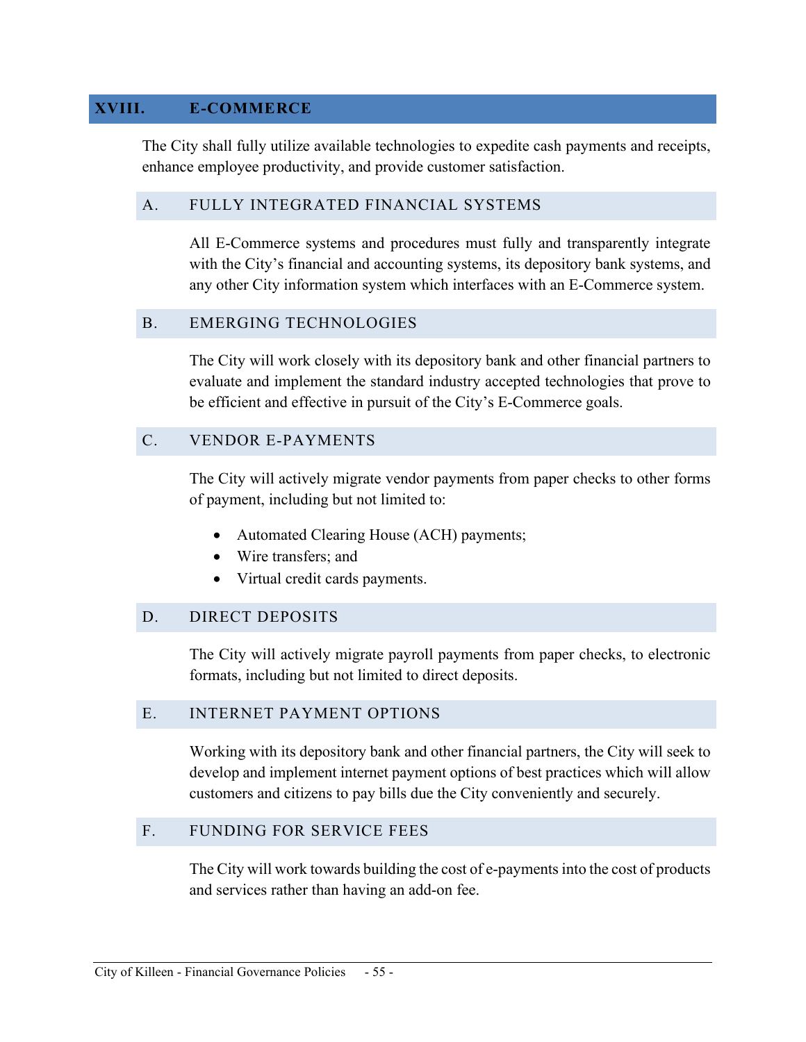## XVIII. E-COMMERCE

The City shall fully utilize available technologies to expedite cash payments and receipts, enhance employee productivity, and provide customer satisfaction.

### A. FULLY INTEGRATED FINANCIAL SYSTEMS

All E-Commerce systems and procedures must fully and transparently integrate with the City's financial and accounting systems, its depository bank systems, and any other City information system which interfaces with an E-Commerce system.

### B. EMERGING TECHNOLOGIES

The City will work closely with its depository bank and other financial partners to evaluate and implement the standard industry accepted technologies that prove to be efficient and effective in pursuit of the City's E-Commerce goals.

### C. VENDOR E-PAYMENTS

The City will actively migrate vendor payments from paper checks to other forms of payment, including but not limited to:

- Automated Clearing House (ACH) payments;
- Wire transfers; and
- Virtual credit cards payments.

### D. DIRECT DEPOSITS

The City will actively migrate payroll payments from paper checks, to electronic formats, including but not limited to direct deposits.

### E. INTERNET PAYMENT OPTIONS

Working with its depository bank and other financial partners, the City will seek to develop and implement internet payment options of best practices which will allow customers and citizens to pay bills due the City conveniently and securely.

### F. FUNDING FOR SERVICE FEES

The City will work towards building the cost of e-payments into the cost of products and services rather than having an add-on fee.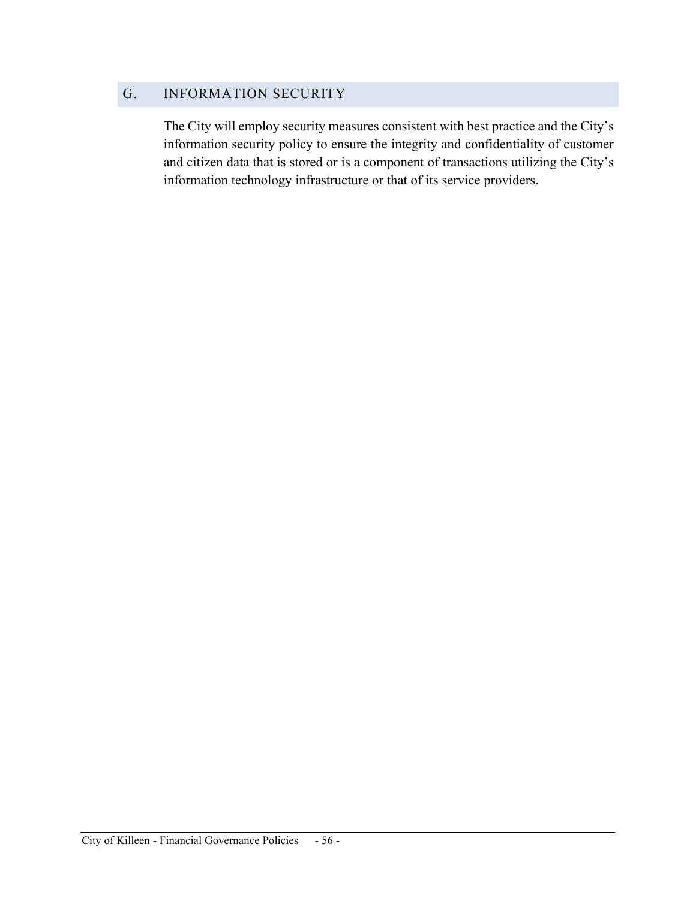## G. INFORMATION SECURITY

The City will employ security measures consistent with best practice and the City's information security policy to ensure the integrity and confidentiality of customer and citizen data that is stored or is a component of transactions utilizing the City's information technology infrastructure or that of its service providers.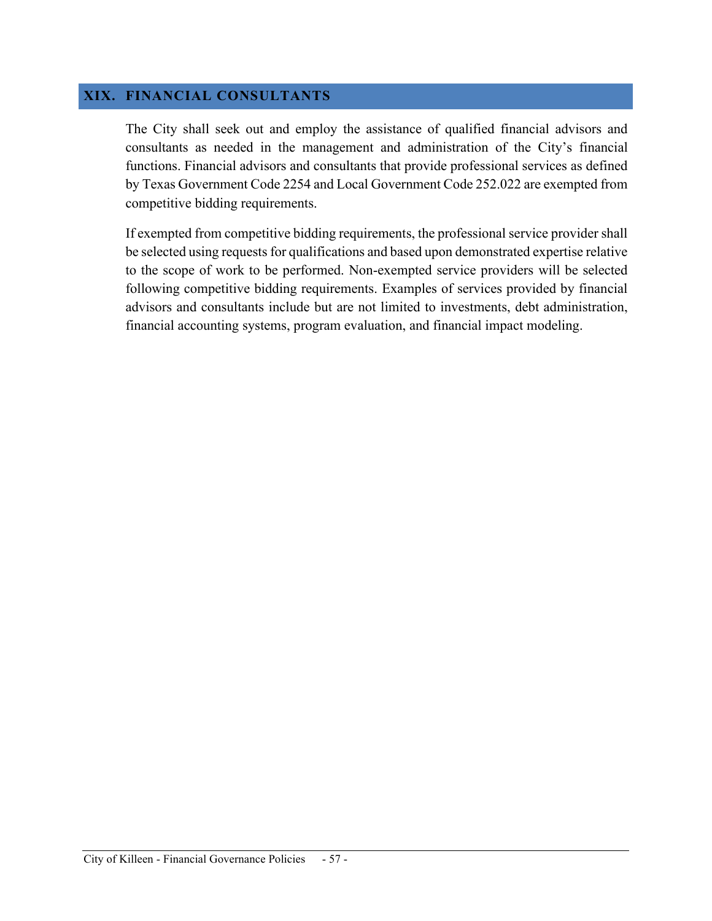## XIX. FINANCIAL CONSULTANTS

The City shall seek out and employ the assistance of qualified financial advisors and consultants as needed in the management and administration of the City's financial functions. Financial advisors and consultants that provide professional services as defined by Texas Government Code 2254 and Local Government Code 252.022 are exempted from competitive bidding requirements.

If exempted from competitive bidding requirements, the professional service provider shall be selected using requests for qualifications and based upon demonstrated expertise relative to the scope of work to be performed. Non-exempted service providers will be selected following competitive bidding requirements. Examples of services provided by financial advisors and consultants include but are not limited to investments, debt administration, financial accounting systems, program evaluation, and financial impact modeling.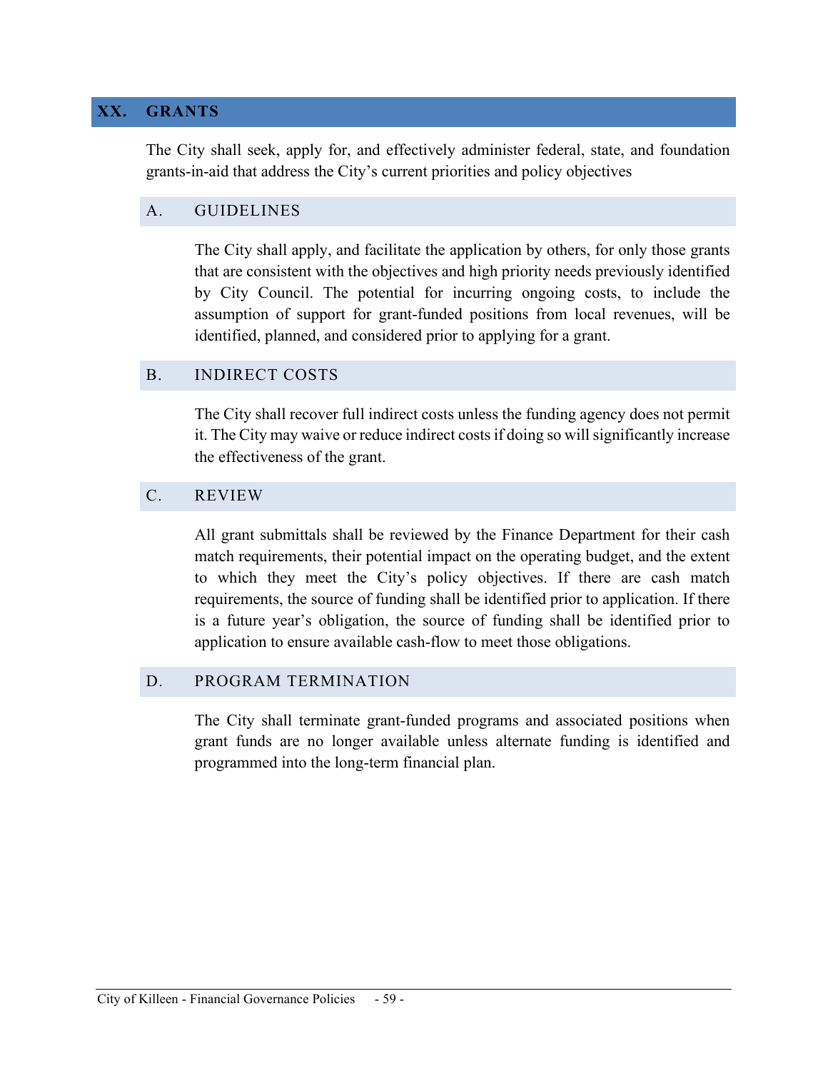## XX. GRANTS

The City shall seek, apply for, and effectively administer federal, state, and foundation grants-in-aid that address the City's current priorities and policy objectives

### A. GUIDELINES

The City shall apply, and facilitate the application by others, for only those grants that are consistent with the objectives and high priority needs previously identified by City Council. The potential for incurring ongoing costs, to include the assumption of support for grant-funded positions from local revenues, will be identified, planned, and considered prior to applying for a grant.

### B. INDIRECT COSTS

The City shall recover full indirect costs unless the funding agency does not permit it. The City may waive or reduce indirect costs if doing so will significantly increase the effectiveness of the grant.

### C. REVIEW

All grant submittals shall be reviewed by the Finance Department for their cash match requirements, their potential impact on the operating budget, and the extent to which they meet the City's policy objectives. If there are cash match requirements, the source of funding shall be identified prior to application. If there is a future year's obligation, the source of funding shall be identified prior to application to ensure available cash-flow to meet those obligations.

### D. PROGRAM TERMINATION

The City shall terminate grant-funded programs and associated positions when grant funds are no longer available unless alternate funding is identified and programmed into the long-term financial plan.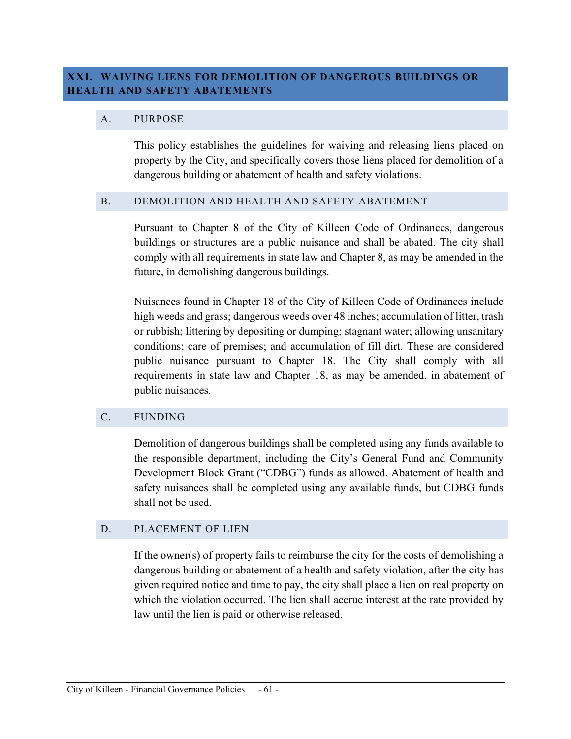## XXI. WAIVING LIENS FOR DEMOLITION OF DANGEROUS BUILDINGS OR HEALTH AND SAFETY ABATEMENTS

### A. PURPOSE

This policy establishes the guidelines for waiving and releasing liens placed on property by the City, and specifically covers those liens placed for demolition of a dangerous building or abatement of health and safety violations.

### B. DEMOLITION AND HEALTH AND SAFETY ABATEMENT

Pursuant to Chapter 8 of the City of Killeen Code of Ordinances, dangerous buildings or structures are a public nuisance and shall be abated. The city shall comply with all requirements in state law and Chapter 8, as may be amended in the future, in demolishing dangerous buildings.

Nuisances found in Chapter 18 of the City of Killeen Code of Ordinances include high weeds and grass; dangerous weeds over 48 inches; accumulation of litter, trash or rubbish; littering by depositing or dumping; stagnant water; allowing unsanitary conditions; care of premises; and accumulation of fill dirt. These are considered public nuisance pursuant to Chapter 18. The City shall comply with all requirements in state law and Chapter 18, as may be amended, in abatement of public nuisances.

### C. FUNDING

Demolition of dangerous buildings shall be completed using any funds available to the responsible department, including the City's General Fund and Community Development Block Grant ("CDBG") funds as allowed. Abatement of health and safety nuisances shall be completed using any available funds, but CDBG funds shall not be used.

### D. PLACEMENT OF LIEN

If the owner(s) of property fails to reimburse the city for the costs of demolishing a dangerous building or abatement of a health and safety violation, after the city has given required notice and time to pay, the city shall place a lien on real property on which the violation occurred. The lien shall accrue interest at the rate provided by law until the lien is paid or otherwise released.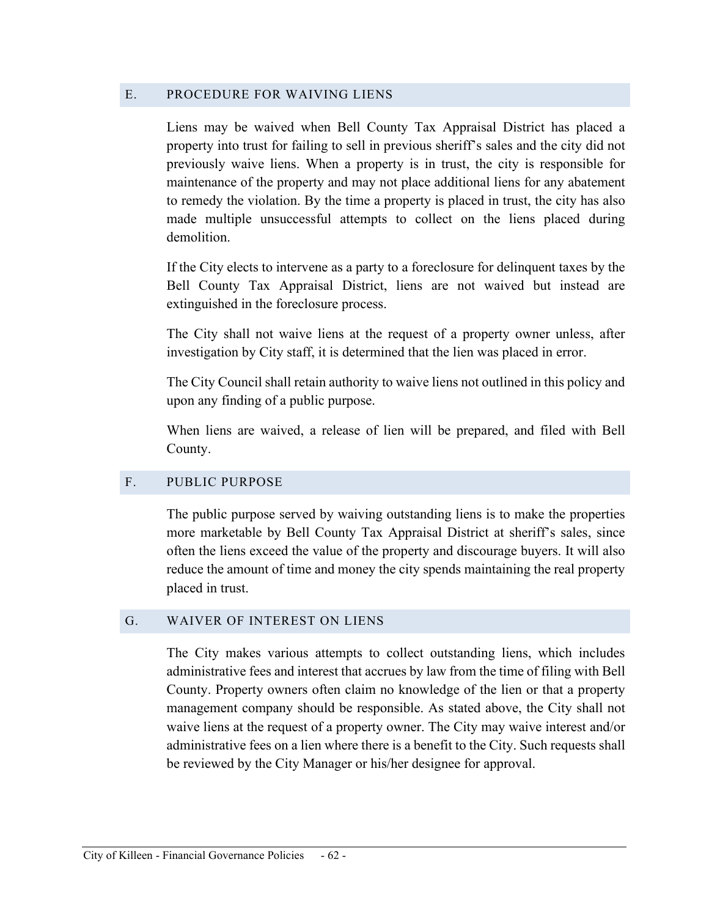## E. PROCEDURE FOR WAIVING LIENS

Liens may be waived when Bell County Tax Appraisal District has placed a property into trust for failing to sell in previous sheriff's sales and the city did not previously waive liens. When a property is in trust, the city is responsible for maintenance of the property and may not place additional liens for any abatement to remedy the violation. By the time a property is placed in trust, the city has also made multiple unsuccessful attempts to collect on the liens placed during demolition.

If the City elects to intervene as a party to a foreclosure for delinquent taxes by the Bell County Tax Appraisal District, liens are not waived but instead are extinguished in the foreclosure process.

The City shall not waive liens at the request of a property owner unless, after investigation by City staff, it is determined that the lien was placed in error.

The City Council shall retain authority to waive liens not outlined in this policy and upon any finding of a public purpose.

When liens are waived, a release of lien will be prepared, and filed with Bell County.

## F. PUBLIC PURPOSE

The public purpose served by waiving outstanding liens is to make the properties more marketable by Bell County Tax Appraisal District at sheriff's sales, since often the liens exceed the value of the property and discourage buyers. It will also reduce the amount of time and money the city spends maintaining the real property placed in trust.

## G. WAIVER OF INTEREST ON LIENS

The City makes various attempts to collect outstanding liens, which includes administrative fees and interest that accrues by law from the time of filing with Bell County. Property owners often claim no knowledge of the lien or that a property management company should be responsible. As stated above, the City shall not waive liens at the request of a property owner. The City may waive interest and/or administrative fees on a lien where there is a benefit to the City. Such requests shall be reviewed by the City Manager or his/her designee for approval.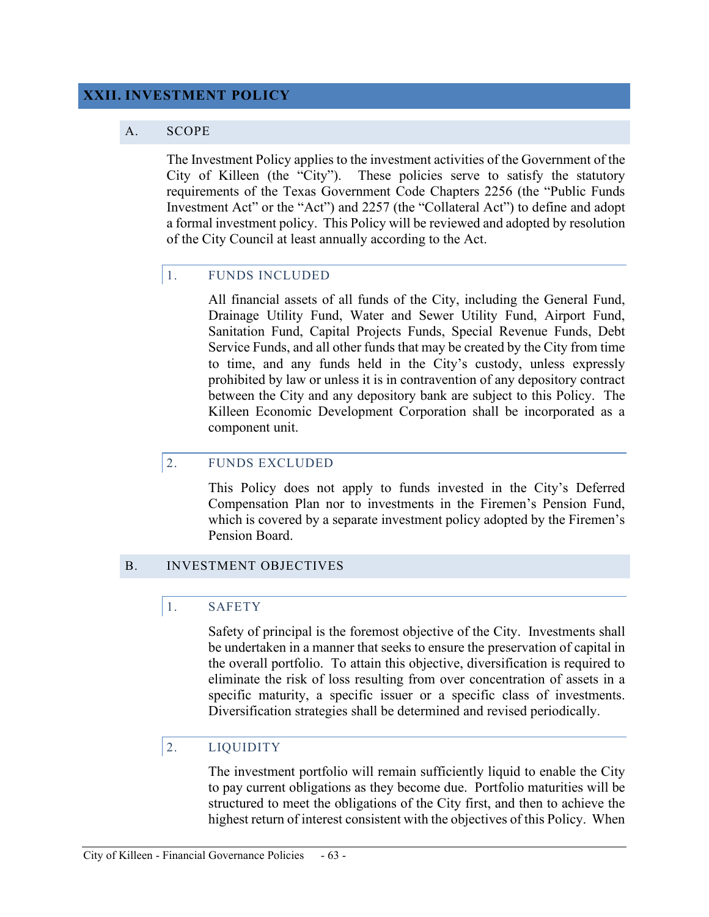# XXII. INVESTMENT POLICY

## A. SCOPE

The Investment Policy applies to the investment activities of the Government of the City of Killeen (the "City"). These policies serve to satisfy the statutory requirements of the Texas Government Code Chapters 2256 (the "Public Funds Investment Act" or the "Act") and 2257 (the "Collateral Act") to define and adopt a formal investment policy. This Policy will be reviewed and adopted by resolution of the City Council at least annually according to the Act.

### 1. FUNDS INCLUDED

All financial assets of all funds of the City, including the General Fund, Drainage Utility Fund, Water and Sewer Utility Fund, Airport Fund, Sanitation Fund, Capital Projects Funds, Special Revenue Funds, Debt Service Funds, and all other funds that may be created by the City from time to time, and any funds held in the City's custody, unless expressly prohibited by law or unless it is in contravention of any depository contract between the City and any depository bank are subject to this Policy. The Killeen Economic Development Corporation shall be incorporated as a component unit.

### 2. FUNDS EXCLUDED

This Policy does not apply to funds invested in the City's Deferred Compensation Plan nor to investments in the Firemen's Pension Fund, which is covered by a separate investment policy adopted by the Firemen's Pension Board.

## B. INVESTMENT OBJECTIVES

### 1. SAFETY

Safety of principal is the foremost objective of the City. Investments shall be undertaken in a manner that seeks to ensure the preservation of capital in the overall portfolio. To attain this objective, diversification is required to eliminate the risk of loss resulting from over concentration of assets in a specific maturity, a specific issuer or a specific class of investments. Diversification strategies shall be determined and revised periodically.

### 2. LIQUIDITY

The investment portfolio will remain sufficiently liquid to enable the City to pay current obligations as they become due. Portfolio maturities will be structured to meet the obligations of the City first, and then to achieve the highest return of interest consistent with the objectives of this Policy. When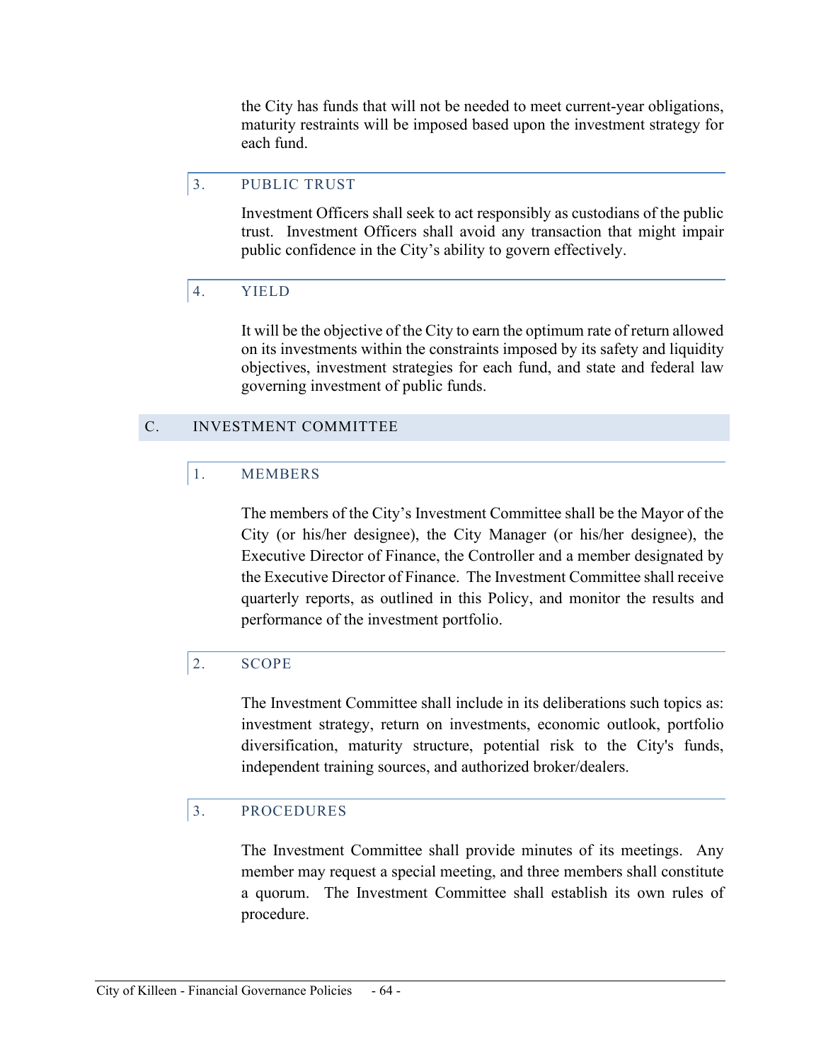the City has funds that will not be needed to meet current-year obligations, maturity restraints will be imposed based upon the investment strategy for each fund.

### 3. PUBLIC TRUST

Investment Officers shall seek to act responsibly as custodians of the public trust. Investment Officers shall avoid any transaction that might impair public confidence in the City's ability to govern effectively.

### 4. YIELD

It will be the objective of the City to earn the optimum rate of return allowed on its investments within the constraints imposed by its safety and liquidity objectives, investment strategies for each fund, and state and federal law governing investment of public funds.

## C. INVESTMENT COMMITTEE

### 1. MEMBERS

The members of the City's Investment Committee shall be the Mayor of the City (or his/her designee), the City Manager (or his/her designee), the Executive Director of Finance, the Controller and a member designated by the Executive Director of Finance. The Investment Committee shall receive quarterly reports, as outlined in this Policy, and monitor the results and performance of the investment portfolio.

### 2. SCOPE

The Investment Committee shall include in its deliberations such topics as: investment strategy, return on investments, economic outlook, portfolio diversification, maturity structure, potential risk to the City's funds, independent training sources, and authorized broker/dealers.

### 3. PROCEDURES

The Investment Committee shall provide minutes of its meetings. Any member may request a special meeting, and three members shall constitute a quorum. The Investment Committee shall establish its own rules of procedure.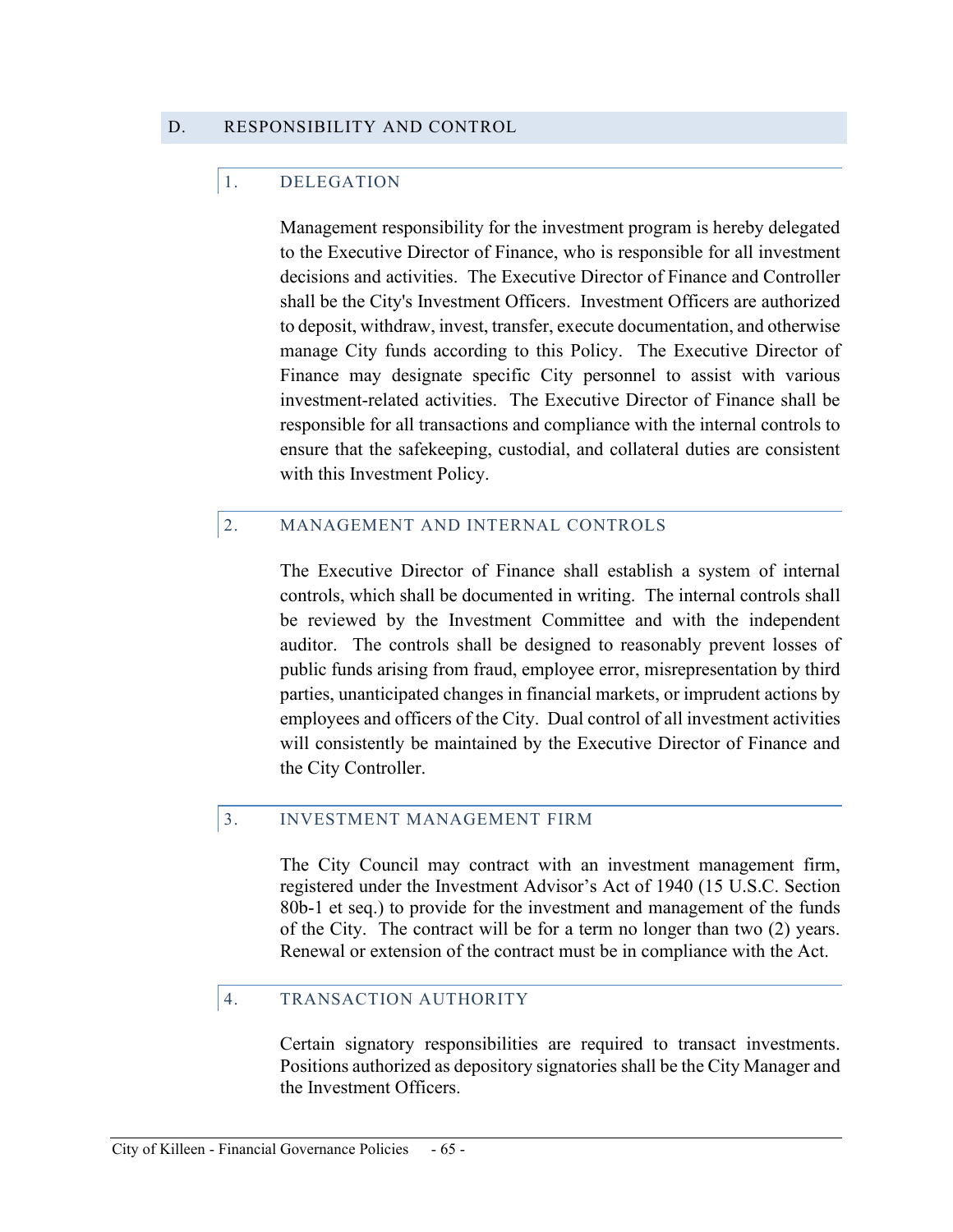## D. RESPONSIBILITY AND CONTROL

### 1. DELEGATION

Management responsibility for the investment program is hereby delegated to the Executive Director of Finance, who is responsible for all investment decisions and activities. The Executive Director of Finance and Controller shall be the City's Investment Officers. Investment Officers are authorized to deposit, withdraw, invest, transfer, execute documentation, and otherwise manage City funds according to this Policy. The Executive Director of Finance may designate specific City personnel to assist with various investment-related activities. The Executive Director of Finance shall be responsible for all transactions and compliance with the internal controls to ensure that the safekeeping, custodial, and collateral duties are consistent with this Investment Policy.

### 2. MANAGEMENT AND INTERNAL CONTROLS

The Executive Director of Finance shall establish a system of internal controls, which shall be documented in writing. The internal controls shall be reviewed by the Investment Committee and with the independent auditor. The controls shall be designed to reasonably prevent losses of public funds arising from fraud, employee error, misrepresentation by third parties, unanticipated changes in financial markets, or imprudent actions by employees and officers of the City. Dual control of all investment activities will consistently be maintained by the Executive Director of Finance and the City Controller.

### 3. INVESTMENT MANAGEMENT FIRM

The City Council may contract with an investment management firm, registered under the Investment Advisor's Act of 1940 (15 U.S.C. Section 80b-1 et seq.) to provide for the investment and management of the funds of the City. The contract will be for a term no longer than two (2) years. Renewal or extension of the contract must be in compliance with the Act.

### 4. TRANSACTION AUTHORITY

Certain signatory responsibilities are required to transact investments. Positions authorized as depository signatories shall be the City Manager and the Investment Officers.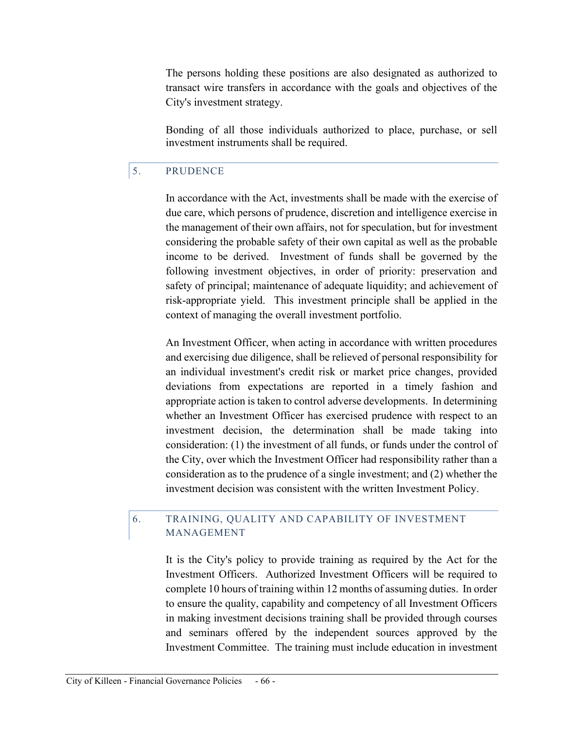The persons holding these positions are also designated as authorized to transact wire transfers in accordance with the goals and objectives of the City's investment strategy.

Bonding of all those individuals authorized to place, purchase, or sell investment instruments shall be required.

## 5. PRUDENCE

In accordance with the Act, investments shall be made with the exercise of due care, which persons of prudence, discretion and intelligence exercise in the management of their own affairs, not for speculation, but for investment considering the probable safety of their own capital as well as the probable income to be derived. Investment of funds shall be governed by the following investment objectives, in order of priority: preservation and safety of principal; maintenance of adequate liquidity; and achievement of risk-appropriate yield. This investment principle shall be applied in the context of managing the overall investment portfolio.

An Investment Officer, when acting in accordance with written procedures and exercising due diligence, shall be relieved of personal responsibility for an individual investment's credit risk or market price changes, provided deviations from expectations are reported in a timely fashion and appropriate action is taken to control adverse developments. In determining whether an Investment Officer has exercised prudence with respect to an investment decision, the determination shall be made taking into consideration: (1) the investment of all funds, or funds under the control of the City, over which the Investment Officer had responsibility rather than a consideration as to the prudence of a single investment; and (2) whether the investment decision was consistent with the written Investment Policy.

## 6. TRAINING, QUALITY AND CAPABILITY OF INVESTMENT MANAGEMENT

It is the City's policy to provide training as required by the Act for the Investment Officers. Authorized Investment Officers will be required to complete 10 hours of training within 12 months of assuming duties. In order to ensure the quality, capability and competency of all Investment Officers in making investment decisions training shall be provided through courses and seminars offered by the independent sources approved by the Investment Committee. The training must include education in investment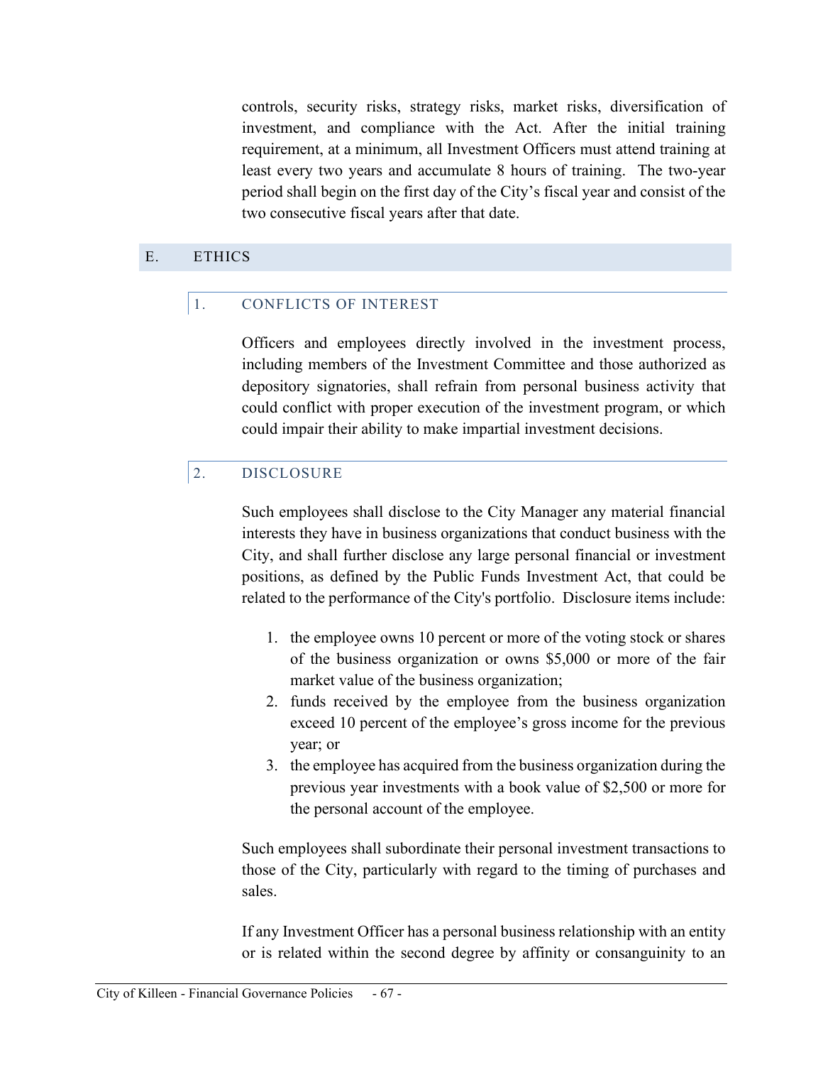controls, security risks, strategy risks, market risks, diversification of investment, and compliance with the Act. After the initial training requirement, at a minimum, all Investment Officers must attend training at least every two years and accumulate 8 hours of training. The two-year period shall begin on the first day of the City's fiscal year and consist of the two consecutive fiscal years after that date.

## E. ETHICS

### 1. CONFLICTS OF INTEREST

Officers and employees directly involved in the investment process, including members of the Investment Committee and those authorized as depository signatories, shall refrain from personal business activity that could conflict with proper execution of the investment program, or which could impair their ability to make impartial investment decisions.

### 2. DISCLOSURE

Such employees shall disclose to the City Manager any material financial interests they have in business organizations that conduct business with the City, and shall further disclose any large personal financial or investment positions, as defined by the Public Funds Investment Act, that could be related to the performance of the City's portfolio. Disclosure items include:

1. the employee owns 10 percent or more of the voting stock or shares of the business organization or owns $5,000 or more of the fair market value of the business organization;
2. funds received by the employee from the business organization exceed 10 percent of the employee's gross income for the previous year; or
3. the employee has acquired from the business organization during the previous year investments with a book value of $2,500 or more for the personal account of the employee.

Such employees shall subordinate their personal investment transactions to those of the City, particularly with regard to the timing of purchases and sales.

If any Investment Officer has a personal business relationship with an entity or is related within the second degree by affinity or consanguinity to an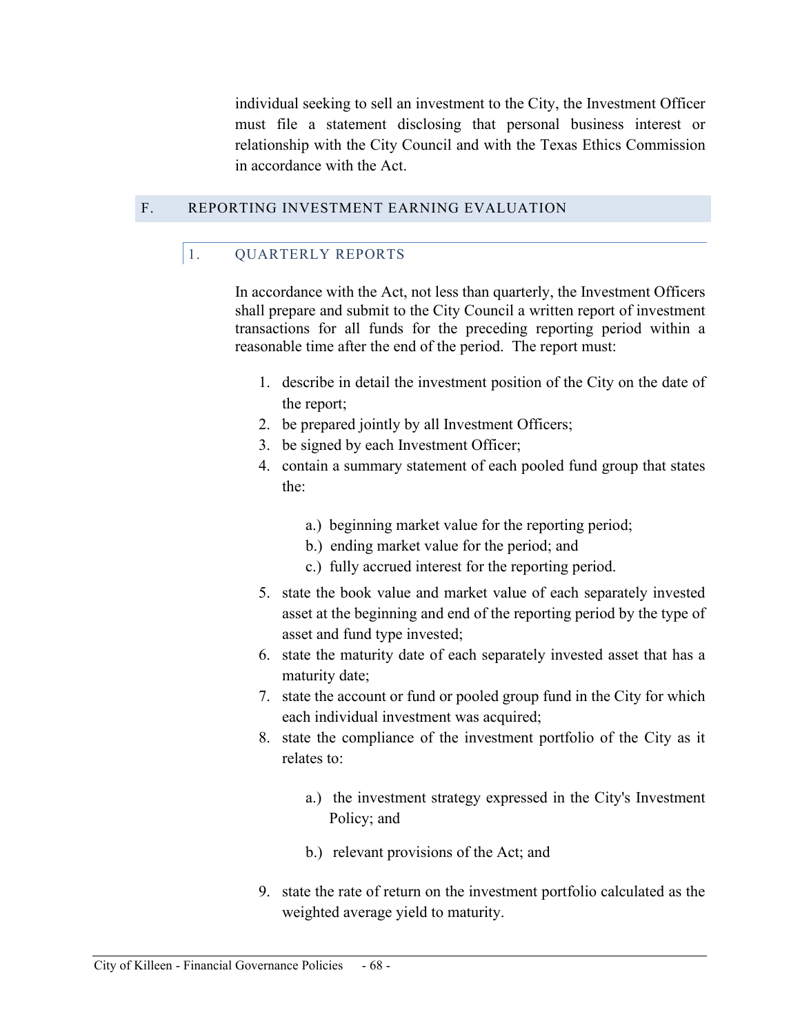individual seeking to sell an investment to the City, the Investment Officer must file a statement disclosing that personal business interest or relationship with the City Council and with the Texas Ethics Commission in accordance with the Act.

## F. REPORTING INVESTMENT EARNING EVALUATION

### 1. QUARTERLY REPORTS

In accordance with the Act, not less than quarterly, the Investment Officers shall prepare and submit to the City Council a written report of investment transactions for all funds for the preceding reporting period within a reasonable time after the end of the period. The report must:

1. describe in detail the investment position of the City on the date of the report;
2. be prepared jointly by all Investment Officers;
3. be signed by each Investment Officer;
4. contain a summary statement of each pooled fund group that states the:

    a.) beginning market value for the reporting period;
    b.) ending market value for the period; and
    c.) fully accrued interest for the reporting period.

5. state the book value and market value of each separately invested asset at the beginning and end of the reporting period by the type of asset and fund type invested;
6. state the maturity date of each separately invested asset that has a maturity date;
7. state the account or fund or pooled group fund in the City for which each individual investment was acquired;
8. state the compliance of the investment portfolio of the City as it relates to:

    a.) the investment strategy expressed in the City's Investment Policy; and

    b.) relevant provisions of the Act; and

9. state the rate of return on the investment portfolio calculated as the weighted average yield to maturity.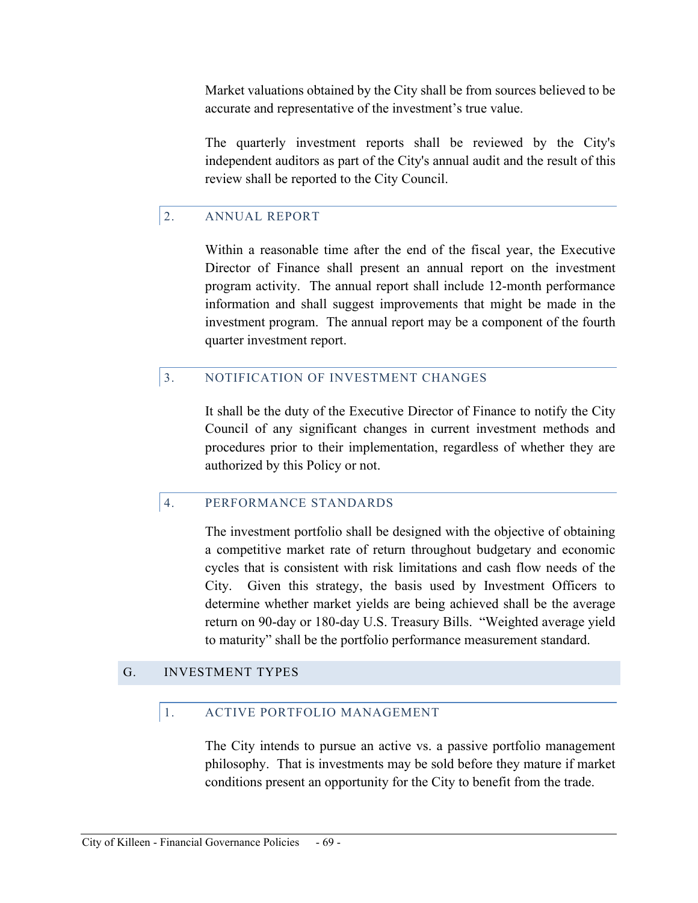Market valuations obtained by the City shall be from sources believed to be accurate and representative of the investment's true value.

The quarterly investment reports shall be reviewed by the City's independent auditors as part of the City's annual audit and the result of this review shall be reported to the City Council.

### 2. ANNUAL REPORT

Within a reasonable time after the end of the fiscal year, the Executive Director of Finance shall present an annual report on the investment program activity. The annual report shall include 12-month performance information and shall suggest improvements that might be made in the investment program. The annual report may be a component of the fourth quarter investment report.

### 3. NOTIFICATION OF INVESTMENT CHANGES

It shall be the duty of the Executive Director of Finance to notify the City Council of any significant changes in current investment methods and procedures prior to their implementation, regardless of whether they are authorized by this Policy or not.

### 4. PERFORMANCE STANDARDS

The investment portfolio shall be designed with the objective of obtaining a competitive market rate of return throughout budgetary and economic cycles that is consistent with risk limitations and cash flow needs of the City. Given this strategy, the basis used by Investment Officers to determine whether market yields are being achieved shall be the average return on 90-day or 180-day U.S. Treasury Bills. "Weighted average yield to maturity" shall be the portfolio performance measurement standard.

## G. INVESTMENT TYPES

### 1. ACTIVE PORTFOLIO MANAGEMENT

The City intends to pursue an active vs. a passive portfolio management philosophy. That is investments may be sold before they mature if market conditions present an opportunity for the City to benefit from the trade.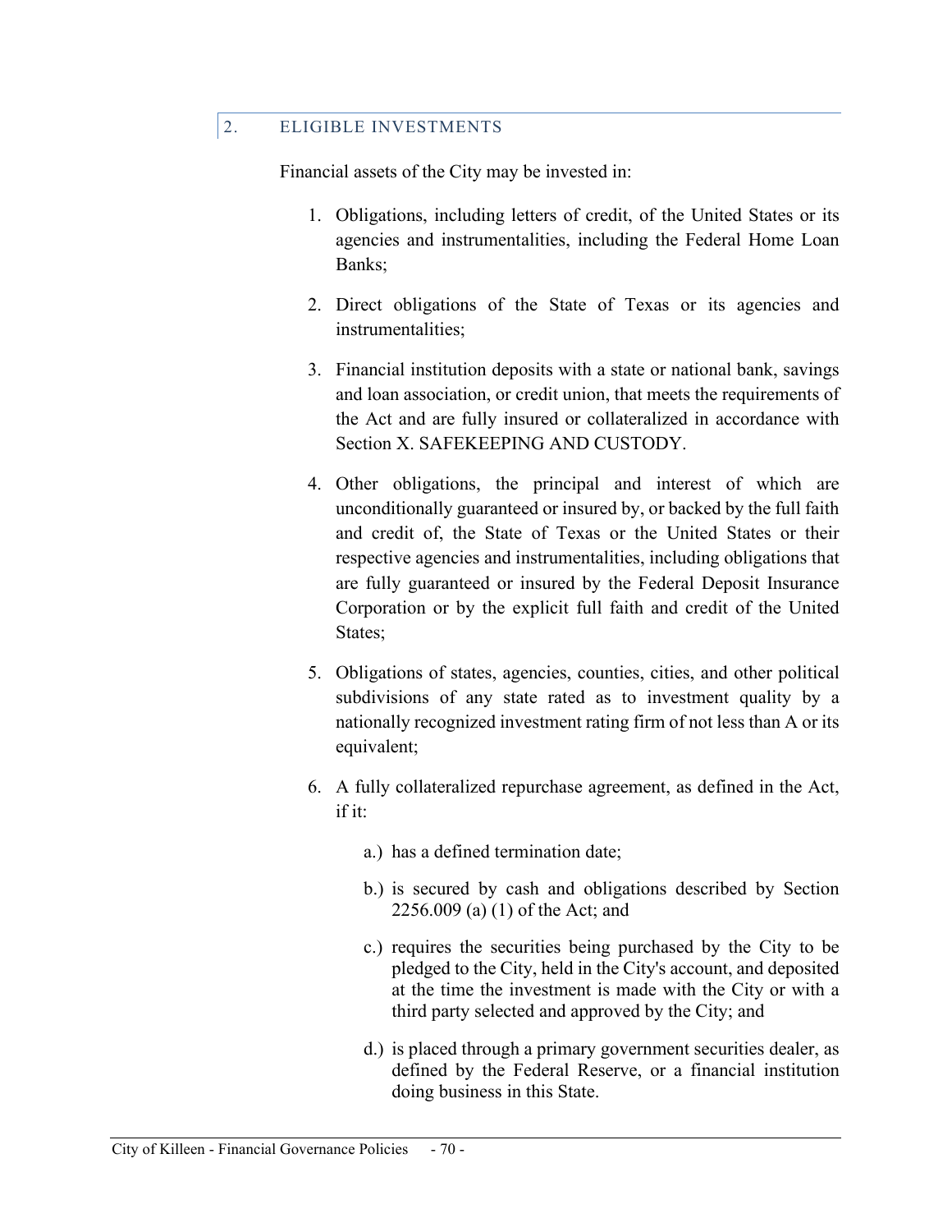## 2. ELIGIBLE INVESTMENTS

Financial assets of the City may be invested in:

1. Obligations, including letters of credit, of the United States or its agencies and instrumentalities, including the Federal Home Loan Banks;

2. Direct obligations of the State of Texas or its agencies and instrumentalities;

3. Financial institution deposits with a state or national bank, savings and loan association, or credit union, that meets the requirements of the Act and are fully insured or collateralized in accordance with Section X. SAFEKEEPING AND CUSTODY.

4. Other obligations, the principal and interest of which are unconditionally guaranteed or insured by, or backed by the full faith and credit of, the State of Texas or the United States or their respective agencies and instrumentalities, including obligations that are fully guaranteed or insured by the Federal Deposit Insurance Corporation or by the explicit full faith and credit of the United States;

5. Obligations of states, agencies, counties, cities, and other political subdivisions of any state rated as to investment quality by a nationally recognized investment rating firm of not less than A or its equivalent;

6. A fully collateralized repurchase agreement, as defined in the Act, if it:

    a.) has a defined termination date;

    b.) is secured by cash and obligations described by Section 2256.009 (a) (1) of the Act; and

    c.) requires the securities being purchased by the City to be pledged to the City, held in the City's account, and deposited at the time the investment is made with the City or with a third party selected and approved by the City; and

    d.) is placed through a primary government securities dealer, as defined by the Federal Reserve, or a financial institution doing business in this State.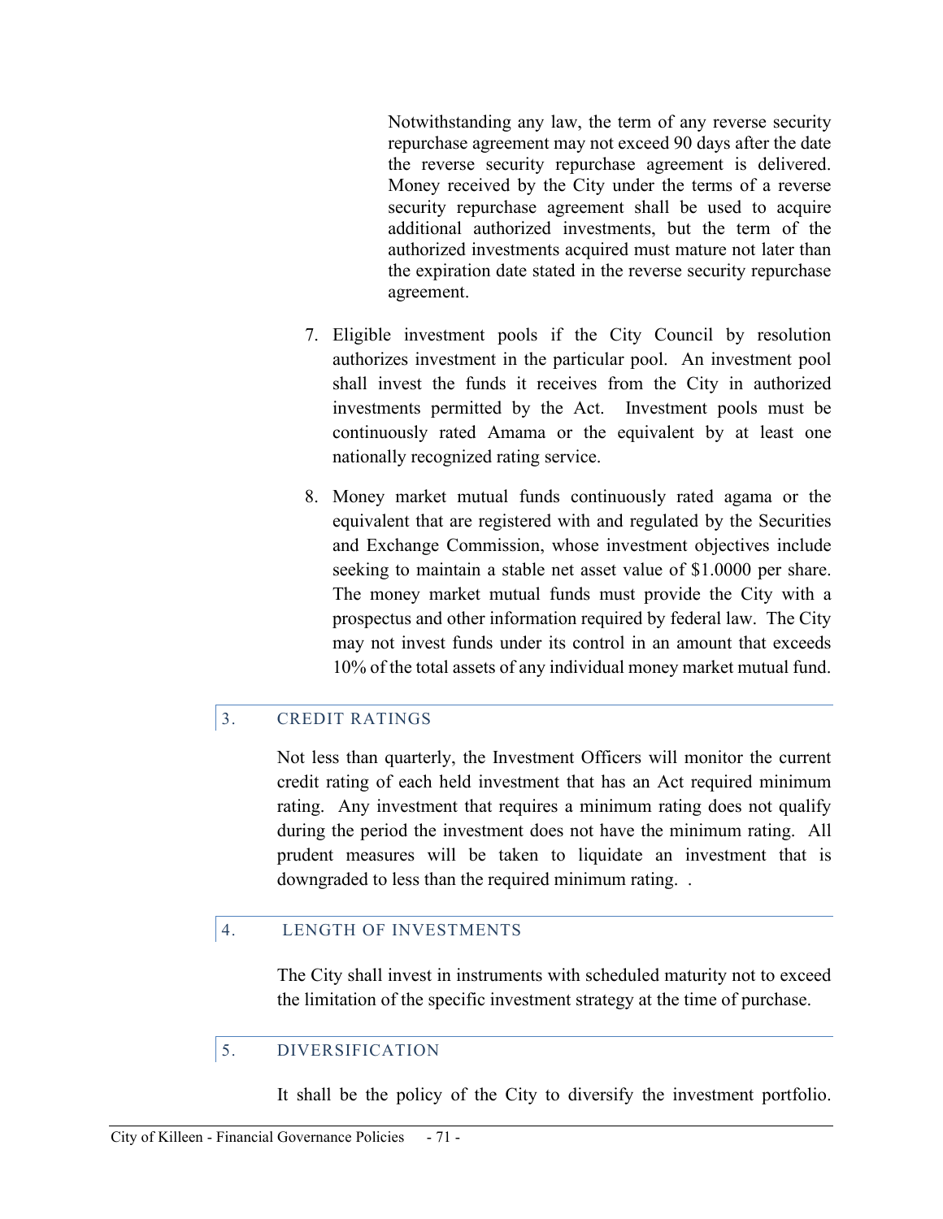Notwithstanding any law, the term of any reverse security repurchase agreement may not exceed 90 days after the date the reverse security repurchase agreement is delivered. Money received by the City under the terms of a reverse security repurchase agreement shall be used to acquire additional authorized investments, but the term of the authorized investments acquired must mature not later than the expiration date stated in the reverse security repurchase agreement.

7. Eligible investment pools if the City Council by resolution authorizes investment in the particular pool. An investment pool shall invest the funds it receives from the City in authorized investments permitted by the Act. Investment pools must be continuously rated Amama or the equivalent by at least one nationally recognized rating service.

8. Money market mutual funds continuously rated agama or the equivalent that are registered with and regulated by the Securities and Exchange Commission, whose investment objectives include seeking to maintain a stable net asset value of $1.0000 per share. The money market mutual funds must provide the City with a prospectus and other information required by federal law. The City may not invest funds under its control in an amount that exceeds 10% of the total assets of any individual money market mutual fund.

## 3. CREDIT RATINGS

Not less than quarterly, the Investment Officers will monitor the current credit rating of each held investment that has an Act required minimum rating. Any investment that requires a minimum rating does not qualify during the period the investment does not have the minimum rating. All prudent measures will be taken to liquidate an investment that is downgraded to less than the required minimum rating. .

## 4. LENGTH OF INVESTMENTS

The City shall invest in instruments with scheduled maturity not to exceed the limitation of the specific investment strategy at the time of purchase.

## 5. DIVERSIFICATION

It shall be the policy of the City to diversify the investment portfolio.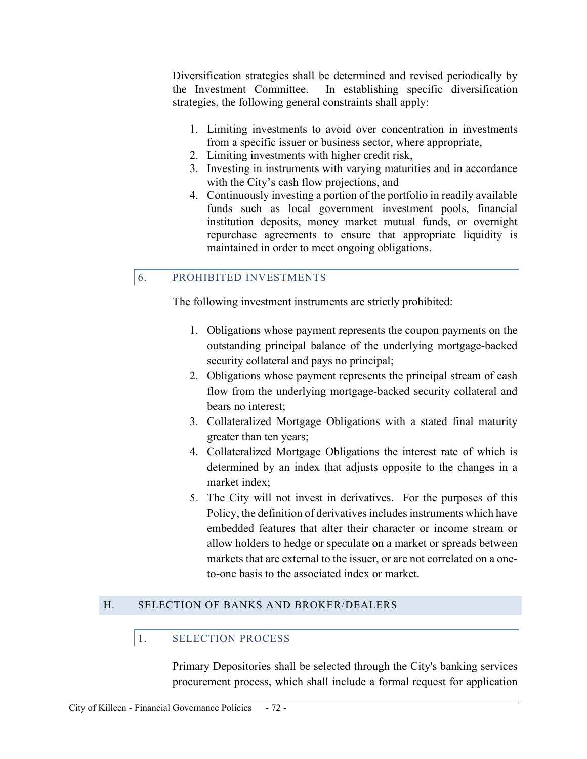Diversification strategies shall be determined and revised periodically by the Investment Committee. In establishing specific diversification strategies, the following general constraints shall apply:

1. Limiting investments to avoid over concentration in investments from a specific issuer or business sector, where appropriate,
2. Limiting investments with higher credit risk,
3. Investing in instruments with varying maturities and in accordance with the City's cash flow projections, and
4. Continuously investing a portion of the portfolio in readily available funds such as local government investment pools, financial institution deposits, money market mutual funds, or overnight repurchase agreements to ensure that appropriate liquidity is maintained in order to meet ongoing obligations.

### 6. PROHIBITED INVESTMENTS

The following investment instruments are strictly prohibited:

1. Obligations whose payment represents the coupon payments on the outstanding principal balance of the underlying mortgage-backed security collateral and pays no principal;
2. Obligations whose payment represents the principal stream of cash flow from the underlying mortgage-backed security collateral and bears no interest;
3. Collateralized Mortgage Obligations with a stated final maturity greater than ten years;
4. Collateralized Mortgage Obligations the interest rate of which is determined by an index that adjusts opposite to the changes in a market index;
5. The City will not invest in derivatives. For the purposes of this Policy, the definition of derivatives includes instruments which have embedded features that alter their character or income stream or allow holders to hedge or speculate on a market or spreads between markets that are external to the issuer, or are not correlated on a one-to-one basis to the associated index or market.

## H. SELECTION OF BANKS AND BROKER/DEALERS

### 1. SELECTION PROCESS

Primary Depositories shall be selected through the City's banking services procurement process, which shall include a formal request for application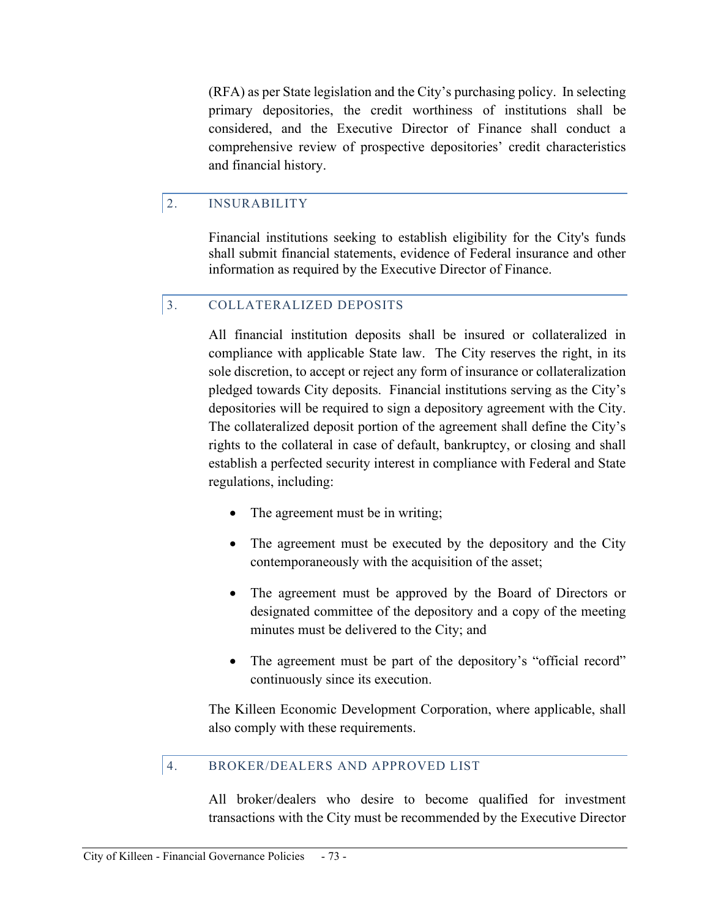(RFA) as per State legislation and the City's purchasing policy. In selecting primary depositories, the credit worthiness of institutions shall be considered, and the Executive Director of Finance shall conduct a comprehensive review of prospective depositories' credit characteristics and financial history.

## 2. INSURABILITY

Financial institutions seeking to establish eligibility for the City's funds shall submit financial statements, evidence of Federal insurance and other information as required by the Executive Director of Finance.

## 3. COLLATERALIZED DEPOSITS

All financial institution deposits shall be insured or collateralized in compliance with applicable State law. The City reserves the right, in its sole discretion, to accept or reject any form of insurance or collateralization pledged towards City deposits. Financial institutions serving as the City's depositories will be required to sign a depository agreement with the City. The collateralized deposit portion of the agreement shall define the City's rights to the collateral in case of default, bankruptcy, or closing and shall establish a perfected security interest in compliance with Federal and State regulations, including:

- The agreement must be in writing;
- The agreement must be executed by the depository and the City contemporaneously with the acquisition of the asset;
- The agreement must be approved by the Board of Directors or designated committee of the depository and a copy of the meeting minutes must be delivered to the City; and
- The agreement must be part of the depository's "official record" continuously since its execution.

The Killeen Economic Development Corporation, where applicable, shall also comply with these requirements.

## 4. BROKER/DEALERS AND APPROVED LIST

All broker/dealers who desire to become qualified for investment transactions with the City must be recommended by the Executive Director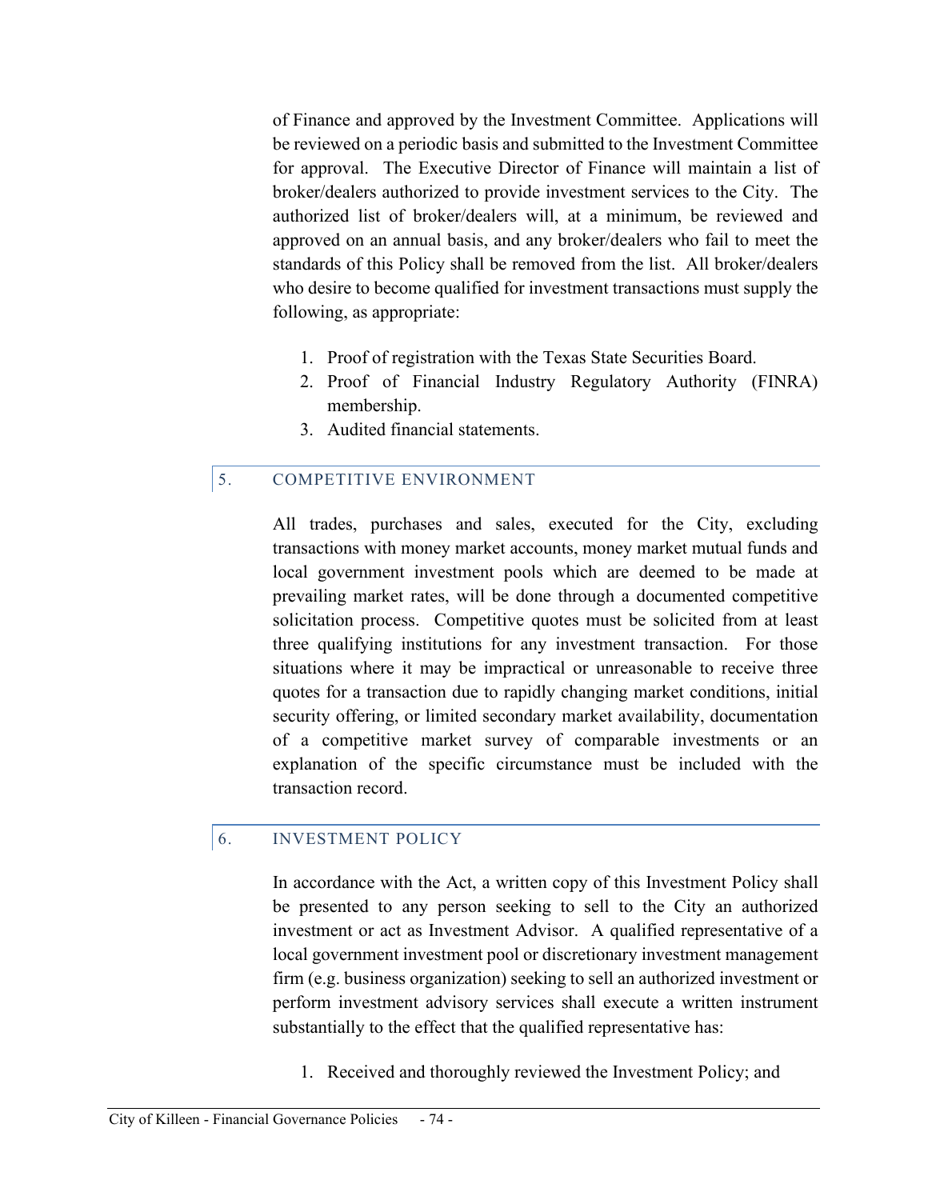of Finance and approved by the Investment Committee. Applications will be reviewed on a periodic basis and submitted to the Investment Committee for approval. The Executive Director of Finance will maintain a list of broker/dealers authorized to provide investment services to the City. The authorized list of broker/dealers will, at a minimum, be reviewed and approved on an annual basis, and any broker/dealers who fail to meet the standards of this Policy shall be removed from the list. All broker/dealers who desire to become qualified for investment transactions must supply the following, as appropriate:

1. Proof of registration with the Texas State Securities Board.
2. Proof of Financial Industry Regulatory Authority (FINRA) membership.
3. Audited financial statements.

## 5. COMPETITIVE ENVIRONMENT

All trades, purchases and sales, executed for the City, excluding transactions with money market accounts, money market mutual funds and local government investment pools which are deemed to be made at prevailing market rates, will be done through a documented competitive solicitation process. Competitive quotes must be solicited from at least three qualifying institutions for any investment transaction. For those situations where it may be impractical or unreasonable to receive three quotes for a transaction due to rapidly changing market conditions, initial security offering, or limited secondary market availability, documentation of a competitive market survey of comparable investments or an explanation of the specific circumstance must be included with the transaction record.

## 6. INVESTMENT POLICY

In accordance with the Act, a written copy of this Investment Policy shall be presented to any person seeking to sell to the City an authorized investment or act as Investment Advisor. A qualified representative of a local government investment pool or discretionary investment management firm (e.g. business organization) seeking to sell an authorized investment or perform investment advisory services shall execute a written instrument substantially to the effect that the qualified representative has:

1. Received and thoroughly reviewed the Investment Policy; and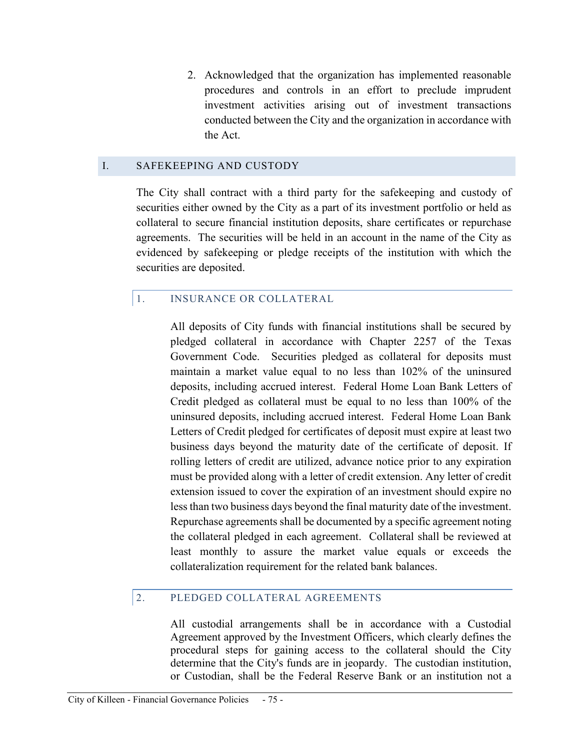2. Acknowledged that the organization has implemented reasonable procedures and controls in an effort to preclude imprudent investment activities arising out of investment transactions conducted between the City and the organization in accordance with the Act.

## I. SAFEKEEPING AND CUSTODY

The City shall contract with a third party for the safekeeping and custody of securities either owned by the City as a part of its investment portfolio or held as collateral to secure financial institution deposits, share certificates or repurchase agreements. The securities will be held in an account in the name of the City as evidenced by safekeeping or pledge receipts of the institution with which the securities are deposited.

### 1. INSURANCE OR COLLATERAL

All deposits of City funds with financial institutions shall be secured by pledged collateral in accordance with Chapter 2257 of the Texas Government Code. Securities pledged as collateral for deposits must maintain a market value equal to no less than 102% of the uninsured deposits, including accrued interest. Federal Home Loan Bank Letters of Credit pledged as collateral must be equal to no less than 100% of the uninsured deposits, including accrued interest. Federal Home Loan Bank Letters of Credit pledged for certificates of deposit must expire at least two business days beyond the maturity date of the certificate of deposit. If rolling letters of credit are utilized, advance notice prior to any expiration must be provided along with a letter of credit extension. Any letter of credit extension issued to cover the expiration of an investment should expire no less than two business days beyond the final maturity date of the investment. Repurchase agreements shall be documented by a specific agreement noting the collateral pledged in each agreement. Collateral shall be reviewed at least monthly to assure the market value equals or exceeds the collateralization requirement for the related bank balances.

### 2. PLEDGED COLLATERAL AGREEMENTS

All custodial arrangements shall be in accordance with a Custodial Agreement approved by the Investment Officers, which clearly defines the procedural steps for gaining access to the collateral should the City determine that the City's funds are in jeopardy. The custodian institution, or Custodian, shall be the Federal Reserve Bank or an institution not a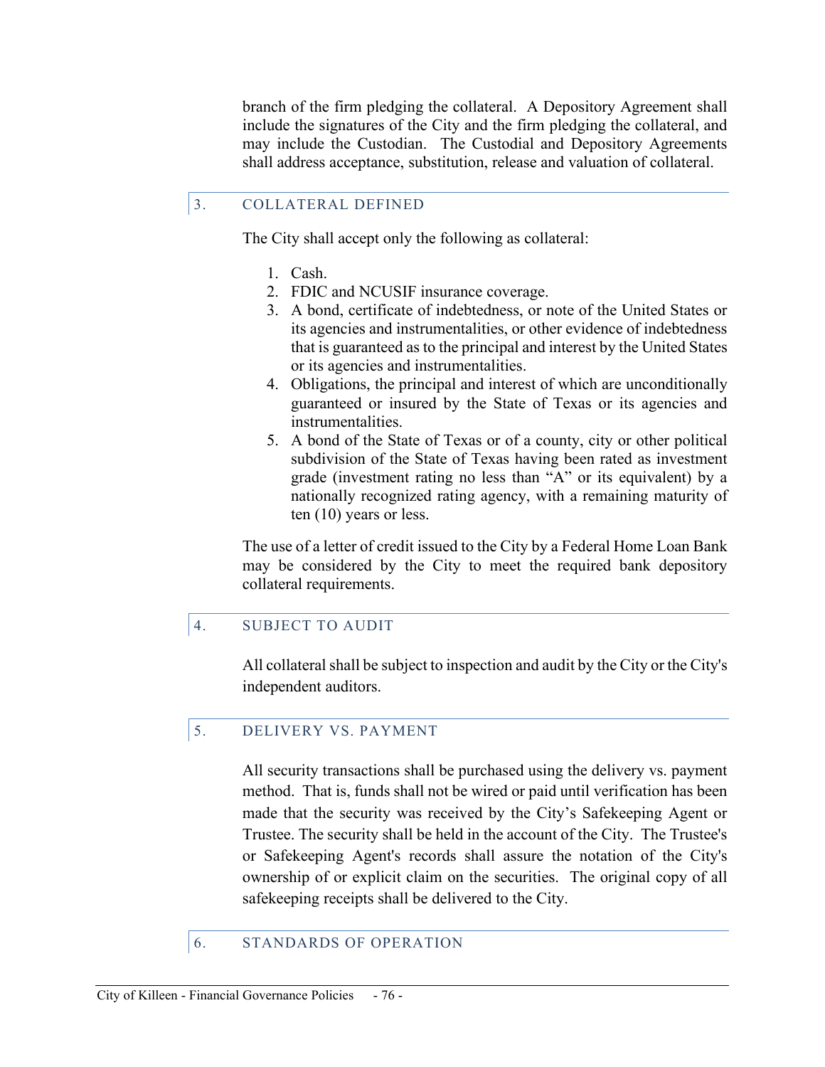branch of the firm pledging the collateral. A Depository Agreement shall include the signatures of the City and the firm pledging the collateral, and may include the Custodian. The Custodial and Depository Agreements shall address acceptance, substitution, release and valuation of collateral.

## 3. COLLATERAL DEFINED

The City shall accept only the following as collateral:

1. Cash.
2. FDIC and NCUSIF insurance coverage.
3. A bond, certificate of indebtedness, or note of the United States or its agencies and instrumentalities, or other evidence of indebtedness that is guaranteed as to the principal and interest by the United States or its agencies and instrumentalities.
4. Obligations, the principal and interest of which are unconditionally guaranteed or insured by the State of Texas or its agencies and instrumentalities.
5. A bond of the State of Texas or of a county, city or other political subdivision of the State of Texas having been rated as investment grade (investment rating no less than "A" or its equivalent) by a nationally recognized rating agency, with a remaining maturity of ten (10) years or less.

The use of a letter of credit issued to the City by a Federal Home Loan Bank may be considered by the City to meet the required bank depository collateral requirements.

## 4. SUBJECT TO AUDIT

All collateral shall be subject to inspection and audit by the City or the City's independent auditors.

## 5. DELIVERY VS. PAYMENT

All security transactions shall be purchased using the delivery vs. payment method. That is, funds shall not be wired or paid until verification has been made that the security was received by the City's Safekeeping Agent or Trustee. The security shall be held in the account of the City. The Trustee's or Safekeeping Agent's records shall assure the notation of the City's ownership of or explicit claim on the securities. The original copy of all safekeeping receipts shall be delivered to the City.

## 6. STANDARDS OF OPERATION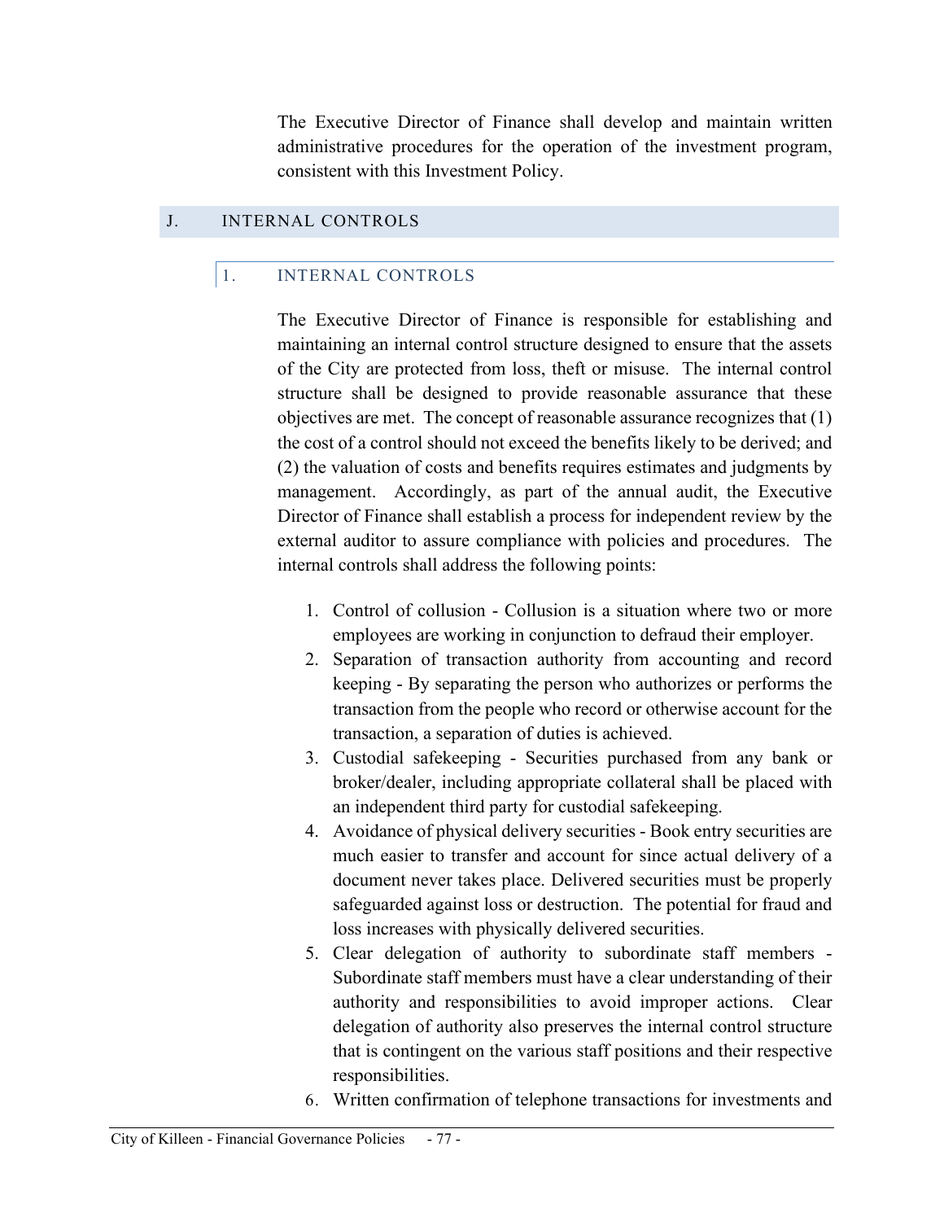The Executive Director of Finance shall develop and maintain written administrative procedures for the operation of the investment program, consistent with this Investment Policy.

## J. INTERNAL CONTROLS

### 1. INTERNAL CONTROLS

The Executive Director of Finance is responsible for establishing and maintaining an internal control structure designed to ensure that the assets of the City are protected from loss, theft or misuse. The internal control structure shall be designed to provide reasonable assurance that these objectives are met. The concept of reasonable assurance recognizes that (1) the cost of a control should not exceed the benefits likely to be derived; and (2) the valuation of costs and benefits requires estimates and judgments by management. Accordingly, as part of the annual audit, the Executive Director of Finance shall establish a process for independent review by the external auditor to assure compliance with policies and procedures. The internal controls shall address the following points:

1. Control of collusion - Collusion is a situation where two or more employees are working in conjunction to defraud their employer.
2. Separation of transaction authority from accounting and record keeping - By separating the person who authorizes or performs the transaction from the people who record or otherwise account for the transaction, a separation of duties is achieved.
3. Custodial safekeeping - Securities purchased from any bank or broker/dealer, including appropriate collateral shall be placed with an independent third party for custodial safekeeping.
4. Avoidance of physical delivery securities - Book entry securities are much easier to transfer and account for since actual delivery of a document never takes place. Delivered securities must be properly safeguarded against loss or destruction. The potential for fraud and loss increases with physically delivered securities.
5. Clear delegation of authority to subordinate staff members - Subordinate staff members must have a clear understanding of their authority and responsibilities to avoid improper actions. Clear delegation of authority also preserves the internal control structure that is contingent on the various staff positions and their respective responsibilities.
6. Written confirmation of telephone transactions for investments and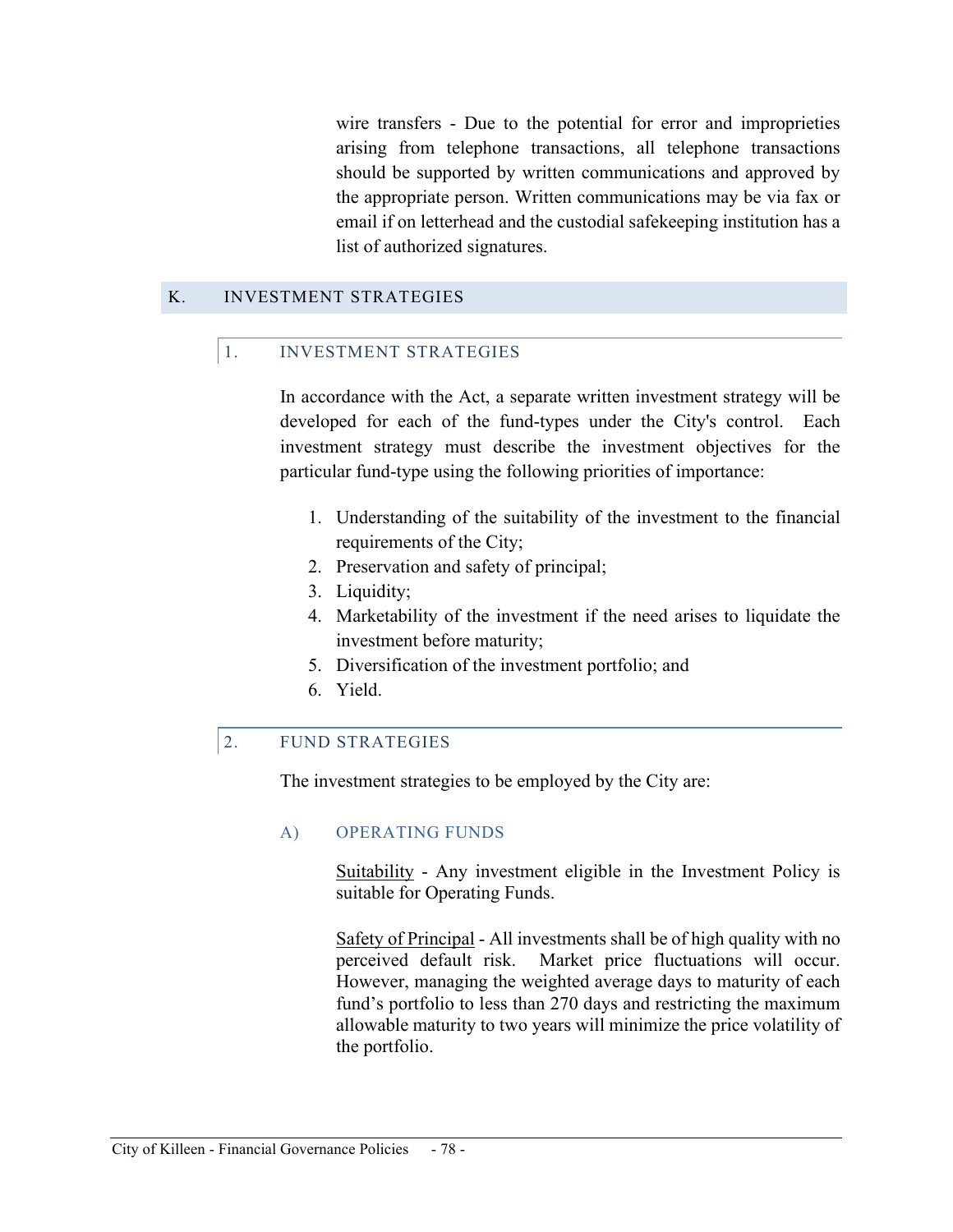wire transfers - Due to the potential for error and improprieties arising from telephone transactions, all telephone transactions should be supported by written communications and approved by the appropriate person. Written communications may be via fax or email if on letterhead and the custodial safekeeping institution has a list of authorized signatures.

## K. INVESTMENT STRATEGIES

### 1. INVESTMENT STRATEGIES

In accordance with the Act, a separate written investment strategy will be developed for each of the fund-types under the City's control. Each investment strategy must describe the investment objectives for the particular fund-type using the following priorities of importance:

1. Understanding of the suitability of the investment to the financial requirements of the City;
2. Preservation and safety of principal;
3. Liquidity;
4. Marketability of the investment if the need arises to liquidate the investment before maturity;
5. Diversification of the investment portfolio; and
6. Yield.

### 2. FUND STRATEGIES

The investment strategies to be employed by the City are:

#### A) OPERATING FUNDS

<u>Suitability</u> - Any investment eligible in the Investment Policy is suitable for Operating Funds.

<u>Safety of Principal</u> - All investments shall be of high quality with no perceived default risk. Market price fluctuations will occur. However, managing the weighted average days to maturity of each fund's portfolio to less than 270 days and restricting the maximum allowable maturity to two years will minimize the price volatility of the portfolio.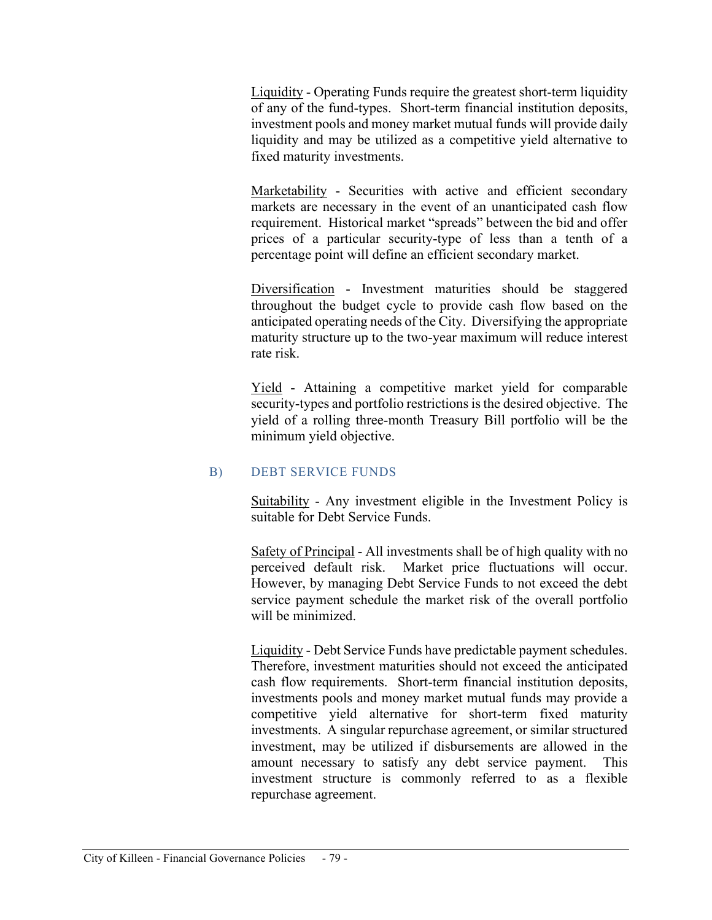Liquidity - Operating Funds require the greatest short-term liquidity of any of the fund-types. Short-term financial institution deposits, investment pools and money market mutual funds will provide daily liquidity and may be utilized as a competitive yield alternative to fixed maturity investments.

Marketability - Securities with active and efficient secondary markets are necessary in the event of an unanticipated cash flow requirement. Historical market "spreads" between the bid and offer prices of a particular security-type of less than a tenth of a percentage point will define an efficient secondary market.

Diversification - Investment maturities should be staggered throughout the budget cycle to provide cash flow based on the anticipated operating needs of the City. Diversifying the appropriate maturity structure up to the two-year maximum will reduce interest rate risk.

Yield - Attaining a competitive market yield for comparable security-types and portfolio restrictions is the desired objective. The yield of a rolling three-month Treasury Bill portfolio will be the minimum yield objective.

### B) DEBT SERVICE FUNDS

Suitability - Any investment eligible in the Investment Policy is suitable for Debt Service Funds.

Safety of Principal - All investments shall be of high quality with no perceived default risk. Market price fluctuations will occur. However, by managing Debt Service Funds to not exceed the debt service payment schedule the market risk of the overall portfolio will be minimized.

Liquidity - Debt Service Funds have predictable payment schedules. Therefore, investment maturities should not exceed the anticipated cash flow requirements. Short-term financial institution deposits, investments pools and money market mutual funds may provide a competitive yield alternative for short-term fixed maturity investments. A singular repurchase agreement, or similar structured investment, may be utilized if disbursements are allowed in the amount necessary to satisfy any debt service payment. This investment structure is commonly referred to as a flexible repurchase agreement.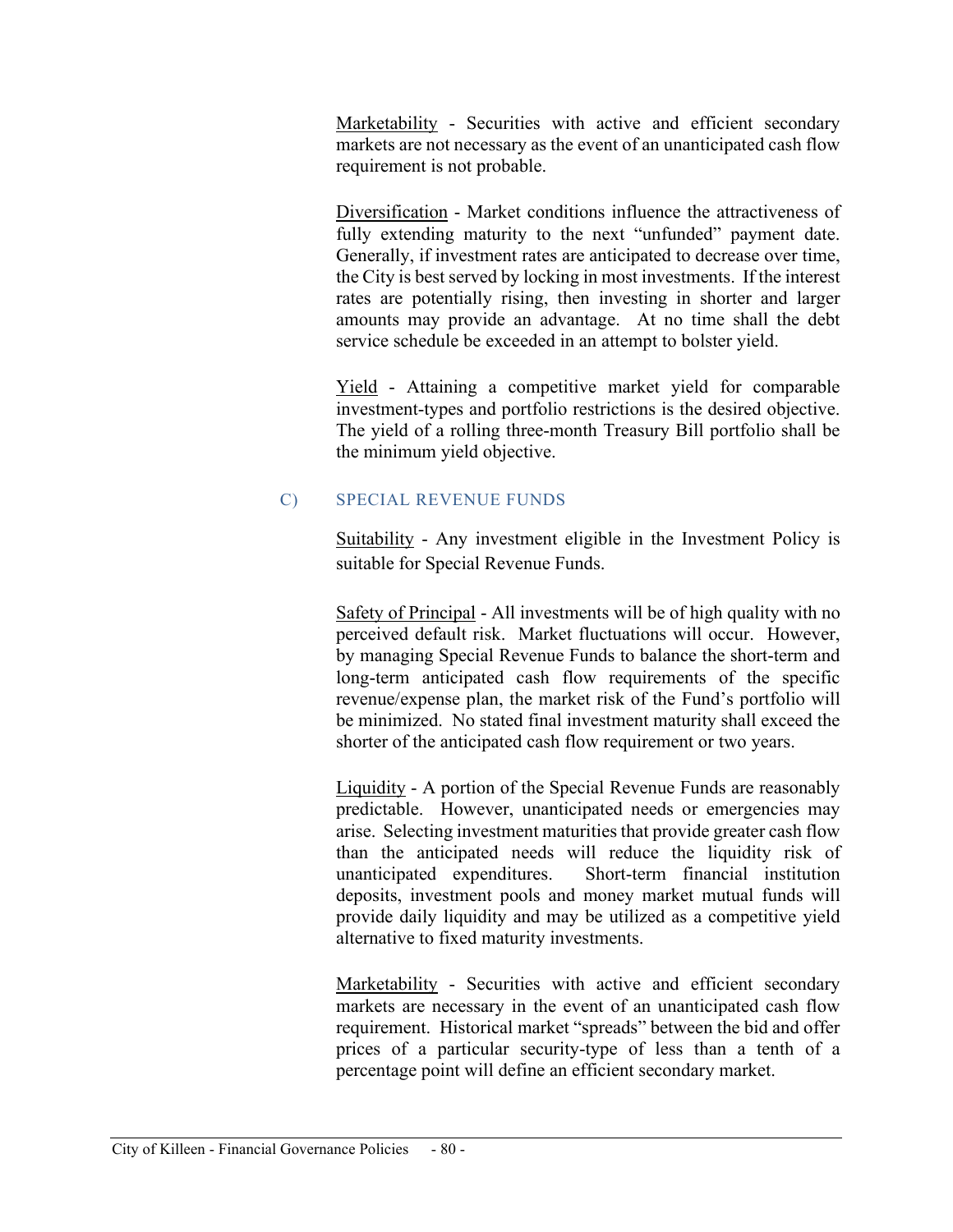Marketability - Securities with active and efficient secondary markets are not necessary as the event of an unanticipated cash flow requirement is not probable.

Diversification - Market conditions influence the attractiveness of fully extending maturity to the next "unfunded" payment date. Generally, if investment rates are anticipated to decrease over time, the City is best served by locking in most investments. If the interest rates are potentially rising, then investing in shorter and larger amounts may provide an advantage. At no time shall the debt service schedule be exceeded in an attempt to bolster yield.

Yield - Attaining a competitive market yield for comparable investment-types and portfolio restrictions is the desired objective. The yield of a rolling three-month Treasury Bill portfolio shall be the minimum yield objective.

### C) SPECIAL REVENUE FUNDS

Suitability - Any investment eligible in the Investment Policy is suitable for Special Revenue Funds.

Safety of Principal - All investments will be of high quality with no perceived default risk. Market fluctuations will occur. However, by managing Special Revenue Funds to balance the short-term and long-term anticipated cash flow requirements of the specific revenue/expense plan, the market risk of the Fund's portfolio will be minimized. No stated final investment maturity shall exceed the shorter of the anticipated cash flow requirement or two years.

Liquidity - A portion of the Special Revenue Funds are reasonably predictable. However, unanticipated needs or emergencies may arise. Selecting investment maturities that provide greater cash flow than the anticipated needs will reduce the liquidity risk of unanticipated expenditures. Short-term financial institution deposits, investment pools and money market mutual funds will provide daily liquidity and may be utilized as a competitive yield alternative to fixed maturity investments.

Marketability - Securities with active and efficient secondary markets are necessary in the event of an unanticipated cash flow requirement. Historical market "spreads" between the bid and offer prices of a particular security-type of less than a tenth of a percentage point will define an efficient secondary market.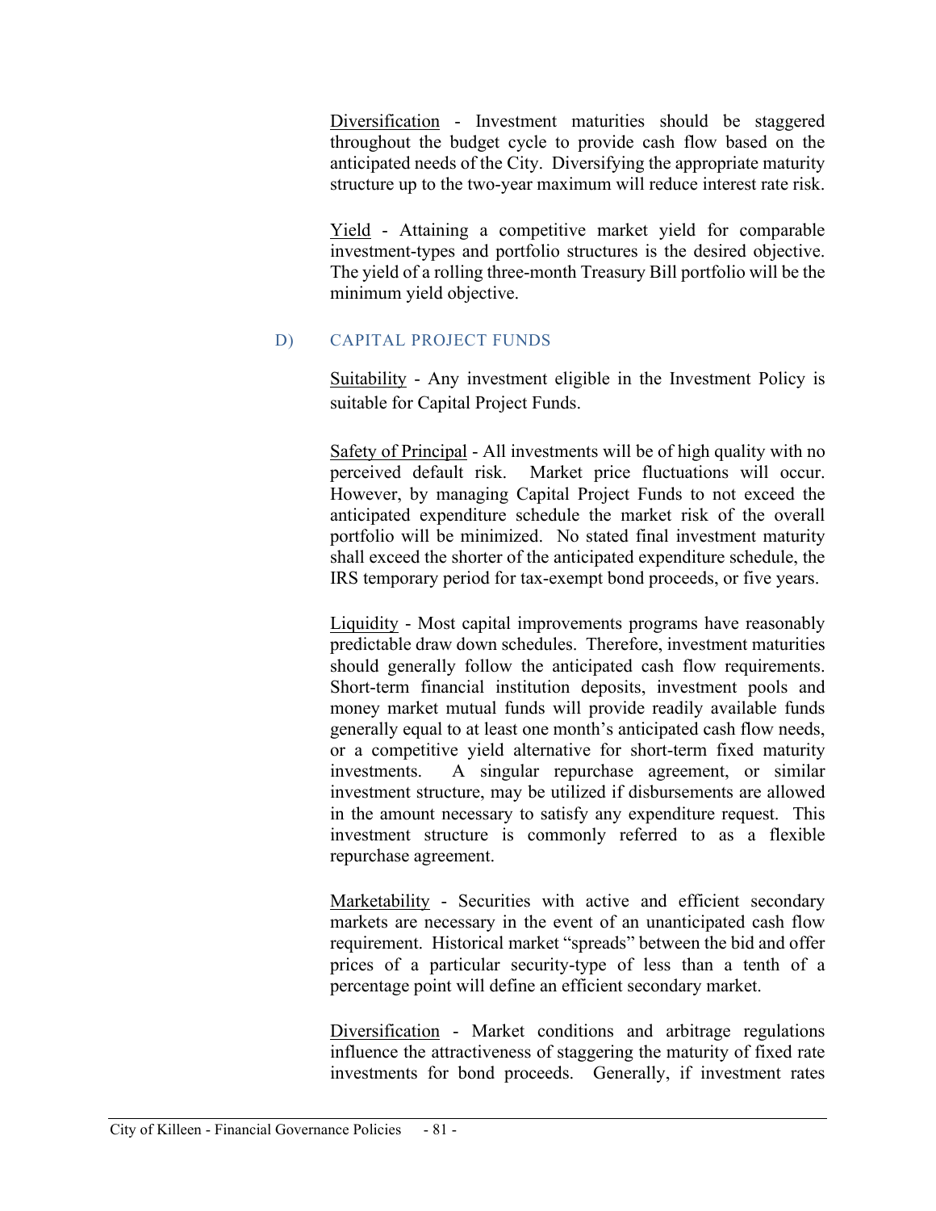Diversification - Investment maturities should be staggered throughout the budget cycle to provide cash flow based on the anticipated needs of the City. Diversifying the appropriate maturity structure up to the two-year maximum will reduce interest rate risk.

Yield - Attaining a competitive market yield for comparable investment-types and portfolio structures is the desired objective. The yield of a rolling three-month Treasury Bill portfolio will be the minimum yield objective.

### D) CAPITAL PROJECT FUNDS

Suitability - Any investment eligible in the Investment Policy is suitable for Capital Project Funds.

Safety of Principal - All investments will be of high quality with no perceived default risk. Market price fluctuations will occur. However, by managing Capital Project Funds to not exceed the anticipated expenditure schedule the market risk of the overall portfolio will be minimized. No stated final investment maturity shall exceed the shorter of the anticipated expenditure schedule, the IRS temporary period for tax-exempt bond proceeds, or five years.

Liquidity - Most capital improvements programs have reasonably predictable draw down schedules. Therefore, investment maturities should generally follow the anticipated cash flow requirements. Short-term financial institution deposits, investment pools and money market mutual funds will provide readily available funds generally equal to at least one month's anticipated cash flow needs, or a competitive yield alternative for short-term fixed maturity investments. A singular repurchase agreement, or similar investment structure, may be utilized if disbursements are allowed in the amount necessary to satisfy any expenditure request. This investment structure is commonly referred to as a flexible repurchase agreement.

Marketability - Securities with active and efficient secondary markets are necessary in the event of an unanticipated cash flow requirement. Historical market "spreads" between the bid and offer prices of a particular security-type of less than a tenth of a percentage point will define an efficient secondary market.

Diversification - Market conditions and arbitrage regulations influence the attractiveness of staggering the maturity of fixed rate investments for bond proceeds. Generally, if investment rates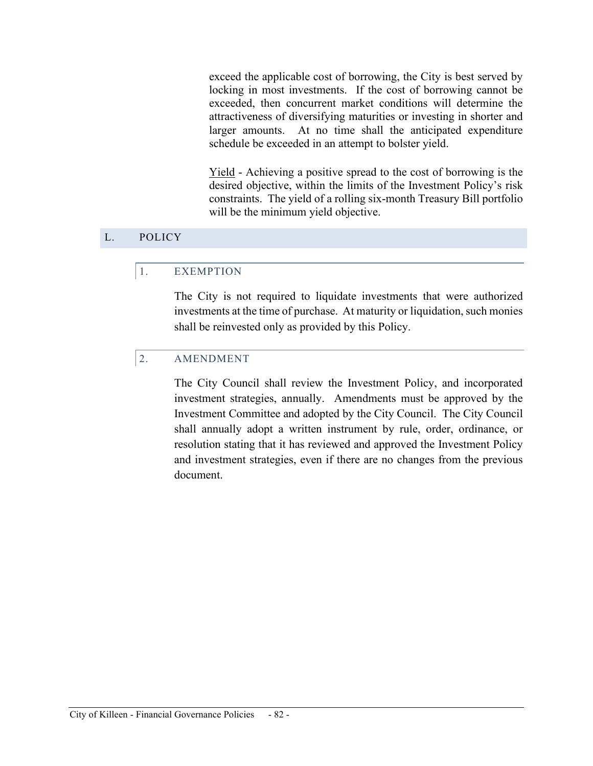exceed the applicable cost of borrowing, the City is best served by locking in most investments. If the cost of borrowing cannot be exceeded, then concurrent market conditions will determine the attractiveness of diversifying maturities or investing in shorter and larger amounts. At no time shall the anticipated expenditure schedule be exceeded in an attempt to bolster yield.

Yield - Achieving a positive spread to the cost of borrowing is the desired objective, within the limits of the Investment Policy's risk constraints. The yield of a rolling six-month Treasury Bill portfolio will be the minimum yield objective.

## L. POLICY

### 1. EXEMPTION

The City is not required to liquidate investments that were authorized investments at the time of purchase. At maturity or liquidation, such monies shall be reinvested only as provided by this Policy.

### 2. AMENDMENT

The City Council shall review the Investment Policy, and incorporated investment strategies, annually. Amendments must be approved by the Investment Committee and adopted by the City Council. The City Council shall annually adopt a written instrument by rule, order, ordinance, or resolution stating that it has reviewed and approved the Investment Policy and investment strategies, even if there are no changes from the previous document.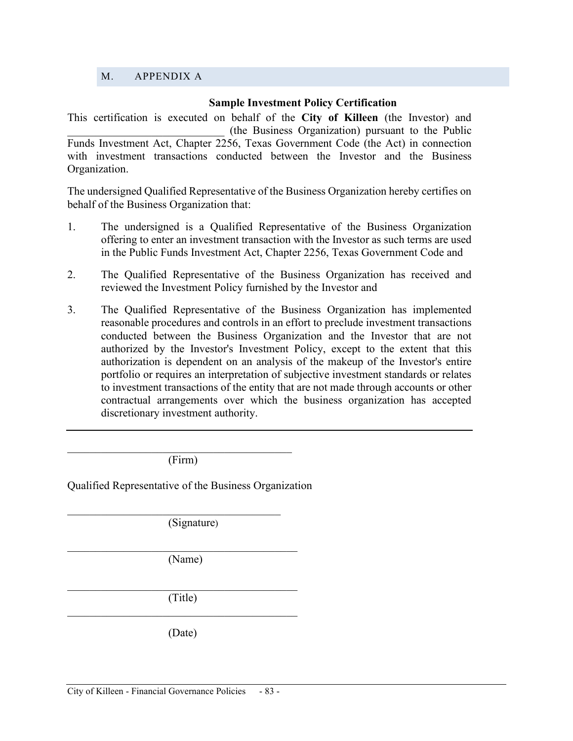## M. APPENDIX A

**Sample Investment Policy Certification**

This certification is executed on behalf of the **City of Killeen** (the Investor) and ____________________________ (the Business Organization) pursuant to the Public Funds Investment Act, Chapter 2256, Texas Government Code (the Act) in connection with investment transactions conducted between the Investor and the Business Organization.

The undersigned Qualified Representative of the Business Organization hereby certifies on behalf of the Business Organization that:

1. The undersigned is a Qualified Representative of the Business Organization offering to enter an investment transaction with the Investor as such terms are used in the Public Funds Investment Act, Chapter 2256, Texas Government Code and

2. The Qualified Representative of the Business Organization has received and reviewed the Investment Policy furnished by the Investor and

3. The Qualified Representative of the Business Organization has implemented reasonable procedures and controls in an effort to preclude investment transactions conducted between the Business Organization and the Investor that are not authorized by the Investor's Investment Policy, except to the extent that this authorization is dependent on an analysis of the makeup of the Investor's entire portfolio or requires an interpretation of subjective investment standards or relates to investment transactions of the entity that are not made through accounts or other contractual arrangements over which the business organization has accepted discretionary investment authority.

---

____________________________________________
(Firm)

Qualified Representative of the Business Organization

____________________________________________
(Signature)

____________________________________________
(Name)

____________________________________________
(Title)

____________________________________________
(Date)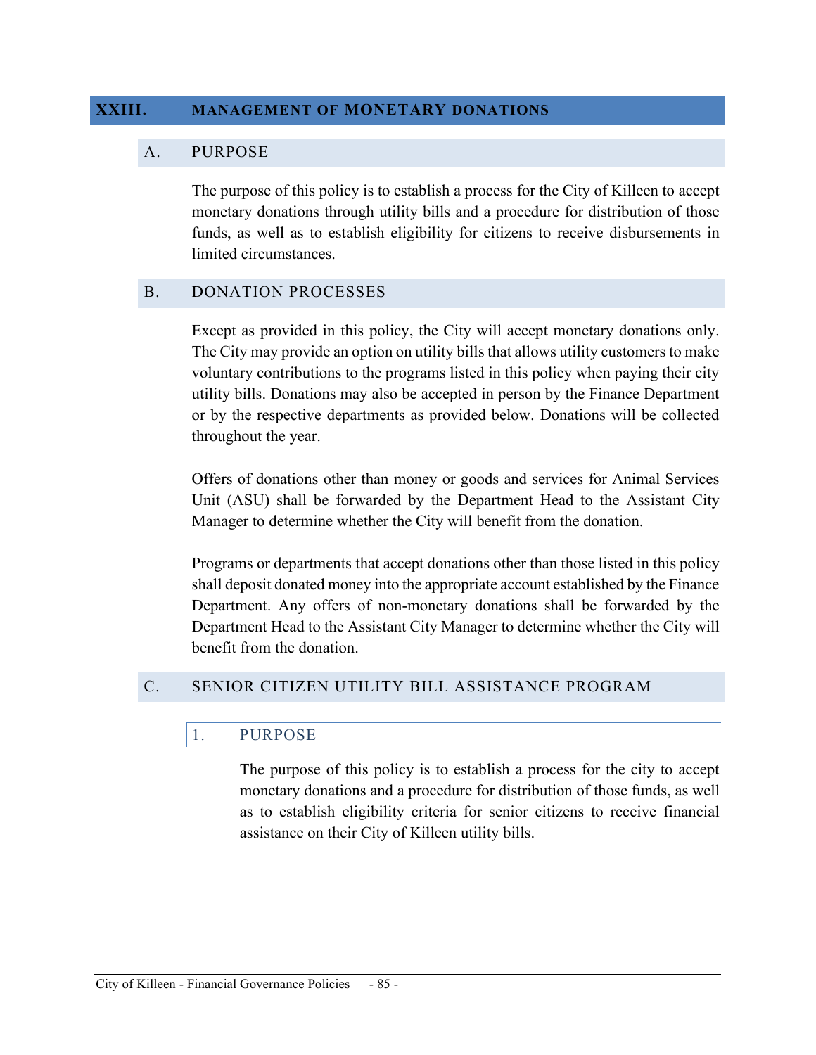# XXIII. MANAGEMENT OF MONETARY DONATIONS

## A. PURPOSE

The purpose of this policy is to establish a process for the City of Killeen to accept monetary donations through utility bills and a procedure for distribution of those funds, as well as to establish eligibility for citizens to receive disbursements in limited circumstances.

## B. DONATION PROCESSES

Except as provided in this policy, the City will accept monetary donations only. The City may provide an option on utility bills that allows utility customers to make voluntary contributions to the programs listed in this policy when paying their city utility bills. Donations may also be accepted in person by the Finance Department or by the respective departments as provided below. Donations will be collected throughout the year.

Offers of donations other than money or goods and services for Animal Services Unit (ASU) shall be forwarded by the Department Head to the Assistant City Manager to determine whether the City will benefit from the donation.

Programs or departments that accept donations other than those listed in this policy shall deposit donated money into the appropriate account established by the Finance Department. Any offers of non-monetary donations shall be forwarded by the Department Head to the Assistant City Manager to determine whether the City will benefit from the donation.

## C. SENIOR CITIZEN UTILITY BILL ASSISTANCE PROGRAM

### 1. PURPOSE

The purpose of this policy is to establish a process for the city to accept monetary donations and a procedure for distribution of those funds, as well as to establish eligibility criteria for senior citizens to receive financial assistance on their City of Killeen utility bills.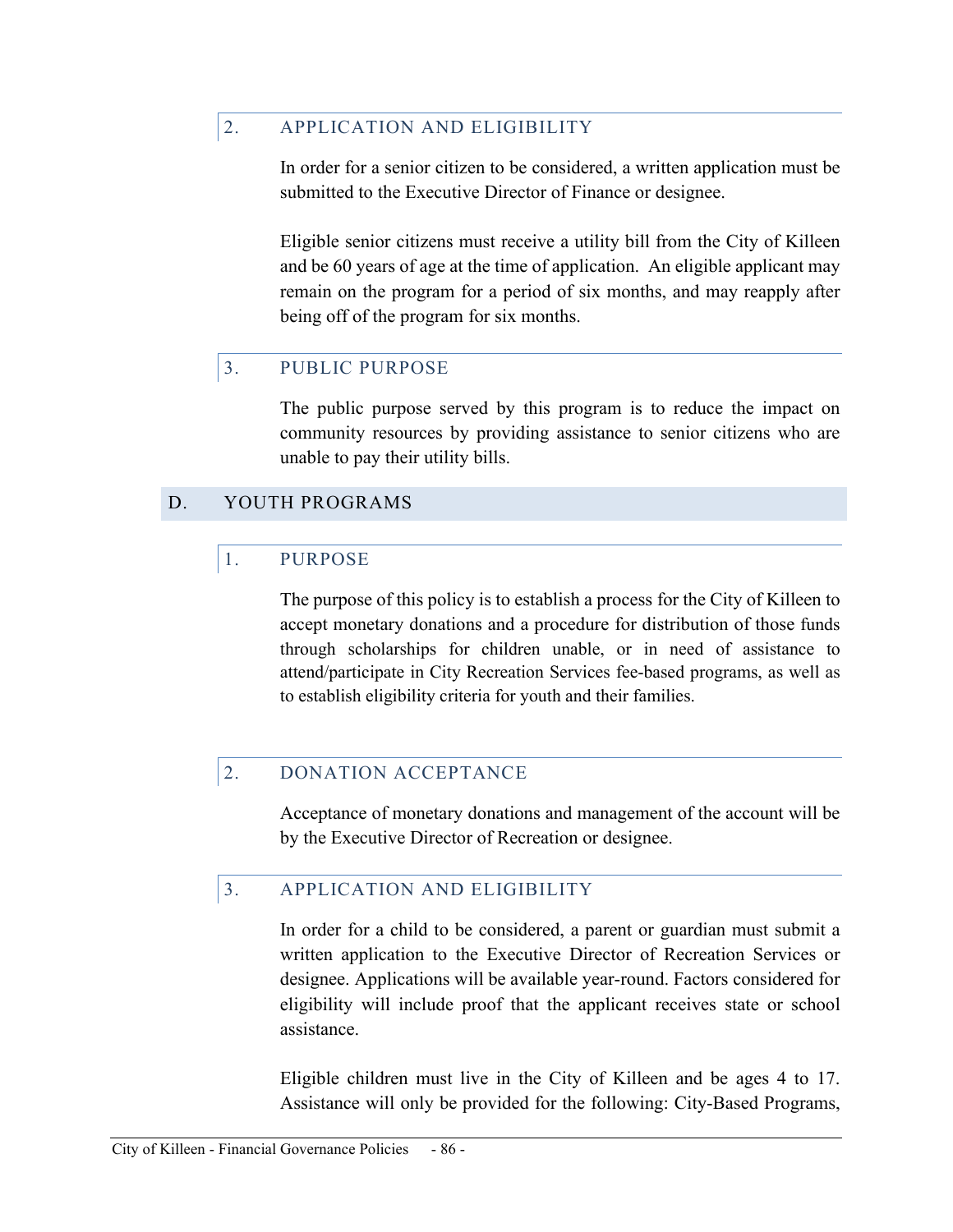### 2. APPLICATION AND ELIGIBILITY

In order for a senior citizen to be considered, a written application must be submitted to the Executive Director of Finance or designee.

Eligible senior citizens must receive a utility bill from the City of Killeen and be 60 years of age at the time of application. An eligible applicant may remain on the program for a period of six months, and may reapply after being off of the program for six months.

### 3. PUBLIC PURPOSE

The public purpose served by this program is to reduce the impact on community resources by providing assistance to senior citizens who are unable to pay their utility bills.

## D. YOUTH PROGRAMS

### 1. PURPOSE

The purpose of this policy is to establish a process for the City of Killeen to accept monetary donations and a procedure for distribution of those funds through scholarships for children unable, or in need of assistance to attend/participate in City Recreation Services fee-based programs, as well as to establish eligibility criteria for youth and their families.

### 2. DONATION ACCEPTANCE

Acceptance of monetary donations and management of the account will be by the Executive Director of Recreation or designee.

### 3. APPLICATION AND ELIGIBILITY

In order for a child to be considered, a parent or guardian must submit a written application to the Executive Director of Recreation Services or designee. Applications will be available year-round. Factors considered for eligibility will include proof that the applicant receives state or school assistance.

Eligible children must live in the City of Killeen and be ages 4 to 17. Assistance will only be provided for the following: City-Based Programs,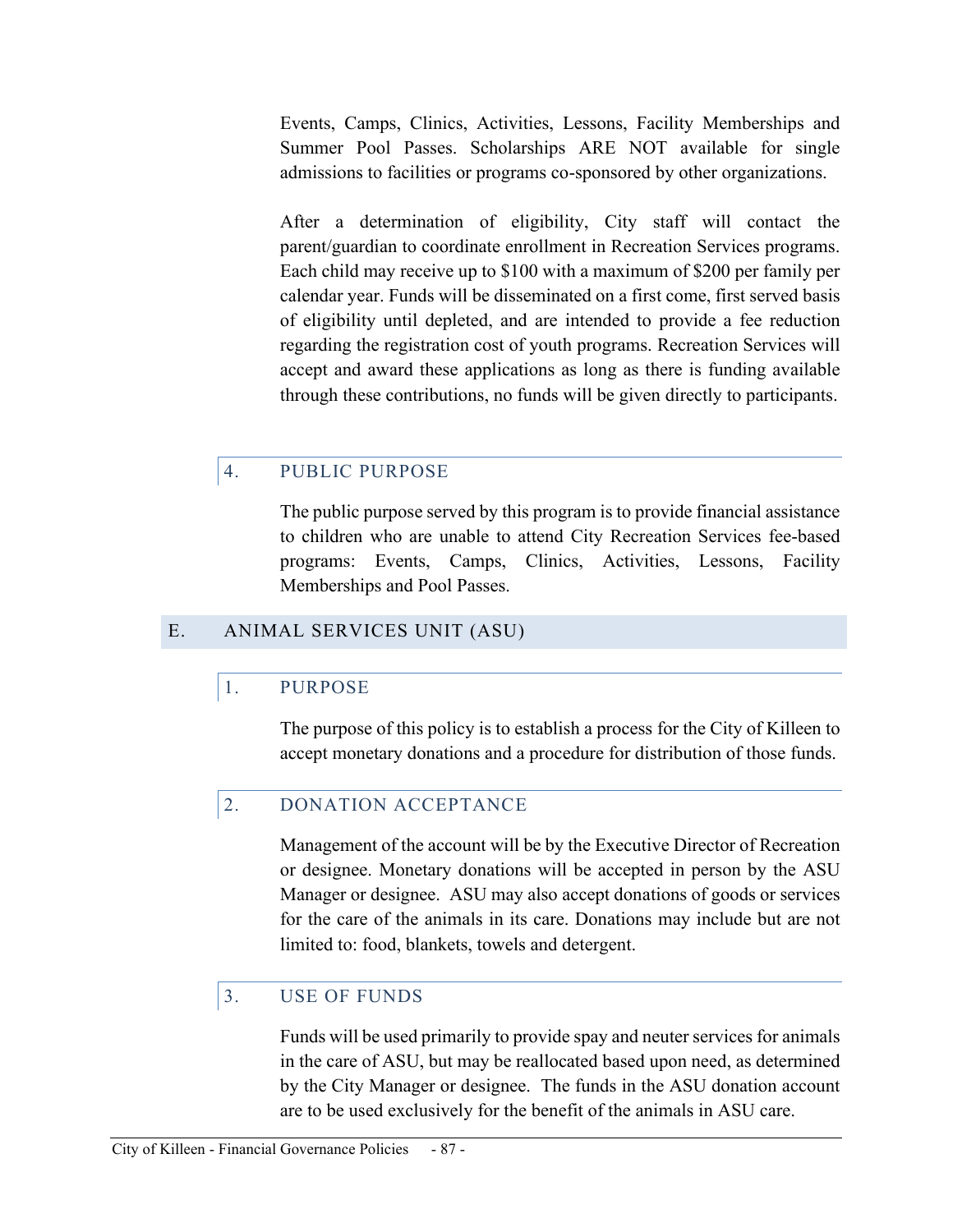Events, Camps, Clinics, Activities, Lessons, Facility Memberships and Summer Pool Passes. Scholarships ARE NOT available for single admissions to facilities or programs co-sponsored by other organizations.

After a determination of eligibility, City staff will contact the parent/guardian to coordinate enrollment in Recreation Services programs. Each child may receive up to $100 with a maximum of $200 per family per calendar year. Funds will be disseminated on a first come, first served basis of eligibility until depleted, and are intended to provide a fee reduction regarding the registration cost of youth programs. Recreation Services will accept and award these applications as long as there is funding available through these contributions, no funds will be given directly to participants.

### 4. PUBLIC PURPOSE

The public purpose served by this program is to provide financial assistance to children who are unable to attend City Recreation Services fee-based programs: Events, Camps, Clinics, Activities, Lessons, Facility Memberships and Pool Passes.

## E. ANIMAL SERVICES UNIT (ASU)

### 1. PURPOSE

The purpose of this policy is to establish a process for the City of Killeen to accept monetary donations and a procedure for distribution of those funds.

### 2. DONATION ACCEPTANCE

Management of the account will be by the Executive Director of Recreation or designee. Monetary donations will be accepted in person by the ASU Manager or designee. ASU may also accept donations of goods or services for the care of the animals in its care. Donations may include but are not limited to: food, blankets, towels and detergent.

### 3. USE OF FUNDS

Funds will be used primarily to provide spay and neuter services for animals in the care of ASU, but may be reallocated based upon need, as determined by the City Manager or designee. The funds in the ASU donation account are to be used exclusively for the benefit of the animals in ASU care.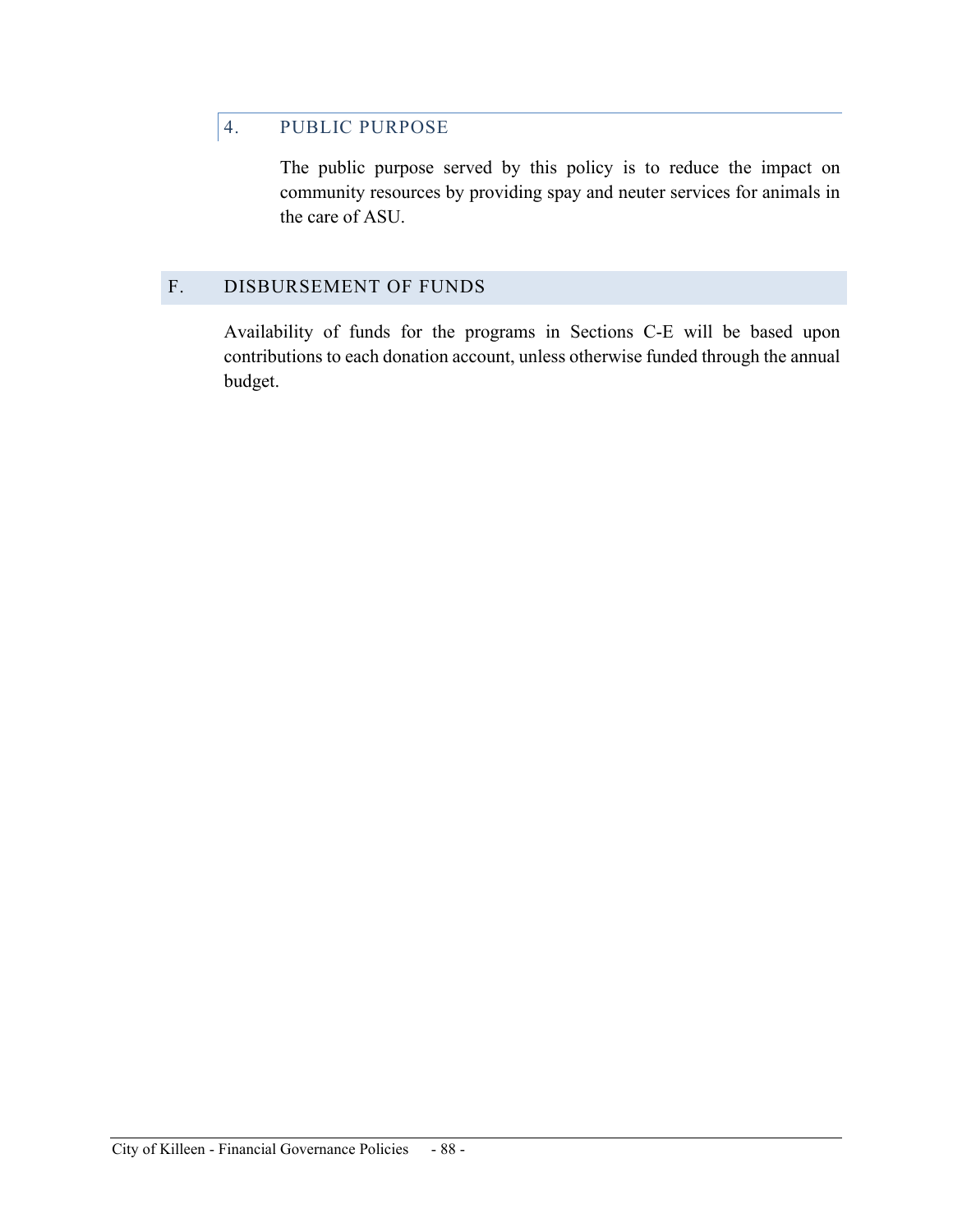### 4. PUBLIC PURPOSE

The public purpose served by this policy is to reduce the impact on community resources by providing spay and neuter services for animals in the care of ASU.

## F. DISBURSEMENT OF FUNDS

Availability of funds for the programs in Sections C-E will be based upon contributions to each donation account, unless otherwise funded through the annual budget.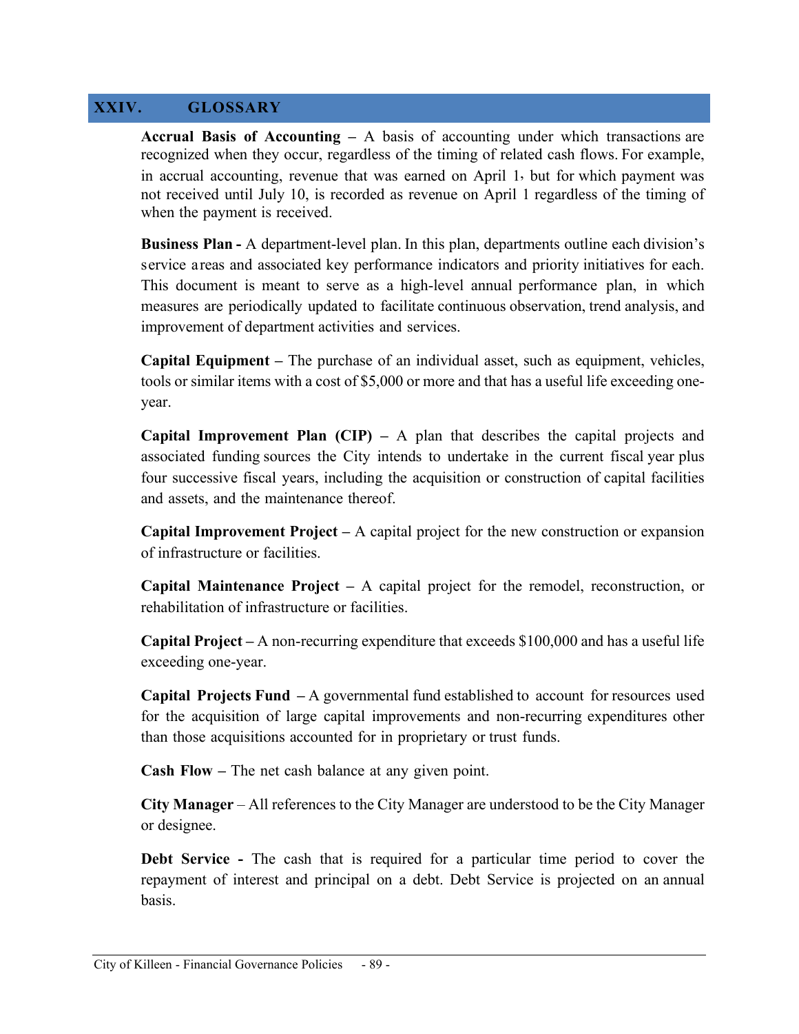## XXIV. GLOSSARY

**Accrual Basis of Accounting –** A basis of accounting under which transactions are recognized when they occur, regardless of the timing of related cash flows. For example, in accrual accounting, revenue that was earned on April 1, but for which payment was not received until July 10, is recorded as revenue on April 1 regardless of the timing of when the payment is received.

**Business Plan -** A department-level plan. In this plan, departments outline each division's service areas and associated key performance indicators and priority initiatives for each. This document is meant to serve as a high-level annual performance plan, in which measures are periodically updated to facilitate continuous observation, trend analysis, and improvement of department activities and services.

**Capital Equipment –** The purchase of an individual asset, such as equipment, vehicles, tools or similar items with a cost of $5,000 or more and that has a useful life exceeding one-year.

**Capital Improvement Plan (CIP) –** A plan that describes the capital projects and associated funding sources the City intends to undertake in the current fiscal year plus four successive fiscal years, including the acquisition or construction of capital facilities and assets, and the maintenance thereof.

**Capital Improvement Project –** A capital project for the new construction or expansion of infrastructure or facilities.

**Capital Maintenance Project –** A capital project for the remodel, reconstruction, or rehabilitation of infrastructure or facilities.

**Capital Project –** A non-recurring expenditure that exceeds $100,000 and has a useful life exceeding one-year.

**Capital Projects Fund –** A governmental fund established to account for resources used for the acquisition of large capital improvements and non-recurring expenditures other than those acquisitions accounted for in proprietary or trust funds.

**Cash Flow –** The net cash balance at any given point.

**City Manager** – All references to the City Manager are understood to be the City Manager or designee.

**Debt Service -** The cash that is required for a particular time period to cover the repayment of interest and principal on a debt. Debt Service is projected on an annual basis.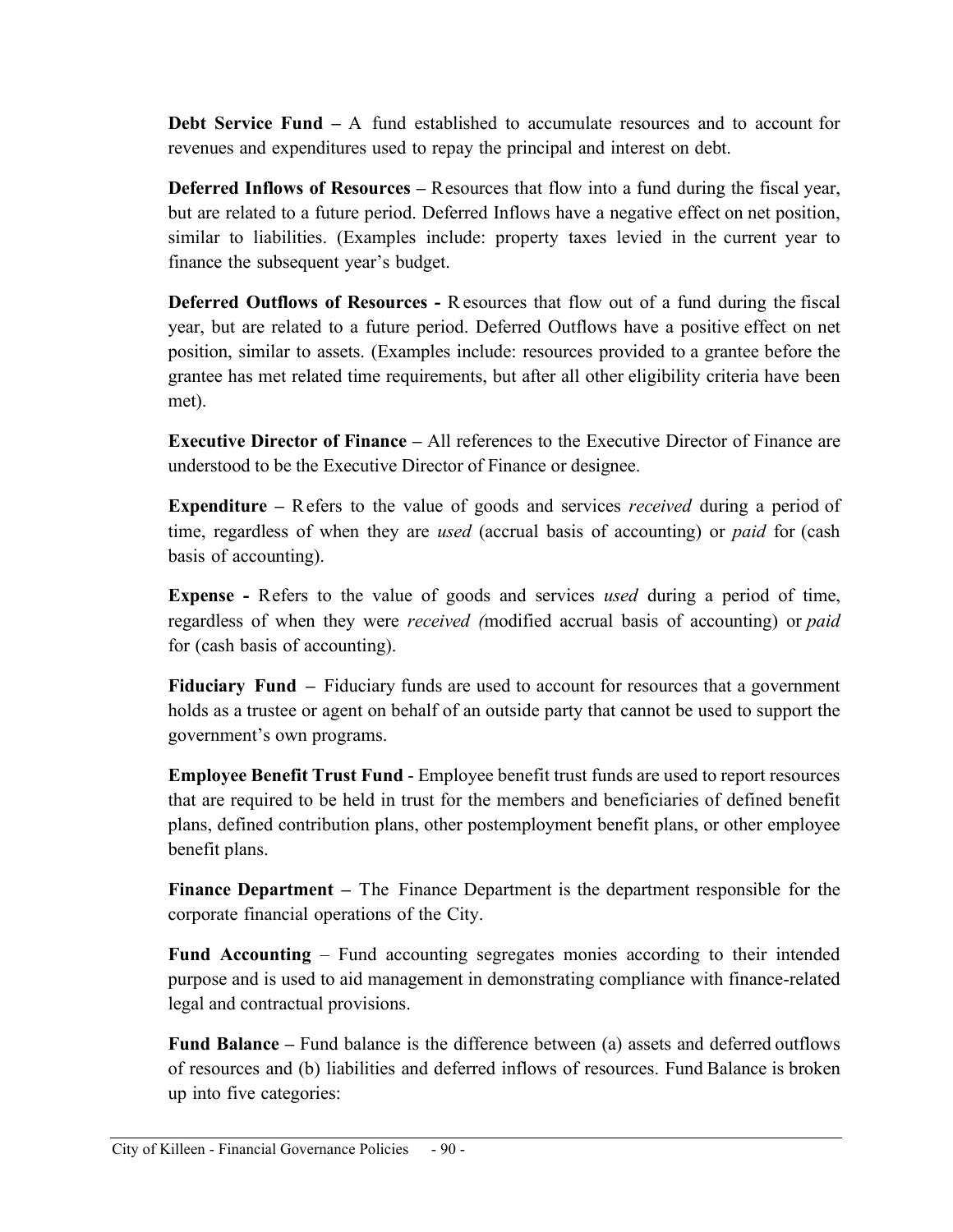**Debt Service Fund –** A fund established to accumulate resources and to account for revenues and expenditures used to repay the principal and interest on debt.

**Deferred Inflows of Resources –** Resources that flow into a fund during the fiscal year, but are related to a future period. Deferred Inflows have a negative effect on net position, similar to liabilities. (Examples include: property taxes levied in the current year to finance the subsequent year's budget.

**Deferred Outflows of Resources -** Resources that flow out of a fund during the fiscal year, but are related to a future period. Deferred Outflows have a positive effect on net position, similar to assets. (Examples include: resources provided to a grantee before the grantee has met related time requirements, but after all other eligibility criteria have been met).

**Executive Director of Finance –** All references to the Executive Director of Finance are understood to be the Executive Director of Finance or designee.

**Expenditure –** Refers to the value of goods and services *received* during a period of time, regardless of when they are *used* (accrual basis of accounting) or *paid* for (cash basis of accounting).

**Expense -** Refers to the value of goods and services *used* during a period of time, regardless of when they were *received (*modified accrual basis of accounting) or *paid* for (cash basis of accounting).

**Fiduciary Fund –** Fiduciary funds are used to account for resources that a government holds as a trustee or agent on behalf of an outside party that cannot be used to support the government's own programs.

**Employee Benefit Trust Fund** - Employee benefit trust funds are used to report resources that are required to be held in trust for the members and beneficiaries of defined benefit plans, defined contribution plans, other postemployment benefit plans, or other employee benefit plans.

**Finance Department –** The Finance Department is the department responsible for the corporate financial operations of the City.

**Fund Accounting** – Fund accounting segregates monies according to their intended purpose and is used to aid management in demonstrating compliance with finance-related legal and contractual provisions.

**Fund Balance –** Fund balance is the difference between (a) assets and deferred outflows of resources and (b) liabilities and deferred inflows of resources. Fund Balance is broken up into five categories: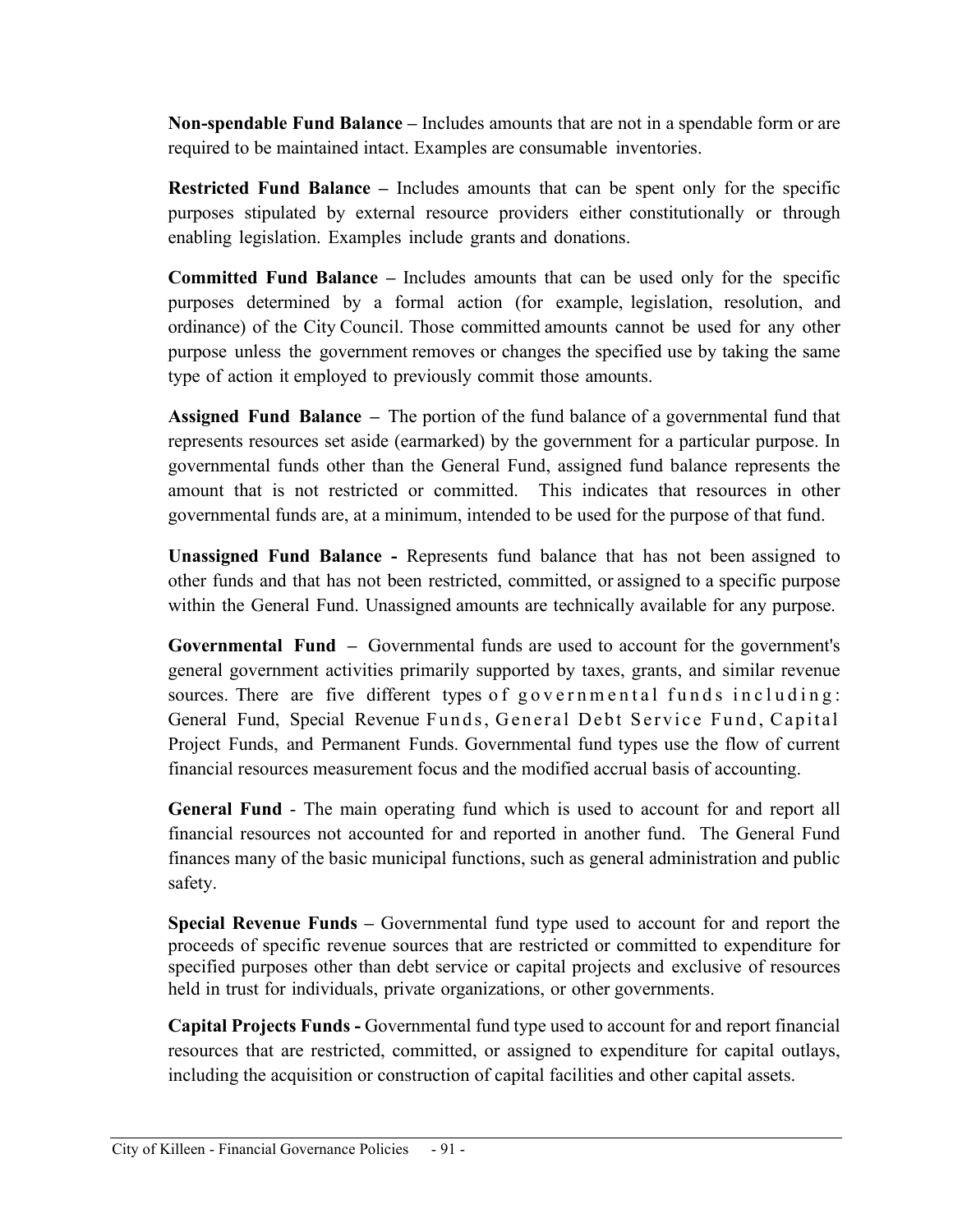**Non-spendable Fund Balance –** Includes amounts that are not in a spendable form or are required to be maintained intact. Examples are consumable inventories.

**Restricted Fund Balance –** Includes amounts that can be spent only for the specific purposes stipulated by external resource providers either constitutionally or through enabling legislation. Examples include grants and donations.

**Committed Fund Balance –** Includes amounts that can be used only for the specific purposes determined by a formal action (for example, legislation, resolution, and ordinance) of the City Council. Those committed amounts cannot be used for any other purpose unless the government removes or changes the specified use by taking the same type of action it employed to previously commit those amounts.

**Assigned Fund Balance –** The portion of the fund balance of a governmental fund that represents resources set aside (earmarked) by the government for a particular purpose. In governmental funds other than the General Fund, assigned fund balance represents the amount that is not restricted or committed. This indicates that resources in other governmental funds are, at a minimum, intended to be used for the purpose of that fund.

**Unassigned Fund Balance -** Represents fund balance that has not been assigned to other funds and that has not been restricted, committed, or assigned to a specific purpose within the General Fund. Unassigned amounts are technically available for any purpose.

**Governmental Fund –** Governmental funds are used to account for the government's general government activities primarily supported by taxes, grants, and similar revenue sources. There are five different types of governmental funds including: General Fund, Special Revenue Funds, General Debt Service Fund, Capital Project Funds, and Permanent Funds. Governmental fund types use the flow of current financial resources measurement focus and the modified accrual basis of accounting.

**General Fund** - The main operating fund which is used to account for and report all financial resources not accounted for and reported in another fund. The General Fund finances many of the basic municipal functions, such as general administration and public safety.

**Special Revenue Funds –** Governmental fund type used to account for and report the proceeds of specific revenue sources that are restricted or committed to expenditure for specified purposes other than debt service or capital projects and exclusive of resources held in trust for individuals, private organizations, or other governments.

**Capital Projects Funds -** Governmental fund type used to account for and report financial resources that are restricted, committed, or assigned to expenditure for capital outlays, including the acquisition or construction of capital facilities and other capital assets.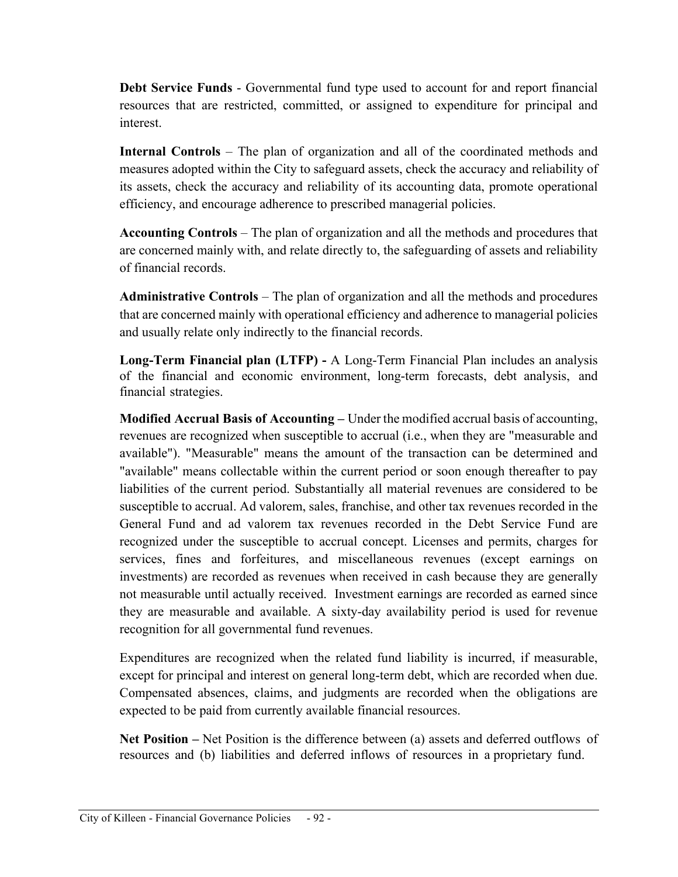**Debt Service Funds** - Governmental fund type used to account for and report financial resources that are restricted, committed, or assigned to expenditure for principal and interest.

**Internal Controls** – The plan of organization and all of the coordinated methods and measures adopted within the City to safeguard assets, check the accuracy and reliability of its assets, check the accuracy and reliability of its accounting data, promote operational efficiency, and encourage adherence to prescribed managerial policies.

**Accounting Controls** – The plan of organization and all the methods and procedures that are concerned mainly with, and relate directly to, the safeguarding of assets and reliability of financial records.

**Administrative Controls** – The plan of organization and all the methods and procedures that are concerned mainly with operational efficiency and adherence to managerial policies and usually relate only indirectly to the financial records.

**Long-Term Financial plan (LTFP) -** A Long-Term Financial Plan includes an analysis of the financial and economic environment, long-term forecasts, debt analysis, and financial strategies.

**Modified Accrual Basis of Accounting –** Under the modified accrual basis of accounting, revenues are recognized when susceptible to accrual (i.e., when they are "measurable and available"). "Measurable" means the amount of the transaction can be determined and "available" means collectable within the current period or soon enough thereafter to pay liabilities of the current period. Substantially all material revenues are considered to be susceptible to accrual. Ad valorem, sales, franchise, and other tax revenues recorded in the General Fund and ad valorem tax revenues recorded in the Debt Service Fund are recognized under the susceptible to accrual concept. Licenses and permits, charges for services, fines and forfeitures, and miscellaneous revenues (except earnings on investments) are recorded as revenues when received in cash because they are generally not measurable until actually received. Investment earnings are recorded as earned since they are measurable and available. A sixty-day availability period is used for revenue recognition for all governmental fund revenues.

Expenditures are recognized when the related fund liability is incurred, if measurable, except for principal and interest on general long-term debt, which are recorded when due. Compensated absences, claims, and judgments are recorded when the obligations are expected to be paid from currently available financial resources.

**Net Position –** Net Position is the difference between (a) assets and deferred outflows of resources and (b) liabilities and deferred inflows of resources in a proprietary fund.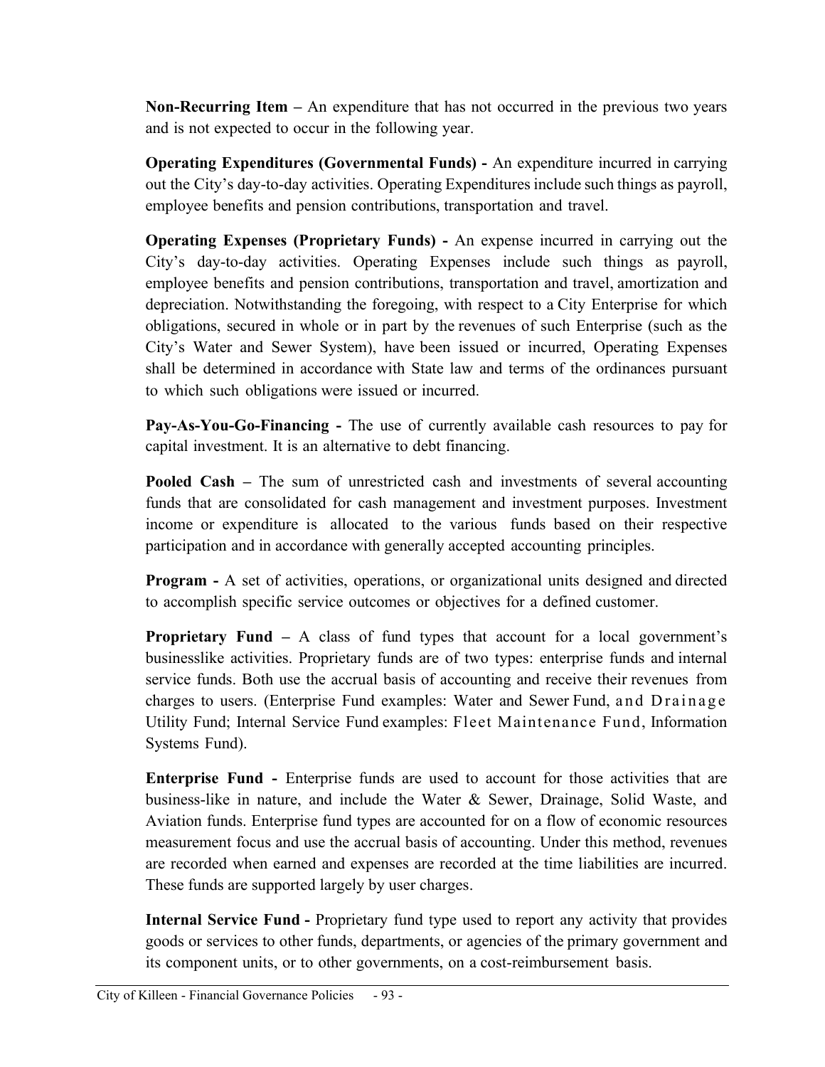**Non-Recurring Item –** An expenditure that has not occurred in the previous two years and is not expected to occur in the following year.

**Operating Expenditures (Governmental Funds) -** An expenditure incurred in carrying out the City's day-to-day activities. Operating Expenditures include such things as payroll, employee benefits and pension contributions, transportation and travel.

**Operating Expenses (Proprietary Funds) -** An expense incurred in carrying out the City's day-to-day activities. Operating Expenses include such things as payroll, employee benefits and pension contributions, transportation and travel, amortization and depreciation. Notwithstanding the foregoing, with respect to a City Enterprise for which obligations, secured in whole or in part by the revenues of such Enterprise (such as the City's Water and Sewer System), have been issued or incurred, Operating Expenses shall be determined in accordance with State law and terms of the ordinances pursuant to which such obligations were issued or incurred.

**Pay-As-You-Go-Financing -** The use of currently available cash resources to pay for capital investment. It is an alternative to debt financing.

**Pooled Cash –** The sum of unrestricted cash and investments of several accounting funds that are consolidated for cash management and investment purposes. Investment income or expenditure is allocated to the various funds based on their respective participation and in accordance with generally accepted accounting principles.

**Program -** A set of activities, operations, or organizational units designed and directed to accomplish specific service outcomes or objectives for a defined customer.

**Proprietary Fund –** A class of fund types that account for a local government's businesslike activities. Proprietary funds are of two types: enterprise funds and internal service funds. Both use the accrual basis of accounting and receive their revenues from charges to users. (Enterprise Fund examples: Water and Sewer Fund, and Drainage Utility Fund; Internal Service Fund examples: Fleet Maintenance Fund, Information Systems Fund).

**Enterprise Fund -** Enterprise funds are used to account for those activities that are business-like in nature, and include the Water & Sewer, Drainage, Solid Waste, and Aviation funds. Enterprise fund types are accounted for on a flow of economic resources measurement focus and use the accrual basis of accounting. Under this method, revenues are recorded when earned and expenses are recorded at the time liabilities are incurred. These funds are supported largely by user charges.

**Internal Service Fund -** Proprietary fund type used to report any activity that provides goods or services to other funds, departments, or agencies of the primary government and its component units, or to other governments, on a cost-reimbursement basis.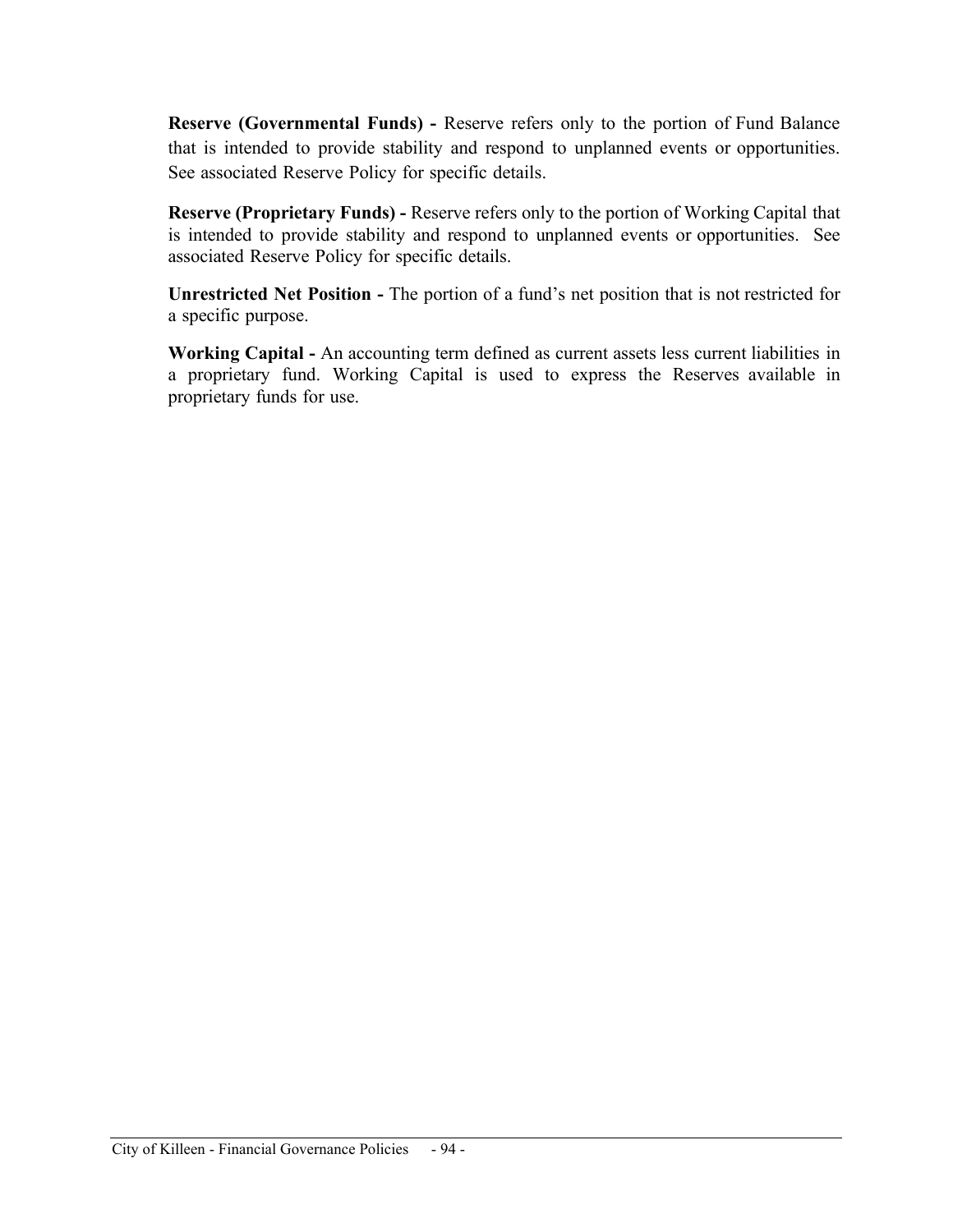**Reserve (Governmental Funds) -** Reserve refers only to the portion of Fund Balance that is intended to provide stability and respond to unplanned events or opportunities. See associated Reserve Policy for specific details.

**Reserve (Proprietary Funds) -** Reserve refers only to the portion of Working Capital that is intended to provide stability and respond to unplanned events or opportunities. See associated Reserve Policy for specific details.

**Unrestricted Net Position -** The portion of a fund's net position that is not restricted for a specific purpose.

**Working Capital -** An accounting term defined as current assets less current liabilities in a proprietary fund. Working Capital is used to express the Reserves available in proprietary funds for use.